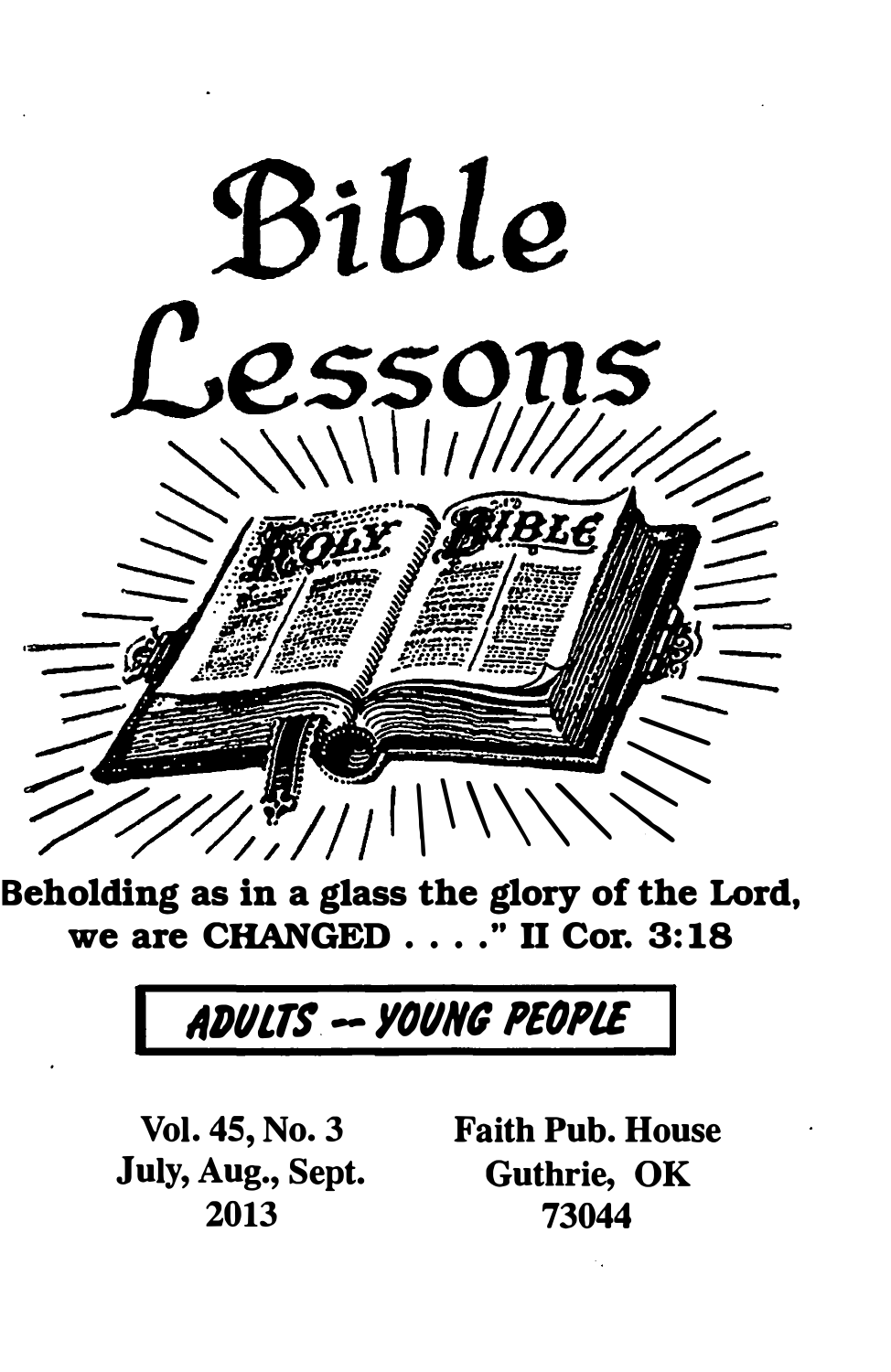# Bible Lessons

Beholding as in a glass the glory of the Lord, we are CHANGED . . . ." II Cor. 3:18

**ADULTS -- YOUNG PEOPLE**

Vol. 45, No. 3
July, Aug., Sept.
2013

Faith Pub. House
Guthrie, OK
73044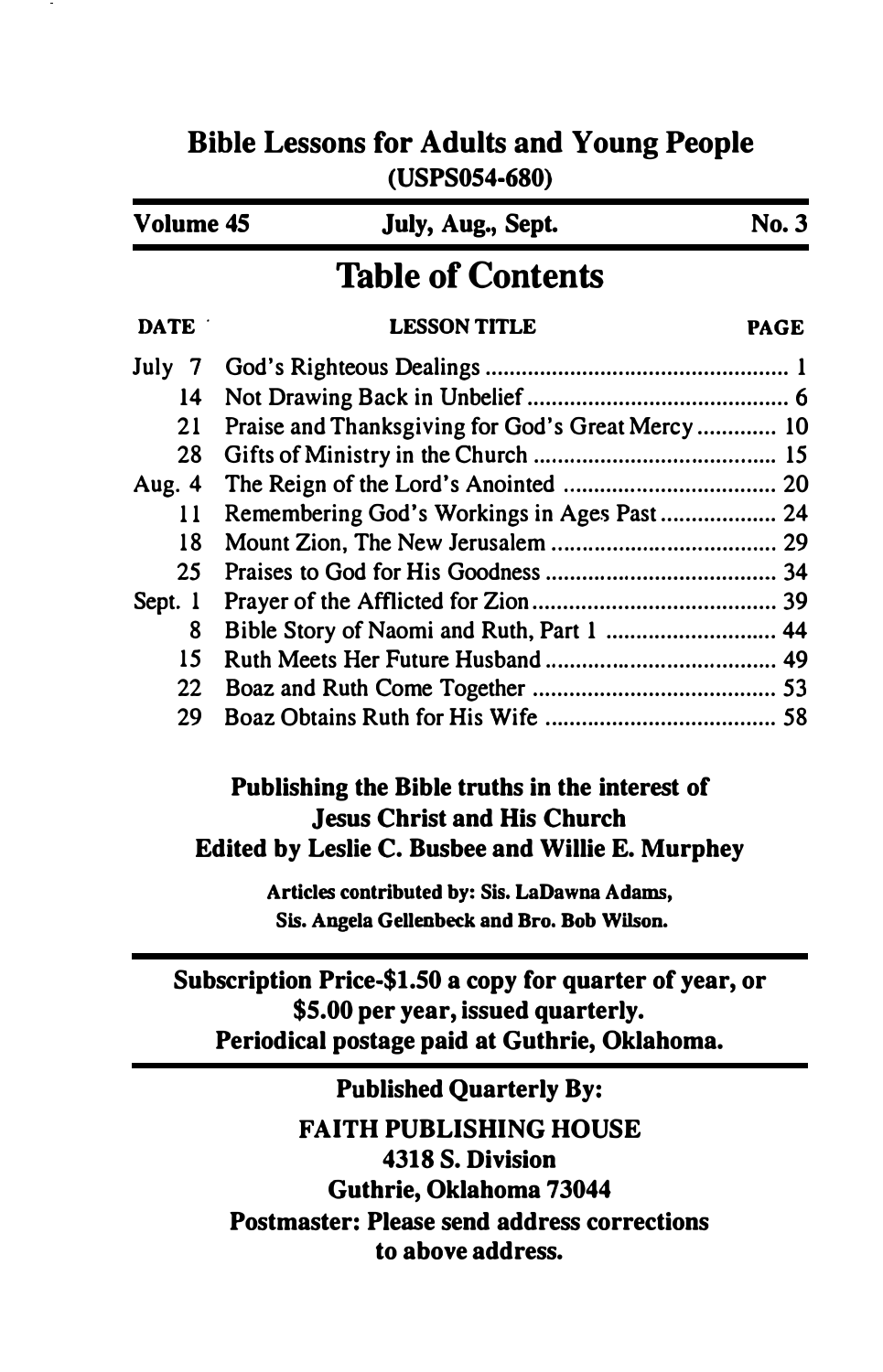# Bible Lessons for Adults and Young People

**(USPS054-680)**

| Volume 45 | July, Aug., Sept. | No. 3 |
|---|---|---|

## Table of Contents

| DATE | LESSON TITLE | PAGE |
|---|---|---|
| July 7 | God's Righteous Dealings | 1 |
| 14 | Not Drawing Back in Unbelief | 6 |
| 21 | Praise and Thanksgiving for God's Great Mercy | 10 |
| 28 | Gifts of Ministry in the Church | 15 |
| Aug. 4 | The Reign of the Lord's Anointed | 20 |
| 11 | Remembering God's Workings in Ages Past | 24 |
| 18 | Mount Zion, The New Jerusalem | 29 |
| 25 | Praises to God for His Goodness | 34 |
| Sept. 1 | Prayer of the Afflicted for Zion | 39 |
| 8 | Bible Story of Naomi and Ruth, Part 1 | 44 |
| 15 | Ruth Meets Her Future Husband | 49 |
| 22 | Boaz and Ruth Come Together | 53 |
| 29 | Boaz Obtains Ruth for His Wife | 58 |

**Publishing the Bible truths in the interest of Jesus Christ and His Church**
**Edited by Leslie C. Busbee and Willie E. Murphey**

**Articles contributed by: Sis. LaDawna Adams, Sis. Angela Gellenbeck and Bro. Bob Wilson.**

---

**Subscription Price-$1.50 a copy for quarter of year, or $5.00 per year, issued quarterly.**
**Periodical postage paid at Guthrie, Oklahoma.**

---

**Published Quarterly By:**

**FAITH PUBLISHING HOUSE**
**4318 S. Division**
**Guthrie, Oklahoma 73044**
**Postmaster: Please send address corrections to above address.**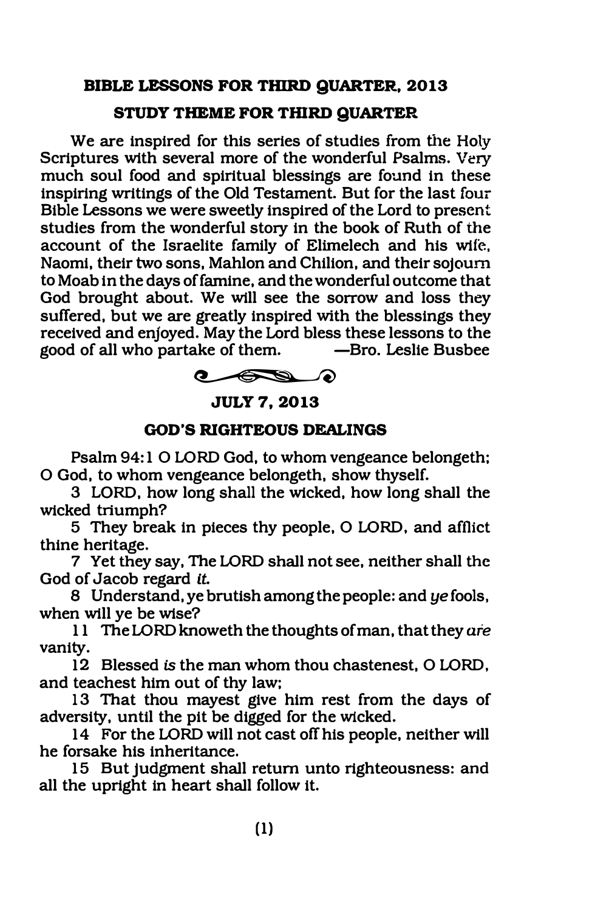## BIBLE LESSONS FOR THIRD QUARTER, 2013

### STUDY THEME FOR THIRD QUARTER

We are inspired for this series of studies from the Holy Scriptures with several more of the wonderful Psalms. Very much soul food and spiritual blessings are found in these inspiring writings of the Old Testament. But for the last four Bible Lessons we were sweetly inspired of the Lord to present studies from the wonderful story in the book of Ruth of the account of the Israelite family of Elimelech and his wife, Naomi, their two sons, Mahlon and Chilion, and their sojourn to Moab in the days of famine, and the wonderful outcome that God brought about. We will see the sorrow and loss they suffered, but we are greatly inspired with the blessings they received and enjoyed. May the Lord bless these lessons to the good of all who partake of them. —Bro. Leslie Busbee

### JULY 7, 2013

### GOD'S RIGHTEOUS DEALINGS

Psalm 94:1 O LORD God, to whom vengeance belongeth; O God, to whom vengeance belongeth, show thyself.

3 LORD, how long shall the wicked, how long shall the wicked triumph?

5 They break in pieces thy people, O LORD, and afflict thine heritage.

7 Yet they say, The LORD shall not see, neither shall the God of Jacob regard *it.*

8 Understand, ye brutish among the people: and *ye* fools, when will ye be wise?

11 The LORD knoweth the thoughts of man, that they *are* vanity.

12 Blessed *is* the man whom thou chastenest, O LORD, and teachest him out of thy law;

13 That thou mayest give him rest from the days of adversity, until the pit be digged for the wicked.

14 For the LORD will not cast off his people, neither will he forsake his inheritance.

15 But judgment shall return unto righteousness: and all the upright in heart shall follow it.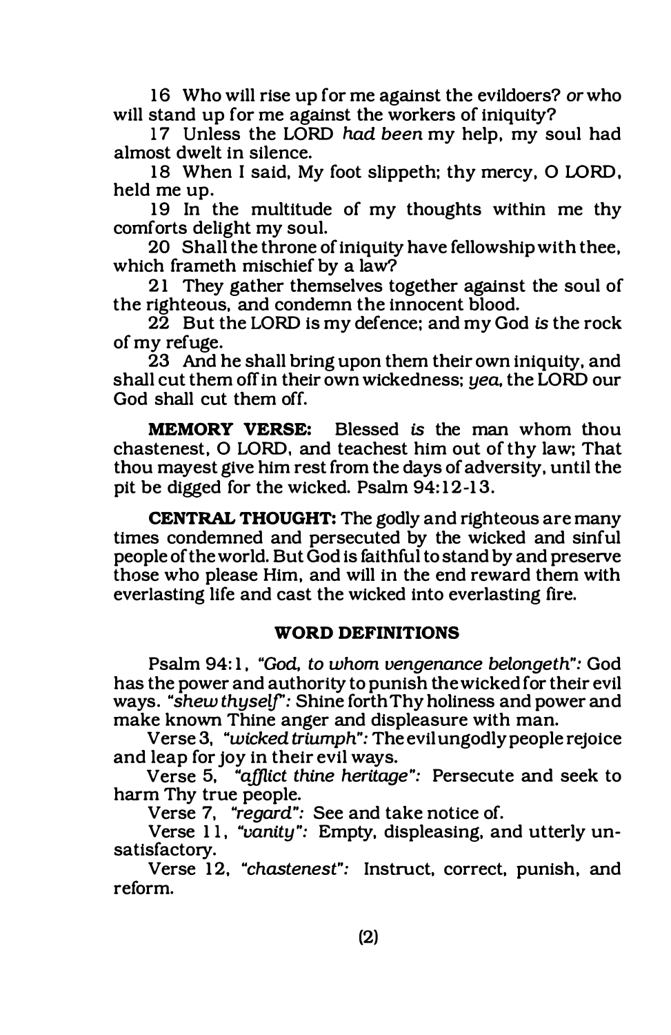16 Who will rise up for me against the evildoers? *or* who will stand up for me against the workers of iniquity?

17 Unless the LORD *had been* my help, my soul had almost dwelt in silence.

18 When I said, My foot slippeth; thy mercy, O LORD, held me up.

19 In the multitude of my thoughts within me thy comforts delight my soul.

20 Shall the throne of iniquity have fellowship with thee, which frameth mischief by a law?

21 They gather themselves together against the soul of the righteous, and condemn the innocent blood.

22 But the LORD is my defence; and my God *is* the rock of my refuge.

23 And he shall bring upon them their own iniquity, and shall cut them off in their own wickedness; *yea*, the LORD our God shall cut them off.

**MEMORY VERSE:** Blessed *is* the man whom thou chastenest, O LORD, and teachest him out of thy law; That thou mayest give him rest from the days of adversity, until the pit be digged for the wicked. Psalm 94:12-13.

**CENTRAL THOUGHT:** The godly and righteous are many times condemned and persecuted by the wicked and sinful people of the world. But God is faithful to stand by and preserve those who please Him, and will in the end reward them with everlasting life and cast the wicked into everlasting fire.

## WORD DEFINITIONS

Psalm 94:1, *"God, to whom vengenance belongeth":* God has the power and authority to punish the wicked for their evil ways. *"shew thyself":* Shine forth Thy holiness and power and make known Thine anger and displeasure with man.

Verse 3, *"wicked triumph":* The evil ungodly people rejoice and leap for joy in their evil ways.

Verse 5, *"afflict thine heritage":* Persecute and seek to harm Thy true people.

Verse 7, *"regard":* See and take notice of.

Verse 11, *"vanity":* Empty, displeasing, and utterly unsatisfactory.

Verse 12, *"chastenest":* Instruct, correct, punish, and reform.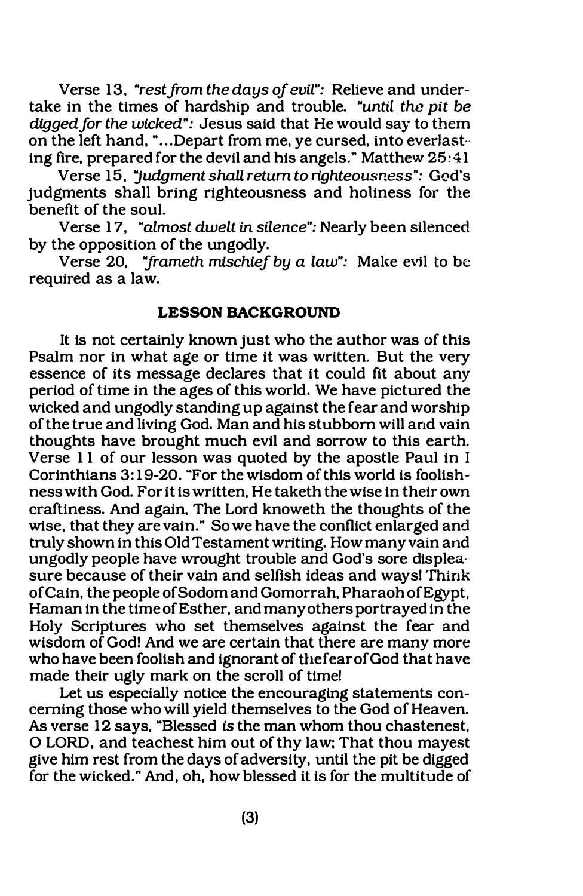Verse 13, *"rest from the days of evil"*: Relieve and undertake in the times of hardship and trouble. *"until the pit be digged for the wicked"*: Jesus said that He would say to them on the left hand, "...Depart from me, ye cursed, into everlasting fire, prepared for the devil and his angels." Matthew 25:41

Verse 15, *"judgment shall return to righteousness"*: God's judgments shall bring righteousness and holiness for the benefit of the soul.

Verse 17, *"almost dwelt in silence"*: Nearly been silenced by the opposition of the ungodly.

Verse 20, *"frameth mischief by a law"*: Make evil to be required as a law.

## LESSON BACKGROUND

It is not certainly known just who the author was of this Psalm nor in what age or time it was written. But the very essence of its message declares that it could fit about any period of time in the ages of this world. We have pictured the wicked and ungodly standing up against the fear and worship of the true and living God. Man and his stubborn will and vain thoughts have brought much evil and sorrow to this earth. Verse 11 of our lesson was quoted by the apostle Paul in I Corinthians 3:19-20. "For the wisdom of this world is foolishness with God. For it is written, He taketh the wise in their own craftiness. And again, The Lord knoweth the thoughts of the wise, that they are vain." So we have the conflict enlarged and truly shown in this Old Testament writing. How many vain and ungodly people have wrought trouble and God's sore displeasure because of their vain and selfish ideas and ways! Think of Cain, the people of Sodom and Gomorrah, Pharaoh of Egypt, Haman in the time of Esther, and many others portrayed in the Holy Scriptures who set themselves against the fear and wisdom of God! And we are certain that there are many more who have been foolish and ignorant of the fear of God that have made their ugly mark on the scroll of time!

Let us especially notice the encouraging statements concerning those who will yield themselves to the God of Heaven. As verse 12 says, "Blessed *is* the man whom thou chastenest, O LORD, and teachest him out of thy law; That thou mayest give him rest from the days of adversity, until the pit be digged for the wicked." And, oh, how blessed it is for the multitude of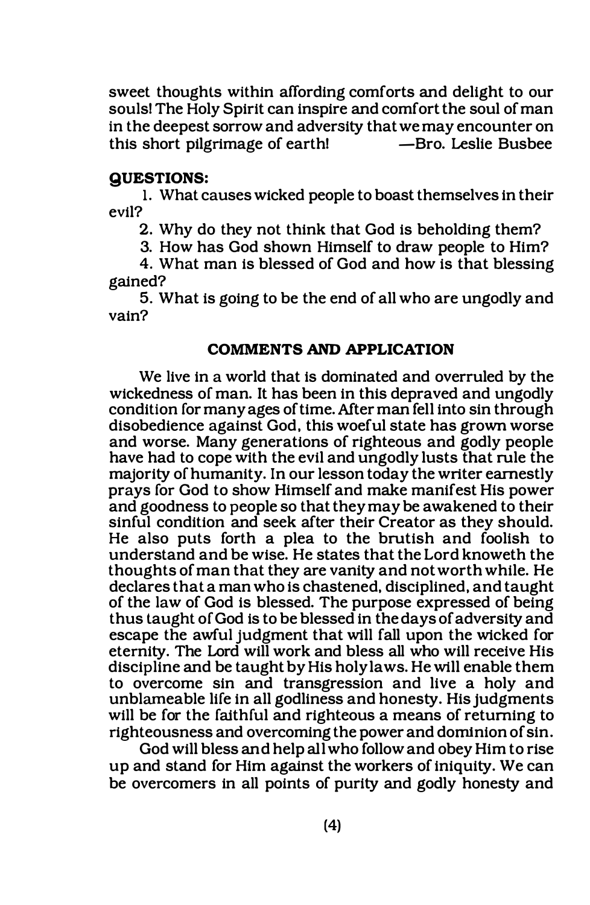sweet thoughts within affording comforts and delight to our souls! The Holy Spirit can inspire and comfort the soul of man in the deepest sorrow and adversity that we may encounter on this short pilgrimage of earth! —Bro. Leslie Busbee

**QUESTIONS:**

1. What causes wicked people to boast themselves in their evil?
2. Why do they not think that God is beholding them?
3. How has God shown Himself to draw people to Him?
4. What man is blessed of God and how is that blessing gained?
5. What is going to be the end of all who are ungodly and vain?

## COMMENTS AND APPLICATION

We live in a world that is dominated and overruled by the wickedness of man. It has been in this depraved and ungodly condition for many ages of time. After man fell into sin through disobedience against God, this woeful state has grown worse and worse. Many generations of righteous and godly people have had to cope with the evil and ungodly lusts that rule the majority of humanity. In our lesson today the writer earnestly prays for God to show Himself and make manifest His power and goodness to people so that they may be awakened to their sinful condition and seek after their Creator as they should. He also puts forth a plea to the brutish and foolish to understand and be wise. He states that the Lord knoweth the thoughts of man that they are vanity and not worth while. He declares that a man who is chastened, disciplined, and taught of the law of God is blessed. The purpose expressed of being thus taught of God is to be blessed in the days of adversity and escape the awful judgment that will fall upon the wicked for eternity. The Lord will work and bless all who will receive His discipline and be taught by His holy laws. He will enable them to overcome sin and transgression and live a holy and unblameable life in all godliness and honesty. His judgments will be for the faithful and righteous a means of returning to righteousness and overcoming the power and dominion of sin.

God will bless and help all who follow and obey Him to rise up and stand for Him against the workers of iniquity. We can be overcomers in all points of purity and godly honesty and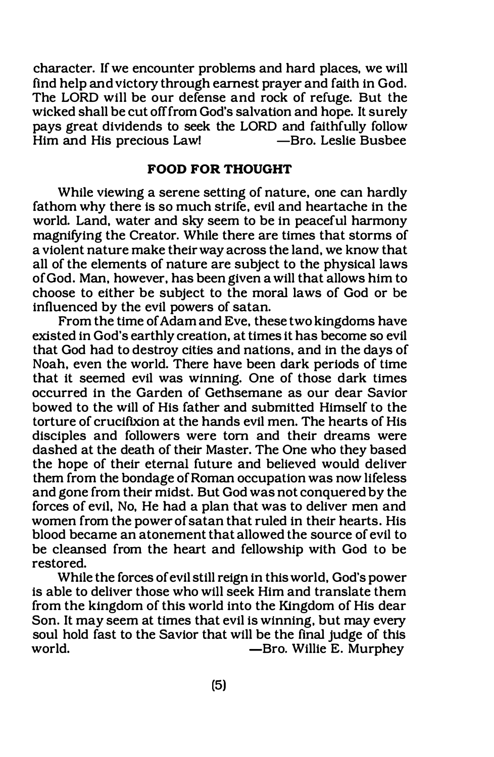character. If we encounter problems and hard places, we will find help and victory through earnest prayer and faith in God. The LORD will be our defense and rock of refuge. But the wicked shall be cut off from God's salvation and hope. It surely pays great dividends to seek the LORD and faithfully follow Him and His precious Law! —Bro. Leslie Busbee

## FOOD FOR THOUGHT

While viewing a serene setting of nature, one can hardly fathom why there is so much strife, evil and heartache in the world. Land, water and sky seem to be in peaceful harmony magnifying the Creator. While there are times that storms of a violent nature make their way across the land, we know that all of the elements of nature are subject to the physical laws of God. Man, however, has been given a will that allows him to choose to either be subject to the moral laws of God or be influenced by the evil powers of satan.

From the time of Adam and Eve, these two kingdoms have existed in God's earthly creation, at times it has become so evil that God had to destroy cities and nations, and in the days of Noah, even the world. There have been dark periods of time that it seemed evil was winning. One of those dark times occurred in the Garden of Gethsemane as our dear Savior bowed to the will of His father and submitted Himself to the torture of crucifixion at the hands evil men. The hearts of His disciples and followers were torn and their dreams were dashed at the death of their Master. The One who they based the hope of their eternal future and believed would deliver them from the bondage of Roman occupation was now lifeless and gone from their midst. But God was not conquered by the forces of evil, No, He had a plan that was to deliver men and women from the power of satan that ruled in their hearts. His blood became an atonement that allowed the source of evil to be cleansed from the heart and fellowship with God to be restored.

While the forces of evil still reign in this world, God's power is able to deliver those who will seek Him and translate them from the kingdom of this world into the Kingdom of His dear Son. It may seem at times that evil is winning, but may every soul hold fast to the Savior that will be the final judge of this world. —Bro. Willie E. Murphey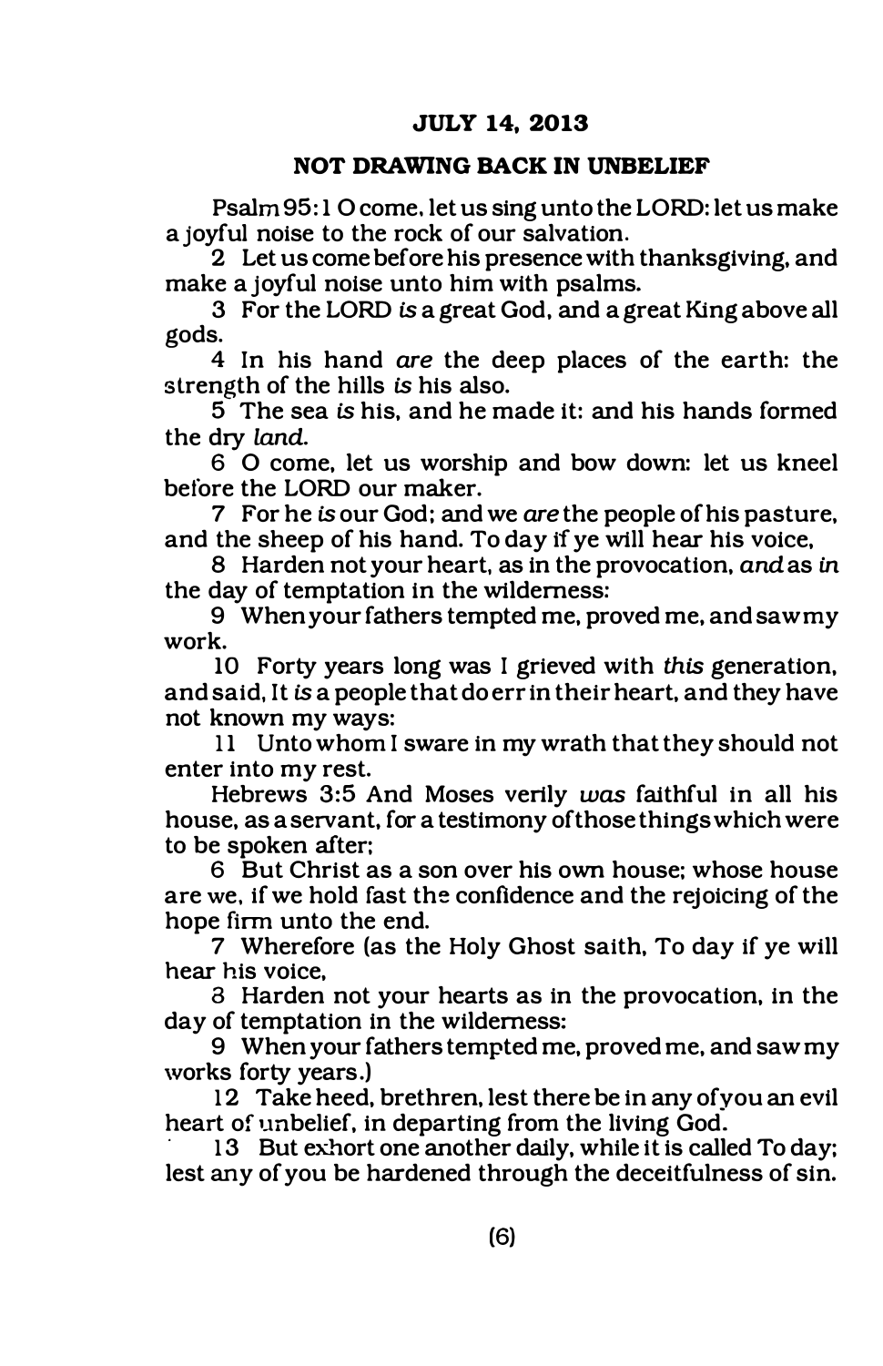## JULY 14, 2013

### NOT DRAWING BACK IN UNBELIEF

Psalm 95:1 O come, let us sing unto the LORD: let us make a joyful noise to the rock of our salvation.

2 Let us come before his presence with thanksgiving, and make a joyful noise unto him with psalms.

3 For the LORD *is* a great God, and a great King above all gods.

4 In his hand *are* the deep places of the earth: the strength of the hills *is* his also.

5 The sea *is* his, and he made it: and his hands formed the dry *land*.

6 O come, let us worship and bow down: let us kneel before the LORD our maker.

7 For he *is* our God; and we *are* the people of his pasture, and the sheep of his hand. To day if ye will hear his voice,

8 Harden not your heart, as in the provocation, *and* as *in* the day of temptation in the wilderness:

9 When your fathers tempted me, proved me, and saw my work.

10 Forty years long was I grieved with *this* generation, and said, It *is* a people that do err in their heart, and they have not known my ways:

11 Unto whom I sware in my wrath that they should not enter into my rest.

Hebrews 3:5 And Moses verily *was* faithful in all his house, as a servant, for a testimony of those things which were to be spoken after;

6 But Christ as a son over his own house; whose house are we, if we hold fast the confidence and the rejoicing of the hope firm unto the end.

7 Wherefore (as the Holy Ghost saith, To day if ye will hear his voice,

8 Harden not your hearts as in the provocation, in the day of temptation in the wilderness:

9 When your fathers tempted me, proved me, and saw my works forty years.)

12 Take heed, brethren, lest there be in any of you an evil heart of unbelief, in departing from the living God.

13 But exhort one another daily, while it is called To day; lest any of you be hardened through the deceitfulness of sin.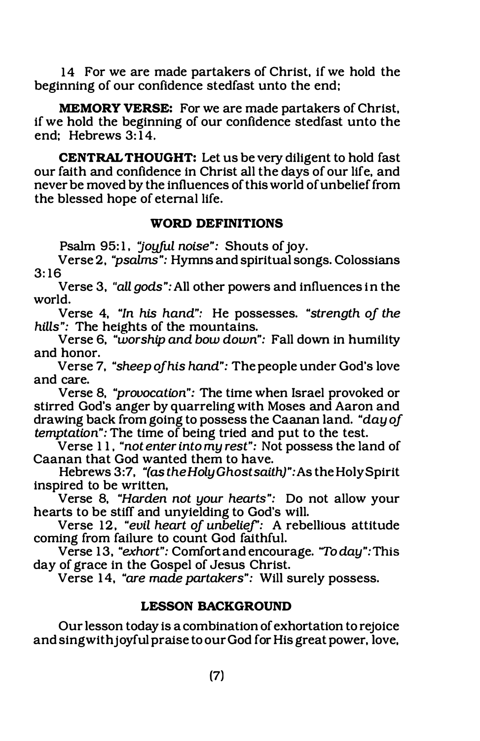14 For we are made partakers of Christ, if we hold the beginning of our confidence stedfast unto the end;

**MEMORY VERSE:** For we are made partakers of Christ, if we hold the beginning of our confidence stedfast unto the end; Hebrews 3:14.

**CENTRAL THOUGHT:** Let us be very diligent to hold fast our faith and confidence in Christ all the days of our life, and never be moved by the influences of this world of unbelief from the blessed hope of eternal life.

### WORD DEFINITIONS

Psalm 95:1, *"joyful noise":* Shouts of joy.

Verse 2, *"psalms":* Hymns and spiritual songs. Colossians 3:16

Verse 3, *"all gods":* All other powers and influences in the world.

Verse 4, *"In his hand":* He possesses. *"strength of the hills":* The heights of the mountains.

Verse 6, *"worship and bow down":* Fall down in humility and honor.

Verse 7, *"sheep of his hand":* The people under God's love and care.

Verse 8, *"provocation":* The time when Israel provoked or stirred God's anger by quarreling with Moses and Aaron and drawing back from going to possess the Caanan land. *"day of temptation":* The time of being tried and put to the test.

Verse 11, *"not enter into my rest":* Not possess the land of Caanan that God wanted them to have.

Hebrews 3:7, *"(as the Holy Ghost saith)":* As the Holy Spirit inspired to be written,

Verse 8, *"Harden not your hearts":* Do not allow your hearts to be stiff and unyielding to God's will.

Verse 12, *"evil heart of unbelief":* A rebellious attitude coming from failure to count God faithful.

Verse 13, *"exhort":* Comfort and encourage. *"To day":* This day of grace in the Gospel of Jesus Christ.

Verse 14, *"are made partakers":* Will surely possess.

### LESSON BACKGROUND

Our lesson today is a combination of exhortation to rejoice and sing with joyful praise to our God for His great power, love,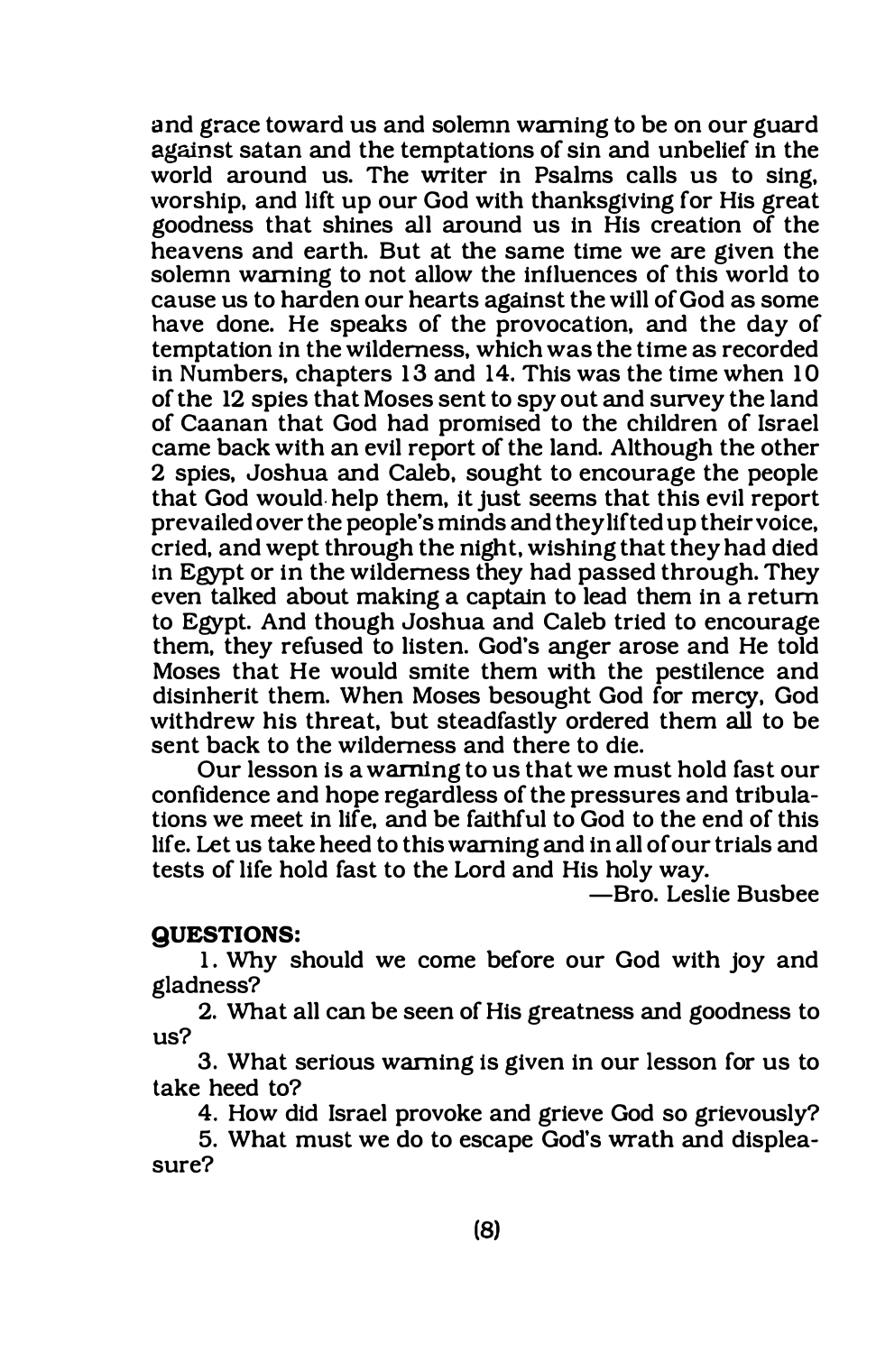and grace toward us and solemn warning to be on our guard against satan and the temptations of sin and unbelief in the world around us. The writer in Psalms calls us to sing, worship, and lift up our God with thanksgiving for His great goodness that shines all around us in His creation of the heavens and earth. But at the same time we are given the solemn warning to not allow the influences of this world to cause us to harden our hearts against the will of God as some have done. He speaks of the provocation, and the day of temptation in the wilderness, which was the time as recorded in Numbers, chapters 13 and 14. This was the time when 10 of the 12 spies that Moses sent to spy out and survey the land of Caanan that God had promised to the children of Israel came back with an evil report of the land. Although the other 2 spies, Joshua and Caleb, sought to encourage the people that God would help them, it just seems that this evil report prevailed over the people's minds and they lifted up their voice, cried, and wept through the night, wishing that they had died in Egypt or in the wilderness they had passed through. They even talked about making a captain to lead them in a return to Egypt. And though Joshua and Caleb tried to encourage them, they refused to listen. God's anger arose and He told Moses that He would smite them with the pestilence and disinherit them. When Moses besought God for mercy, God withdrew his threat, but steadfastly ordered them all to be sent back to the wilderness and there to die.

Our lesson is a warning to us that we must hold fast our confidence and hope regardless of the pressures and tribulations we meet in life, and be faithful to God to the end of this life. Let us take heed to this warning and in all of our trials and tests of life hold fast to the Lord and His holy way.

—Bro. Leslie Busbee

**QUESTIONS:**

1. Why should we come before our God with joy and gladness?
2. What all can be seen of His greatness and goodness to us?
3. What serious warning is given in our lesson for us to take heed to?
4. How did Israel provoke and grieve God so grievously?
5. What must we do to escape God's wrath and displeasure?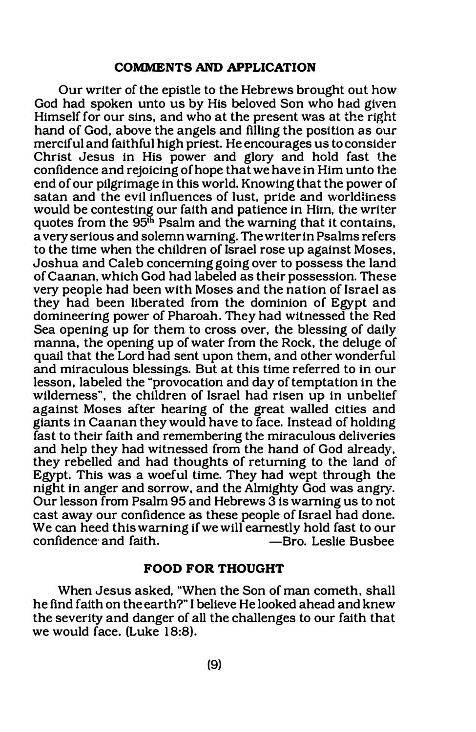## COMMENTS AND APPLICATION

Our writer of the epistle to the Hebrews brought out how God had spoken unto us by His beloved Son who had given Himself for our sins, and who at the present was at the right hand of God, above the angels and filling the position as our merciful and faithful high priest. He encourages us to consider Christ Jesus in His power and glory and hold fast the confidence and rejoicing of hope that we have in Him unto the end of our pilgrimage in this world. Knowing that the power of satan and the evil influences of lust, pride and worldliness would be contesting our faith and patience in Him, the writer quotes from the 95th Psalm and the warning that it contains, a very serious and solemn warning. The writer in Psalms refers to the time when the children of Israel rose up against Moses, Joshua and Caleb concerning going over to possess the land of Caanan, which God had labeled as their possession. These very people had been with Moses and the nation of Israel as they had been liberated from the dominion of Egypt and domineering power of Pharoah. They had witnessed the Red Sea opening up for them to cross over, the blessing of daily manna, the opening up of water from the Rock, the deluge of quail that the Lord had sent upon them, and other wonderful and miraculous blessings. But at this time referred to in our lesson, labeled the "provocation and day of temptation in the wilderness", the children of Israel had risen up in unbelief against Moses after hearing of the great walled cities and giants in Caanan they would have to face. Instead of holding fast to their faith and remembering the miraculous deliveries and help they had witnessed from the hand of God already, they rebelled and had thoughts of returning to the land of Egypt. This was a woeful time. They had wept through the night in anger and sorrow, and the Almighty God was angry. Our lesson from Psalm 95 and Hebrews 3 is warning us to not cast away our confidence as these people of Israel had done. We can heed this warning if we will earnestly hold fast to our confidence and faith. —Bro. Leslie Busbee

## FOOD FOR THOUGHT

When Jesus asked, "When the Son of man cometh, shall he find faith on the earth?" I believe He looked ahead and knew the severity and danger of all the challenges to our faith that we would face. (Luke 18:8).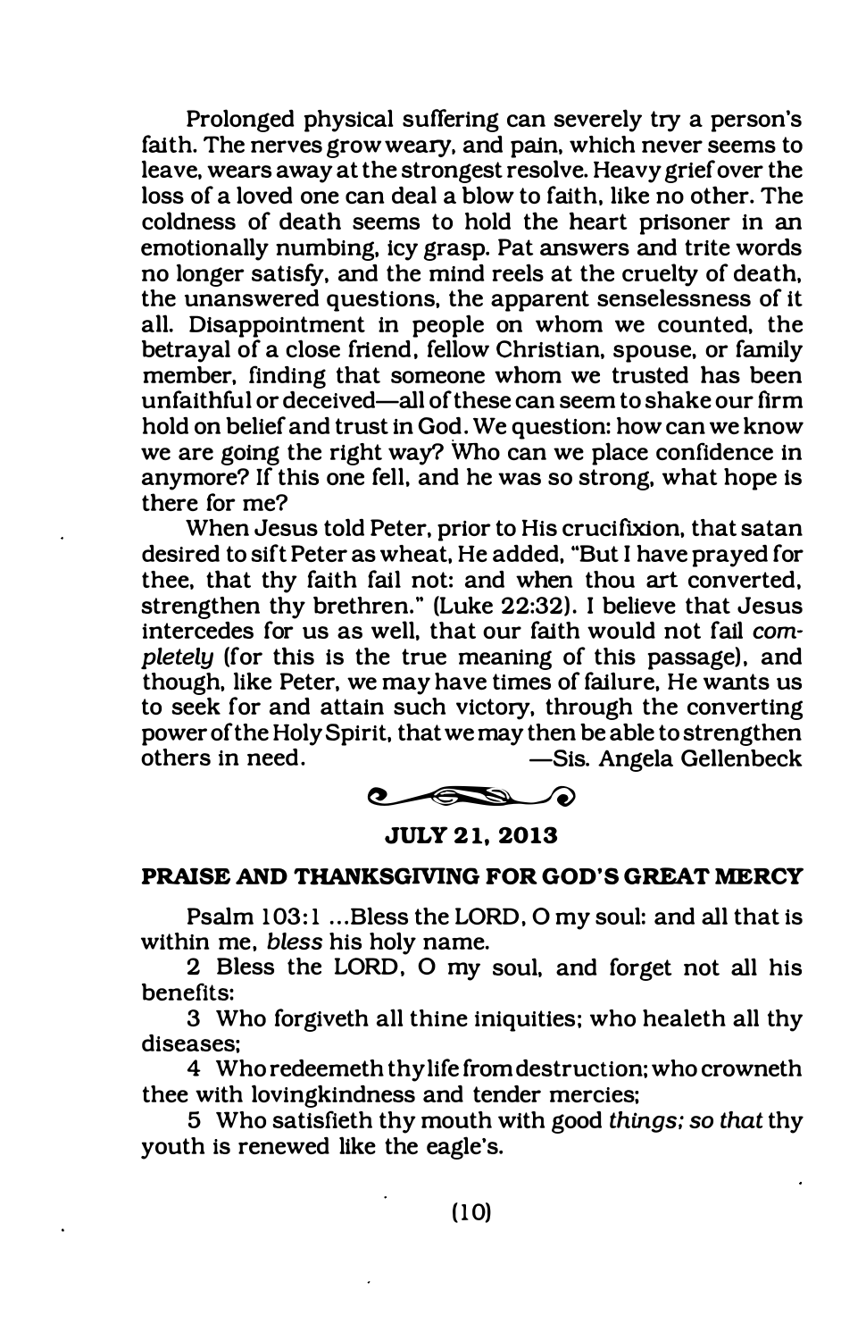Prolonged physical suffering can severely try a person's faith. The nerves grow weary, and pain, which never seems to leave, wears away at the strongest resolve. Heavy grief over the loss of a loved one can deal a blow to faith, like no other. The coldness of death seems to hold the heart prisoner in an emotionally numbing, icy grasp. Pat answers and trite words no longer satisfy, and the mind reels at the cruelty of death, the unanswered questions, the apparent senselessness of it all. Disappointment in people on whom we counted, the betrayal of a close friend, fellow Christian, spouse, or family member, finding that someone whom we trusted has been unfaithful or deceived—all of these can seem to shake our firm hold on belief and trust in God. We question: how can we know we are going the right way? Who can we place confidence in anymore? If this one fell, and he was so strong, what hope is there for me?

When Jesus told Peter, prior to His crucifixion, that satan desired to sift Peter as wheat, He added, "But I have prayed for thee, that thy faith fail not: and when thou art converted, strengthen thy brethren." (Luke 22:32). I believe that Jesus intercedes for us as well, that our faith would not fail *completely* (for this is the true meaning of this passage), and though, like Peter, we may have times of failure, He wants us to seek for and attain such victory, through the converting power of the Holy Spirit, that we may then be able to strengthen others in need. —Sis. Angela Gellenbeck

**JULY 21, 2013**

**PRAISE AND THANKSGIVING FOR GOD'S GREAT MERCY**

Psalm 103:1 ...Bless the LORD, O my soul: and all that is within me, *bless* his holy name.

2 Bless the LORD, O my soul, and forget not all his benefits:

3 Who forgiveth all thine iniquities; who healeth all thy diseases;

4 Who redeemeth thy life from destruction; who crowneth thee with lovingkindness and tender mercies;

5 Who satisfieth thy mouth with good *things; so that* thy youth is renewed like the eagle's.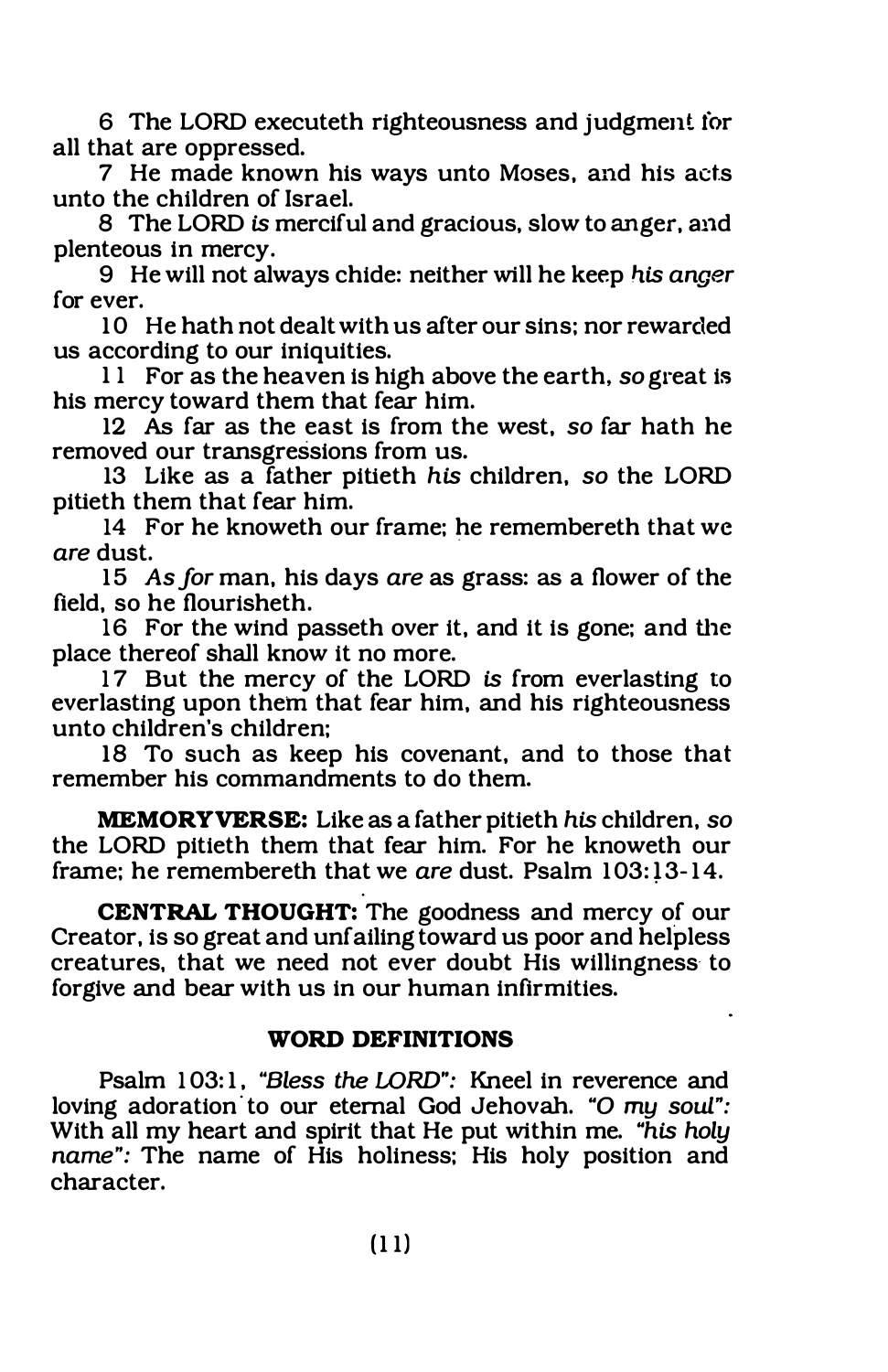6 The LORD executeth righteousness and judgment for all that are oppressed.

7 He made known his ways unto Moses, and his acts unto the children of Israel.

8 The LORD *is* merciful and gracious, slow to anger, and plenteous in mercy.

9 He will not always chide: neither will he keep *his anger* for ever.

10 He hath not dealt with us after our sins; nor rewarded us according to our iniquities.

11 For as the heaven is high above the earth, *so* great is his mercy toward them that fear him.

12 As far as the east is from the west, *so* far hath he removed our transgressions from us.

13 Like as a father pitieth *his* children, *so* the LORD pitieth them that fear him.

14 For he knoweth our frame; he remembereth that we *are* dust.

15 *As for* man, his days *are* as grass: as a flower of the field, so he flourisheth.

16 For the wind passeth over it, and it is gone; and the place thereof shall know it no more.

17 But the mercy of the LORD *is* from everlasting to everlasting upon them that fear him, and his righteousness unto children's children;

18 To such as keep his covenant, and to those that remember his commandments to do them.

**MEMORY VERSE:** Like as a father pitieth *his* children, *so* the LORD pitieth them that fear him. For he knoweth our frame; he remembereth that we *are* dust. Psalm 103:13-14.

**CENTRAL THOUGHT:** The goodness and mercy of our Creator, is so great and unfailing toward us poor and helpless creatures, that we need not ever doubt His willingness to forgive and bear with us in our human infirmities.

#### WORD DEFINITIONS

Psalm 103:1, *"Bless the LORD":* Kneel in reverence and loving adoration to our eternal God Jehovah. *"O my soul":* With all my heart and spirit that He put within me. *"his holy name":* The name of His holiness; His holy position and character.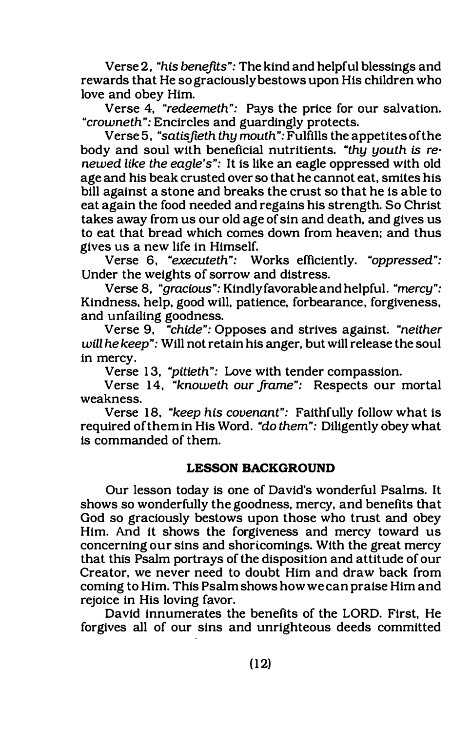Verse 2, *"his benefits"*: The kind and helpful blessings and rewards that He so graciously bestows upon His children who love and obey Him.

Verse 4, *"redeemeth"*: Pays the price for our salvation. *"crowneth"*: Encircles and guardingly protects.

Verse 5, *"satisfieth thy mouth"*: Fulfills the appetites of the body and soul with beneficial nutritients. *"thy youth is renewed like the eagle's"*: It is like an eagle oppressed with old age and his beak crusted over so that he cannot eat, smites his bill against a stone and breaks the crust so that he is able to eat again the food needed and regains his strength. So Christ takes away from us our old age of sin and death, and gives us to eat that bread which comes down from heaven; and thus gives us a new life in Himself.

Verse 6, *"executeth"*: Works efficiently. *"oppressed"*: Under the weights of sorrow and distress.

Verse 8, *"gracious"*: Kindly favorable and helpful. *"mercy"*: Kindness, help, good will, patience, forbearance, forgiveness, and unfailing goodness.

Verse 9, *"chide"*: Opposes and strives against. *"neither will he keep"*: Will not retain his anger, but will release the soul in mercy.

Verse 13, *"pitieth"*: Love with tender compassion.

Verse 14, *"knoweth our frame"*: Respects our mortal weakness.

Verse 18, *"keep his covenant"*: Faithfully follow what is required of them in His Word. *"do them"*: Diligently obey what is commanded of them.

## LESSON BACKGROUND

Our lesson today is one of David's wonderful Psalms. It shows so wonderfully the goodness, mercy, and benefits that God so graciously bestows upon those who trust and obey Him. And it shows the forgiveness and mercy toward us concerning our sins and shortcomings. With the great mercy that this Psalm portrays of the disposition and attitude of our Creator, we never need to doubt Him and draw back from coming to Him. This Psalm shows how we can praise Him and rejoice in His loving favor.

David innumerates the benefits of the LORD. First, He forgives all of our sins and unrighteous deeds committed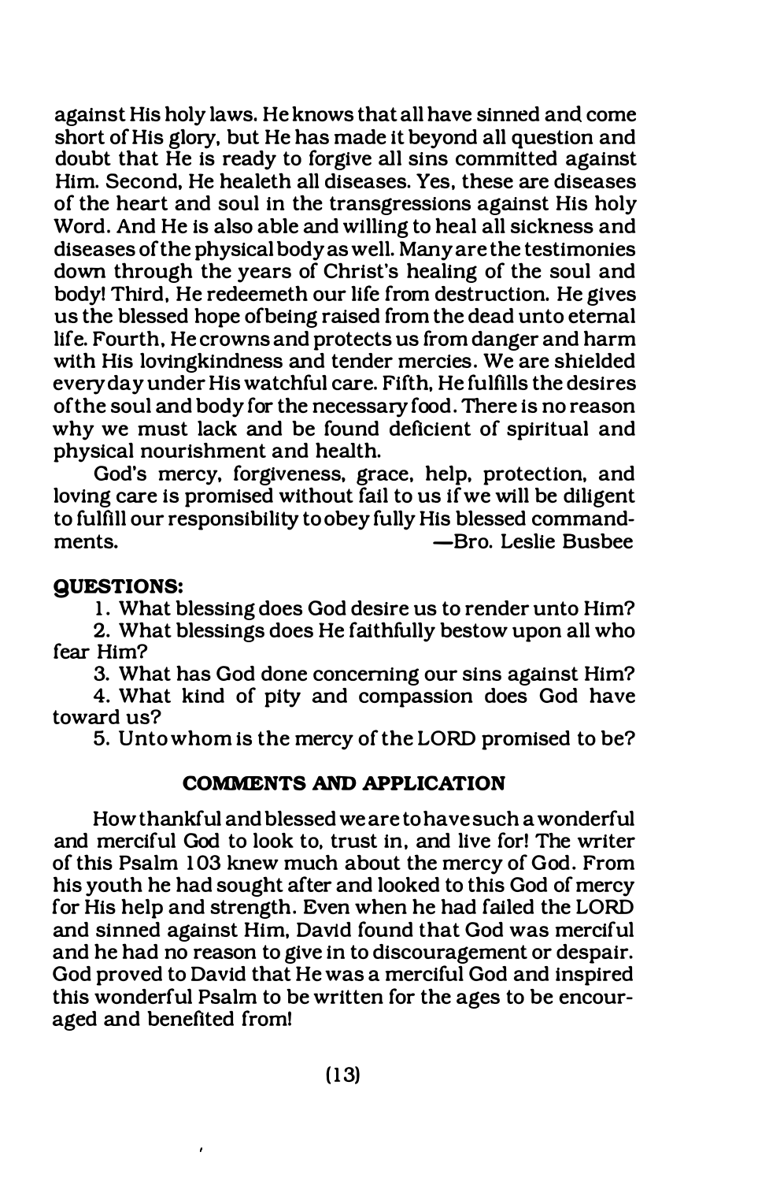against His holy laws. He knows that all have sinned and come short of His glory, but He has made it beyond all question and doubt that He is ready to forgive all sins committed against Him. Second, He healeth all diseases. Yes, these are diseases of the heart and soul in the transgressions against His holy Word. And He is also able and willing to heal all sickness and diseases of the physical body as well. Many are the testimonies down through the years of Christ's healing of the soul and body! Third, He redeemeth our life from destruction. He gives us the blessed hope of being raised from the dead unto eternal life. Fourth, He crowns and protects us from danger and harm with His lovingkindness and tender mercies. We are shielded every day under His watchful care. Fifth, He fulfills the desires of the soul and body for the necessary food. There is no reason why we must lack and be found deficient of spiritual and physical nourishment and health.

God's mercy, forgiveness, grace, help, protection, and loving care is promised without fail to us if we will be diligent to fulfill our responsibility to obey fully His blessed commandments. —Bro. Leslie Busbee

**QUESTIONS:**

1. What blessing does God desire us to render unto Him?
2. What blessings does He faithfully bestow upon all who fear Him?
3. What has God done concerning our sins against Him?
4. What kind of pity and compassion does God have toward us?
5. Unto whom is the mercy of the LORD promised to be?

### COMMENTS AND APPLICATION

How thankful and blessed we are to have such a wonderful and merciful God to look to, trust in, and live for! The writer of this Psalm 103 knew much about the mercy of God. From his youth he had sought after and looked to this God of mercy for His help and strength. Even when he had failed the LORD and sinned against Him, David found that God was merciful and he had no reason to give in to discouragement or despair. God proved to David that He was a merciful God and inspired this wonderful Psalm to be written for the ages to be encouraged and benefited from!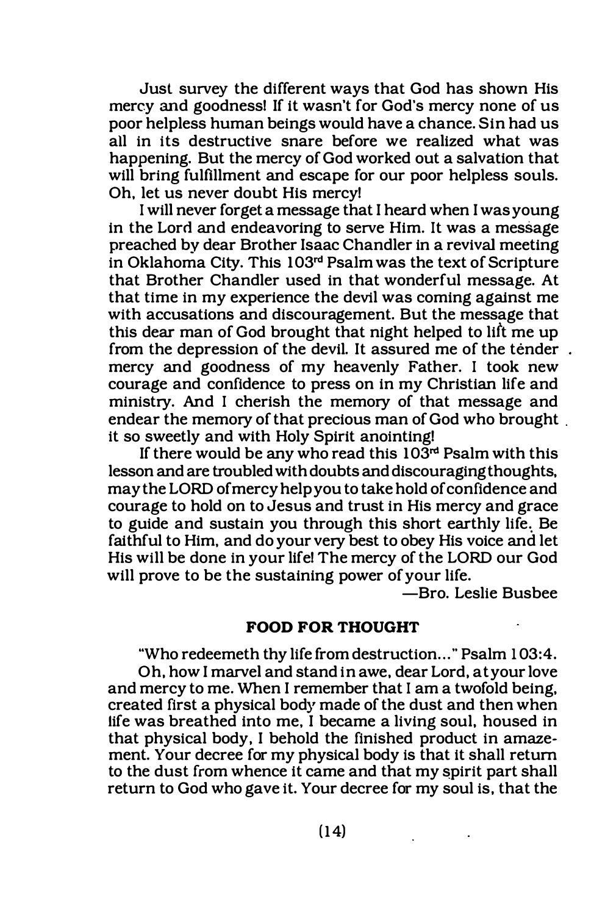Just survey the different ways that God has shown His mercy and goodness! If it wasn't for God's mercy none of us poor helpless human beings would have a chance. Sin had us all in its destructive snare before we realized what was happening. But the mercy of God worked out a salvation that will bring fulfillment and escape for our poor helpless souls. Oh, let us never doubt His mercy!

I will never forget a message that I heard when I was young in the Lord and endeavoring to serve Him. It was a message preached by dear Brother Isaac Chandler in a revival meeting in Oklahoma City. This 103rd Psalm was the text of Scripture that Brother Chandler used in that wonderful message. At that time in my experience the devil was coming against me with accusations and discouragement. But the message that this dear man of God brought that night helped to lift me up from the depression of the devil. It assured me of the tender mercy and goodness of my heavenly Father. I took new courage and confidence to press on in my Christian life and ministry. And I cherish the memory of that message and endear the memory of that precious man of God who brought it so sweetly and with Holy Spirit anointing!

If there would be any who read this 103rd Psalm with this lesson and are troubled with doubts and discouraging thoughts, may the LORD of mercy help you to take hold of confidence and courage to hold on to Jesus and trust in His mercy and grace to guide and sustain you through this short earthly life. Be faithful to Him, and do your very best to obey His voice and let His will be done in your life! The mercy of the LORD our God will prove to be the sustaining power of your life.

—Bro. Leslie Busbee

## FOOD FOR THOUGHT

"Who redeemeth thy life from destruction..." Psalm 103:4.

Oh, how I marvel and stand in awe, dear Lord, at your love and mercy to me. When I remember that I am a twofold being, created first a physical body made of the dust and then when life was breathed into me, I became a living soul, housed in that physical body, I behold the finished product in amazement. Your decree for my physical body is that it shall return to the dust from whence it came and that my spirit part shall return to God who gave it. Your decree for my soul is, that the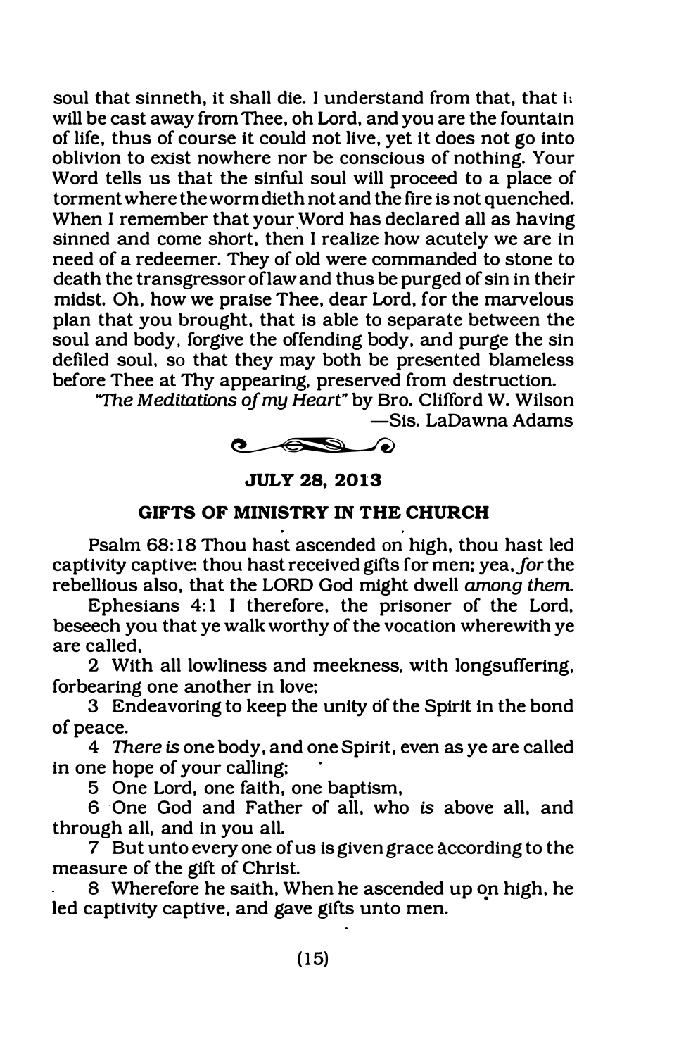soul that sinneth, it shall die. I understand from that, that it will be cast away from Thee, oh Lord, and you are the fountain of life, thus of course it could not live, yet it does not go into oblivion to exist nowhere nor be conscious of nothing. Your Word tells us that the sinful soul will proceed to a place of torment where the worm dieth not and the fire is not quenched. When I remember that your Word has declared all as having sinned and come short, then I realize how acutely we are in need of a redeemer. They of old were commanded to stone to death the transgressor of law and thus be purged of sin in their midst. Oh, how we praise Thee, dear Lord, for the marvelous plan that you brought, that is able to separate between the soul and body, forgive the offending body, and purge the sin defiled soul, so that they may both be presented blameless before Thee at Thy appearing, preserved from destruction.

*"The Meditations of my Heart"* by Bro. Clifford W. Wilson

—Sis. LaDawna Adams

**JULY 28, 2013**

**GIFTS OF MINISTRY IN THE CHURCH**

Psalm 68:18 Thou hast ascended on high, thou hast led captivity captive: thou hast received gifts for men; yea, *for* the rebellious also, that the LORD God might dwell *among them.*

Ephesians 4:1 I therefore, the prisoner of the Lord, beseech you that ye walk worthy of the vocation wherewith ye are called,

2 With all lowliness and meekness, with longsuffering, forbearing one another in love;

3 Endeavoring to keep the unity of the Spirit in the bond of peace.

4 *There is* one body, and one Spirit, even as ye are called in one hope of your calling;

5 One Lord, one faith, one baptism,

6 One God and Father of all, who *is* above all, and through all, and in you all.

7 But unto every one of us is given grace according to the measure of the gift of Christ.

8 Wherefore he saith, When he ascended up on high, he led captivity captive, and gave gifts unto men.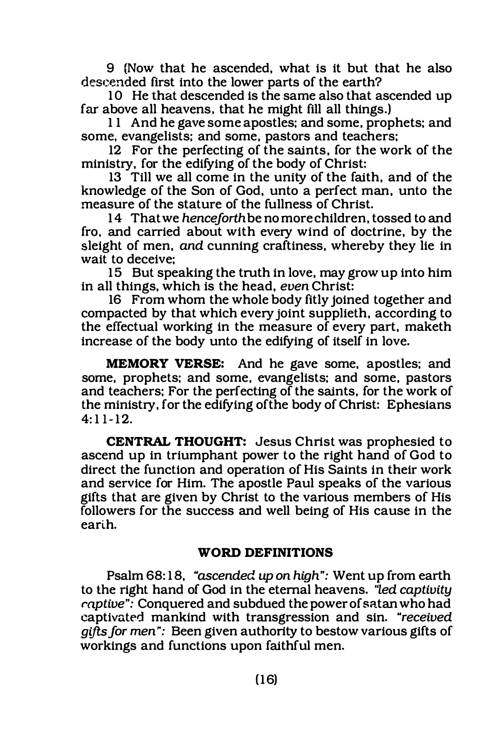9 (Now that he ascended, what is it but that he also descended first into the lower parts of the earth?

10 He that descended is the same also that ascended up far above all heavens, that he might fill all things.)

11 And he gave some apostles; and some, prophets; and some, evangelists; and some, pastors and teachers;

12 For the perfecting of the saints, for the work of the ministry, for the edifying of the body of Christ:

13 Till we all come in the unity of the faith, and of the knowledge of the Son of God, unto a perfect man, unto the measure of the stature of the fullness of Christ.

14 That we *henceforth* be no more children, tossed to and fro, and carried about with every wind of doctrine, by the sleight of men, *and* cunning craftiness, whereby they lie in wait to deceive;

15 But speaking the truth in love, may grow up into him in all things, which is the head, *even* Christ:

16 From whom the whole body fitly joined together and compacted by that which every joint supplieth, according to the effectual working in the measure of every part, maketh increase of the body unto the edifying of itself in love.

**MEMORY VERSE:** And he gave some, apostles; and some, prophets; and some, evangelists; and some, pastors and teachers; For the perfecting of the saints, for the work of the ministry, for the edifying of the body of Christ: Ephesians 4:11-12.

**CENTRAL THOUGHT:** Jesus Christ was prophesied to ascend up in triumphant power to the right hand of God to direct the function and operation of His Saints in their work and service for Him. The apostle Paul speaks of the various gifts that are given by Christ to the various members of His followers for the success and well being of His cause in the earth.

### WORD DEFINITIONS

Psalm 68:18, *"ascended up on high":* Went up from earth to the right hand of God in the eternal heavens. *"led captivity captive":* Conquered and subdued the power of satan who had captivated mankind with transgression and sin. *"received gifts for men":* Been given authority to bestow various gifts of workings and functions upon faithful men.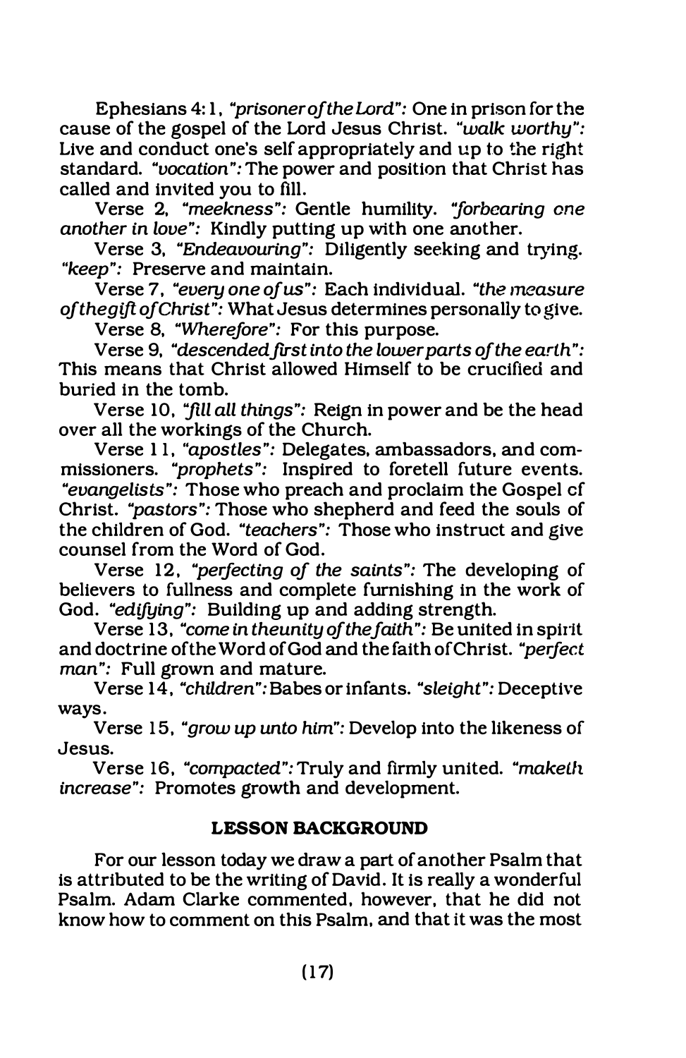Ephesians 4:1, *"prisoner of the Lord":* One in prison for the cause of the gospel of the Lord Jesus Christ. *"walk worthy":* Live and conduct one's self appropriately and up to the right standard. *"vocation":* The power and position that Christ has called and invited you to fill.

Verse 2, *"meekness":* Gentle humility. *"forbearing one another in love":* Kindly putting up with one another.

Verse 3, *"Endeavouring":* Diligently seeking and trying. *"keep":* Preserve and maintain.

Verse 7, *"every one of us":* Each individual. *"the measure of the gift of Christ":* What Jesus determines personally to give.

Verse 8, *"Wherefore":* For this purpose.

Verse 9, *"descended first into the lower parts of the earth":* This means that Christ allowed Himself to be crucified and buried in the tomb.

Verse 10, *"fill all things":* Reign in power and be the head over all the workings of the Church.

Verse 11, *"apostles":* Delegates, ambassadors, and commissioners. *"prophets":* Inspired to foretell future events. *"evangelists":* Those who preach and proclaim the Gospel of Christ. *"pastors":* Those who shepherd and feed the souls of the children of God. *"teachers":* Those who instruct and give counsel from the Word of God.

Verse 12, *"perfecting of the saints":* The developing of believers to fullness and complete furnishing in the work of God. *"edifying":* Building up and adding strength.

Verse 13, *"come in the unity of the faith":* Be united in spirit and doctrine of the Word of God and the faith of Christ. *"perfect man":* Full grown and mature.

Verse 14, *"children":* Babes or infants. *"sleight":* Deceptive ways.

Verse 15, *"grow up unto him":* Develop into the likeness of Jesus.

Verse 16, *"compacted":* Truly and firmly united. *"maketh increase":* Promotes growth and development.

**LESSON BACKGROUND**

For our lesson today we draw a part of another Psalm that is attributed to be the writing of David. It is really a wonderful Psalm. Adam Clarke commented, however, that he did not know how to comment on this Psalm, and that it was the most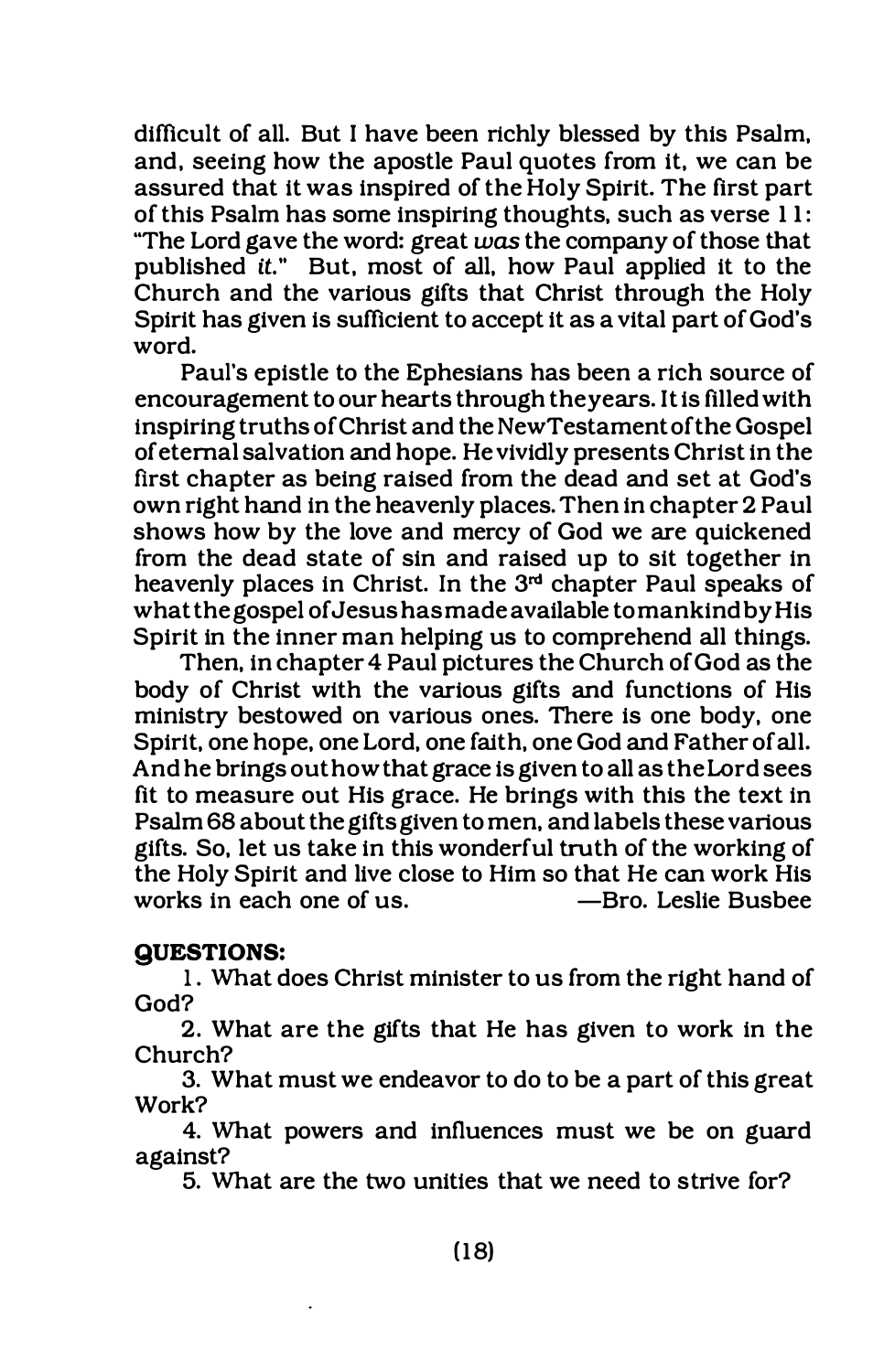difficult of all. But I have been richly blessed by this Psalm, and, seeing how the apostle Paul quotes from it, we can be assured that it was inspired of the Holy Spirit. The first part of this Psalm has some inspiring thoughts, such as verse 11: "The Lord gave the word: great *was* the company of those that published *it*." But, most of all, how Paul applied it to the Church and the various gifts that Christ through the Holy Spirit has given is sufficient to accept it as a vital part of God's word.

Paul's epistle to the Ephesians has been a rich source of encouragement to our hearts through the years. It is filled with inspiring truths of Christ and the New Testament of the Gospel of eternal salvation and hope. He vividly presents Christ in the first chapter as being raised from the dead and set at God's own right hand in the heavenly places. Then in chapter 2 Paul shows how by the love and mercy of God we are quickened from the dead state of sin and raised up to sit together in heavenly places in Christ. In the 3rd chapter Paul speaks of what the gospel of Jesus has made available to mankind by His Spirit in the inner man helping us to comprehend all things.

Then, in chapter 4 Paul pictures the Church of God as the body of Christ with the various gifts and functions of His ministry bestowed on various ones. There is one body, one Spirit, one hope, one Lord, one faith, one God and Father of all. And he brings out how that grace is given to all as the Lord sees fit to measure out His grace. He brings with this the text in Psalm 68 about the gifts given to men, and labels these various gifts. So, let us take in this wonderful truth of the working of the Holy Spirit and live close to Him so that He can work His works in each one of us. —Bro. Leslie Busbee

**QUESTIONS:**

1. What does Christ minister to us from the right hand of God?
2. What are the gifts that He has given to work in the Church?
3. What must we endeavor to do to be a part of this great Work?
4. What powers and influences must we be on guard against?
5. What are the two unities that we need to strive for?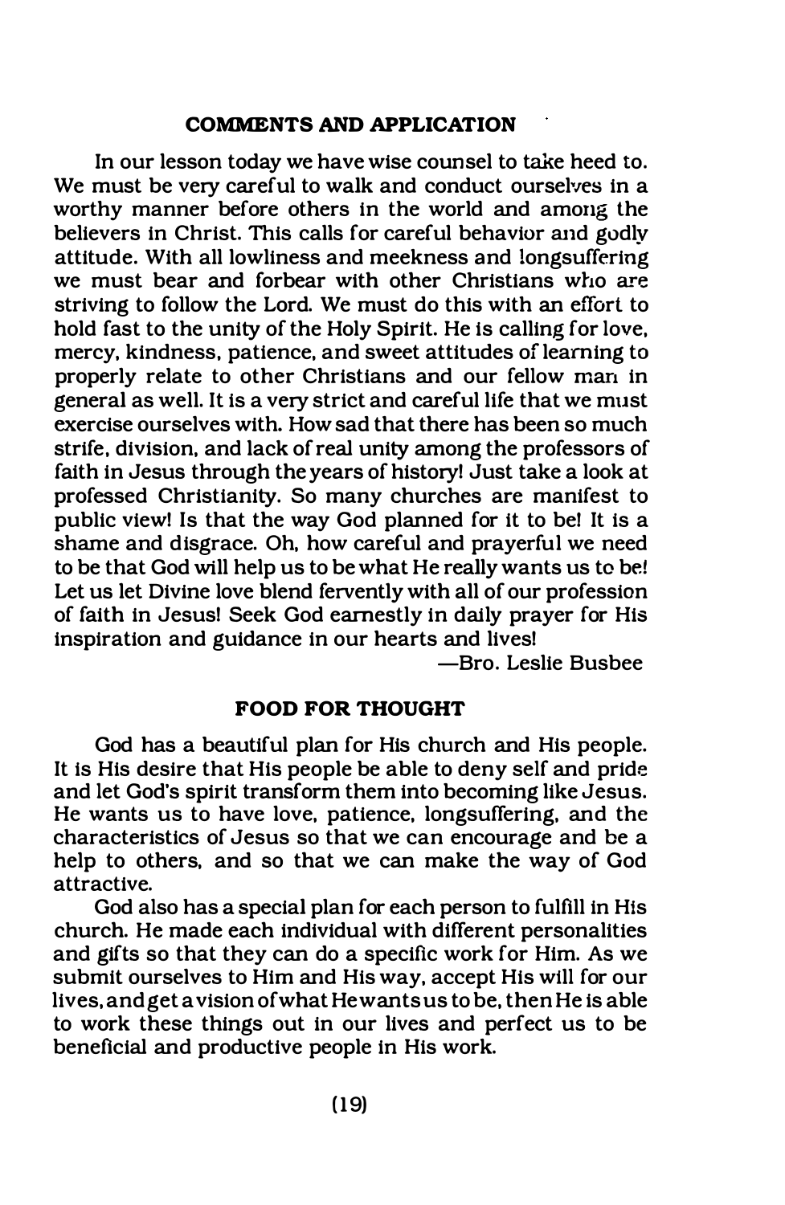## COMMENTS AND APPLICATION

In our lesson today we have wise counsel to take heed to. We must be very careful to walk and conduct ourselves in a worthy manner before others in the world and among the believers in Christ. This calls for careful behavior and godly attitude. With all lowliness and meekness and longsuffering we must bear and forbear with other Christians who are striving to follow the Lord. We must do this with an effort to hold fast to the unity of the Holy Spirit. He is calling for love, mercy, kindness, patience, and sweet attitudes of learning to properly relate to other Christians and our fellow man in general as well. It is a very strict and careful life that we must exercise ourselves with. How sad that there has been so much strife, division, and lack of real unity among the professors of faith in Jesus through the years of history! Just take a look at professed Christianity. So many churches are manifest to public view! Is that the way God planned for it to be! It is a shame and disgrace. Oh, how careful and prayerful we need to be that God will help us to be what He really wants us to be! Let us let Divine love blend fervently with all of our profession of faith in Jesus! Seek God earnestly in daily prayer for His inspiration and guidance in our hearts and lives!

—Bro. Leslie Busbee

## FOOD FOR THOUGHT

God has a beautiful plan for His church and His people. It is His desire that His people be able to deny self and pride and let God's spirit transform them into becoming like Jesus. He wants us to have love, patience, longsuffering, and the characteristics of Jesus so that we can encourage and be a help to others, and so that we can make the way of God attractive.

God also has a special plan for each person to fulfill in His church. He made each individual with different personalities and gifts so that they can do a specific work for Him. As we submit ourselves to Him and His way, accept His will for our lives, and get a vision of what He wants us to be, then He is able to work these things out in our lives and perfect us to be beneficial and productive people in His work.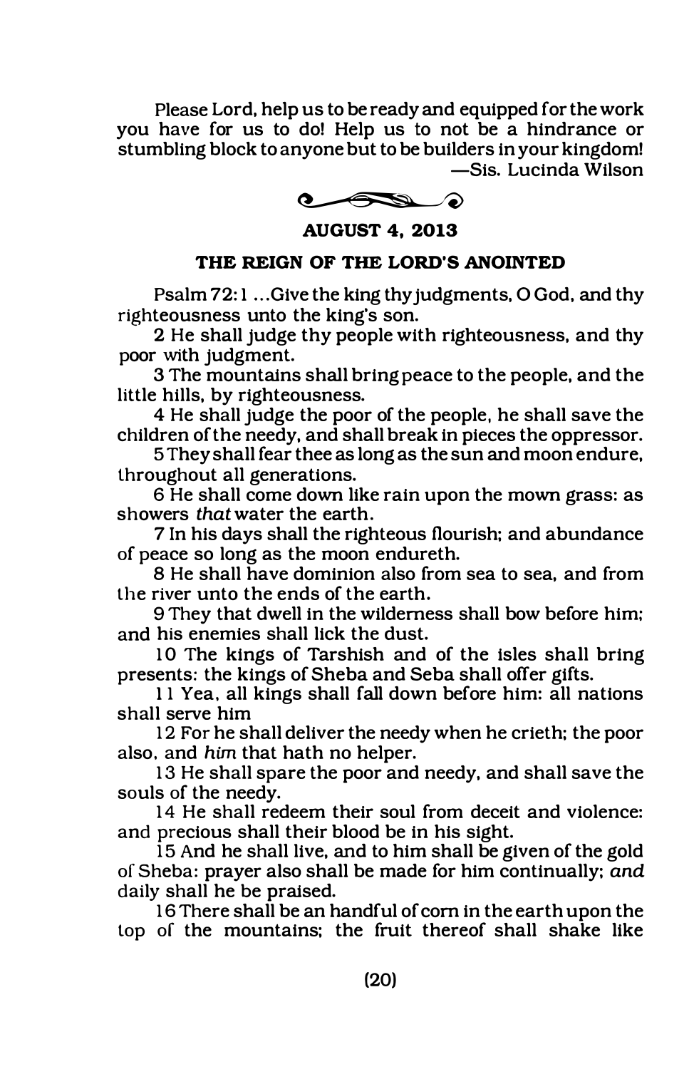Please Lord, help us to be ready and equipped for the work you have for us to do! Help us to not be a hindrance or stumbling block to anyone but to be builders in your kingdom!

—Sis. Lucinda Wilson

**AUGUST 4, 2013**

**THE REIGN OF THE LORD'S ANOINTED**

Psalm 72:1 ...Give the king thy judgments, O God, and thy righteousness unto the king's son.

2 He shall judge thy people with righteousness, and thy poor with judgment.

3 The mountains shall bring peace to the people, and the little hills, by righteousness.

4 He shall judge the poor of the people, he shall save the children of the needy, and shall break in pieces the oppressor.

5 They shall fear thee as long as the sun and moon endure, throughout all generations.

6 He shall come down like rain upon the mown grass: as showers *that* water the earth.

7 In his days shall the righteous flourish; and abundance of peace so long as the moon endureth.

8 He shall have dominion also from sea to sea, and from the river unto the ends of the earth.

9 They that dwell in the wilderness shall bow before him; and his enemies shall lick the dust.

10 The kings of Tarshish and of the isles shall bring presents: the kings of Sheba and Seba shall offer gifts.

11 Yea, all kings shall fall down before him: all nations shall serve him

12 For he shall deliver the needy when he crieth; the poor also, and *him* that hath no helper.

13 He shall spare the poor and needy, and shall save the souls of the needy.

14 He shall redeem their soul from deceit and violence: and precious shall their blood be in his sight.

15 And he shall live, and to him shall be given of the gold of Sheba: prayer also shall be made for him continually; *and* daily shall he be praised.

16 There shall be an handful of corn in the earth upon the top of the mountains; the fruit thereof shall shake like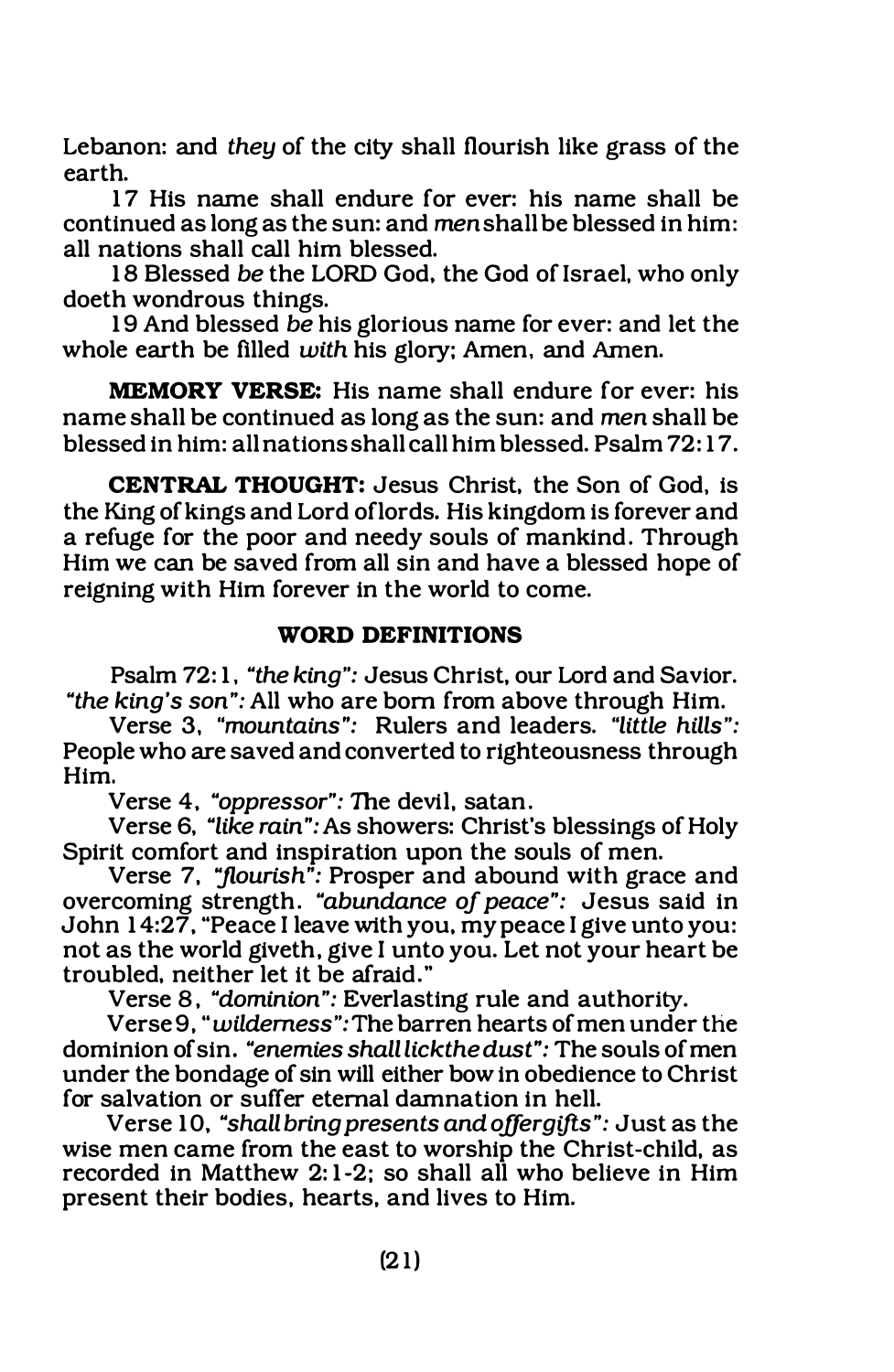Lebanon: and *they* of the city shall flourish like grass of the earth.

17 His name shall endure for ever: his name shall be continued as long as the sun: and *men* shall be blessed in him: all nations shall call him blessed.

18 Blessed *be* the LORD God, the God of Israel, who only doeth wondrous things.

19 And blessed *be* his glorious name for ever: and let the whole earth be filled *with* his glory; Amen, and Amen.

**MEMORY VERSE:** His name shall endure for ever: his name shall be continued as long as the sun: and *men* shall be blessed in him: all nations shall call him blessed. Psalm 72:17.

**CENTRAL THOUGHT:** Jesus Christ, the Son of God, is the King of kings and Lord of lords. His kingdom is forever and a refuge for the poor and needy souls of mankind. Through Him we can be saved from all sin and have a blessed hope of reigning with Him forever in the world to come.

## WORD DEFINITIONS

Psalm 72:1, *"the king"*: Jesus Christ, our Lord and Savior. *"the king's son"*: All who are born from above through Him.

Verse 3, *"mountains"*: Rulers and leaders. *"little hills"*: People who are saved and converted to righteousness through Him.

Verse 4, *"oppressor"*: The devil, satan.

Verse 6, *"like rain"*: As showers: Christ's blessings of Holy Spirit comfort and inspiration upon the souls of men.

Verse 7, *"flourish"*: Prosper and abound with grace and overcoming strength. *"abundance of peace"*: Jesus said in John 14:27, "Peace I leave with you, my peace I give unto you: not as the world giveth, give I unto you. Let not your heart be troubled, neither let it be afraid."

Verse 8, *"dominion"*: Everlasting rule and authority.

Verse 9, *"wilderness"*: The barren hearts of men under the dominion of sin. *"enemies shall lick the dust"*: The souls of men under the bondage of sin will either bow in obedience to Christ for salvation or suffer eternal damnation in hell.

Verse 10, *"shall bring presents and offer gifts"*: Just as the wise men came from the east to worship the Christ-child, as recorded in Matthew 2:1-2; so shall all who believe in Him present their bodies, hearts, and lives to Him.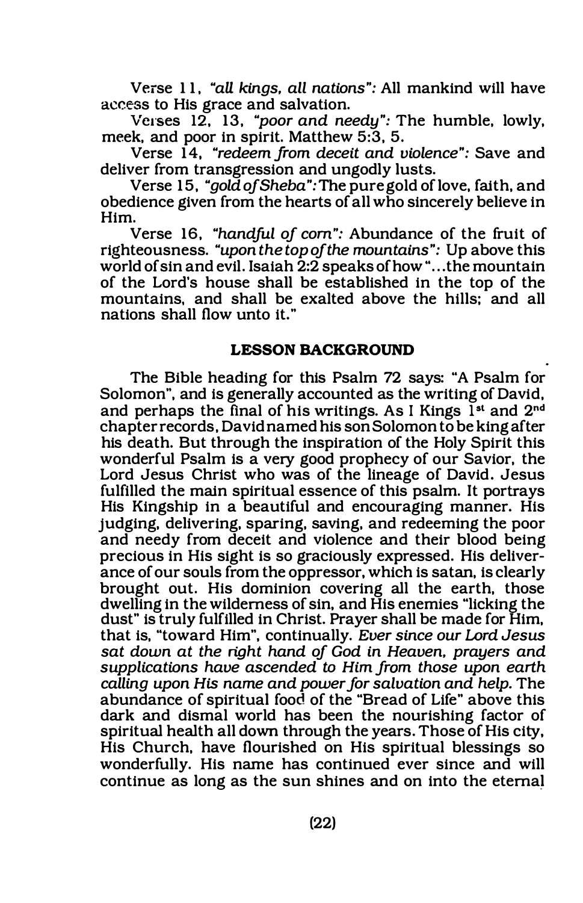Verse 11, *"all kings, all nations":* All mankind will have access to His grace and salvation.

Verses 12, 13, *"poor and needy":* The humble, lowly, meek, and poor in spirit. Matthew 5:3, 5.

Verse 14, *"redeem from deceit and violence":* Save and deliver from transgression and ungodly lusts.

Verse 15, *"gold of Sheba":* The pure gold of love, faith, and obedience given from the hearts of all who sincerely believe in Him.

Verse 16, *"handful of corn":* Abundance of the fruit of righteousness. *"upon the top of the mountains":* Up above this world of sin and evil. Isaiah 2:2 speaks of how "...the mountain of the Lord's house shall be established in the top of the mountains, and shall be exalted above the hills; and all nations shall flow unto it."

### LESSON BACKGROUND

The Bible heading for this Psalm 72 says: "A Psalm for Solomon", and is generally accounted as the writing of David, and perhaps the final of his writings. As I Kings 1st and 2nd chapter records, David named his son Solomon to be king after his death. But through the inspiration of the Holy Spirit this wonderful Psalm is a very good prophecy of our Savior, the Lord Jesus Christ who was of the lineage of David. Jesus fulfilled the main spiritual essence of this psalm. It portrays His Kingship in a beautiful and encouraging manner. His judging, delivering, sparing, saving, and redeeming the poor and needy from deceit and violence and their blood being precious in His sight is so graciously expressed. His deliverance of our souls from the oppressor, which is satan, is clearly brought out. His dominion covering all the earth, those dwelling in the wilderness of sin, and His enemies "licking the dust" is truly fulfilled in Christ. Prayer shall be made for Him, that is, "toward Him", continually. *Ever since our Lord Jesus sat down at the right hand of God in Heaven, prayers and supplications have ascended to Him from those upon earth calling upon His name and power for salvation and help.* The abundance of spiritual food of the "Bread of Life" above this dark and dismal world has been the nourishing factor of spiritual health all down through the years. Those of His city, His Church, have flourished on His spiritual blessings so wonderfully. His name has continued ever since and will continue as long as the sun shines and on into the eternal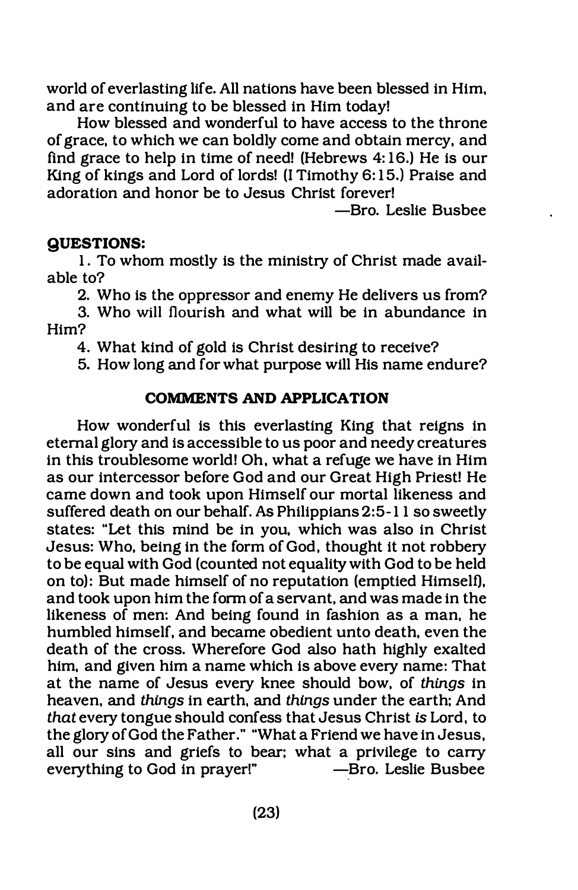world of everlasting life. All nations have been blessed in Him, and are continuing to be blessed in Him today!

How blessed and wonderful to have access to the throne of grace, to which we can boldly come and obtain mercy, and find grace to help in time of need! (Hebrews 4:16.) He is our King of kings and Lord of lords! (I Timothy 6:15.) Praise and adoration and honor be to Jesus Christ forever!

—Bro. Leslie Busbee

**QUESTIONS:**

1. To whom mostly is the ministry of Christ made available to?
2. Who is the oppressor and enemy He delivers us from?
3. Who will flourish and what will be in abundance in Him?
4. What kind of gold is Christ desiring to receive?
5. How long and for what purpose will His name endure?

**COMMENTS AND APPLICATION**

How wonderful is this everlasting King that reigns in eternal glory and is accessible to us poor and needy creatures in this troublesome world! Oh, what a refuge we have in Him as our intercessor before God and our Great High Priest! He came down and took upon Himself our mortal likeness and suffered death on our behalf. As Philippians 2:5-11 so sweetly states: "Let this mind be in you, which was also in Christ Jesus: Who, being in the form of God, thought it not robbery to be equal with God (counted not equality with God to be held on to): But made himself of no reputation (emptied Himself), and took upon him the form of a servant, and was made in the likeness of men: And being found in fashion as a man, he humbled himself, and became obedient unto death, even the death of the cross. Wherefore God also hath highly exalted him, and given him a name which is above every name: That at the name of Jesus every knee should bow, of *things* in heaven, and *things* in earth, and *things* under the earth; And *that* every tongue should confess that Jesus Christ *is* Lord, to the glory of God the Father." "What a Friend we have in Jesus, all our sins and griefs to bear; what a privilege to carry everything to God in prayer!" —Bro. Leslie Busbee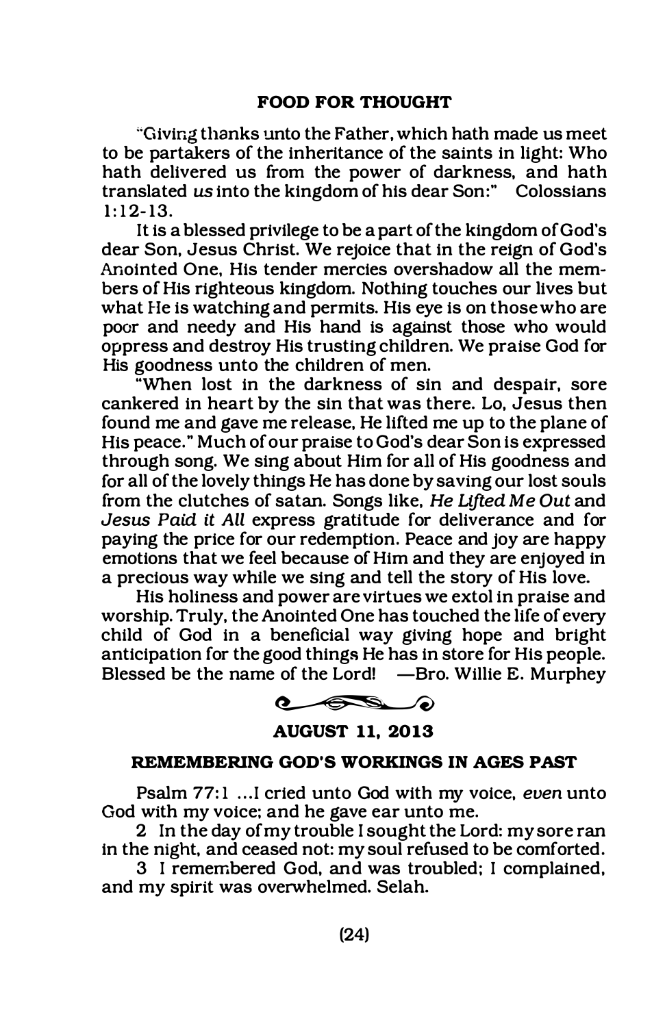### FOOD FOR THOUGHT

"Giving thanks unto the Father, which hath made us meet to be partakers of the inheritance of the saints in light: Who hath delivered us from the power of darkness, and hath translated *us* into the kingdom of his dear Son:" Colossians 1:12-13.

It is a blessed privilege to be a part of the kingdom of God's dear Son, Jesus Christ. We rejoice that in the reign of God's Anointed One, His tender mercies overshadow all the members of His righteous kingdom. Nothing touches our lives but what He is watching and permits. His eye is on those who are poor and needy and His hand is against those who would oppress and destroy His trusting children. We praise God for His goodness unto the children of men.

"When lost in the darkness of sin and despair, sore cankered in heart by the sin that was there. Lo, Jesus then found me and gave me release, He lifted me up to the plane of His peace." Much of our praise to God's dear Son is expressed through song. We sing about Him for all of His goodness and for all of the lovely things He has done by saving our lost souls from the clutches of satan. Songs like, *He Lifted Me Out* and *Jesus Paid it All* express gratitude for deliverance and for paying the price for our redemption. Peace and joy are happy emotions that we feel because of Him and they are enjoyed in a precious way while we sing and tell the story of His love.

His holiness and power are virtues we extol in praise and worship. Truly, the Anointed One has touched the life of every child of God in a beneficial way giving hope and bright anticipation for the good things He has in store for His people. Blessed be the name of the Lord! —Bro. Willie E. Murphey

### AUGUST 11, 2013

### REMEMBERING GOD'S WORKINGS IN AGES PAST

Psalm 77:1 ...I cried unto God with my voice, *even* unto God with my voice; and he gave ear unto me.

2 In the day of my trouble I sought the Lord: my sore ran in the night, and ceased not: my soul refused to be comforted.

3 I remembered God, and was troubled; I complained, and my spirit was overwhelmed. Selah.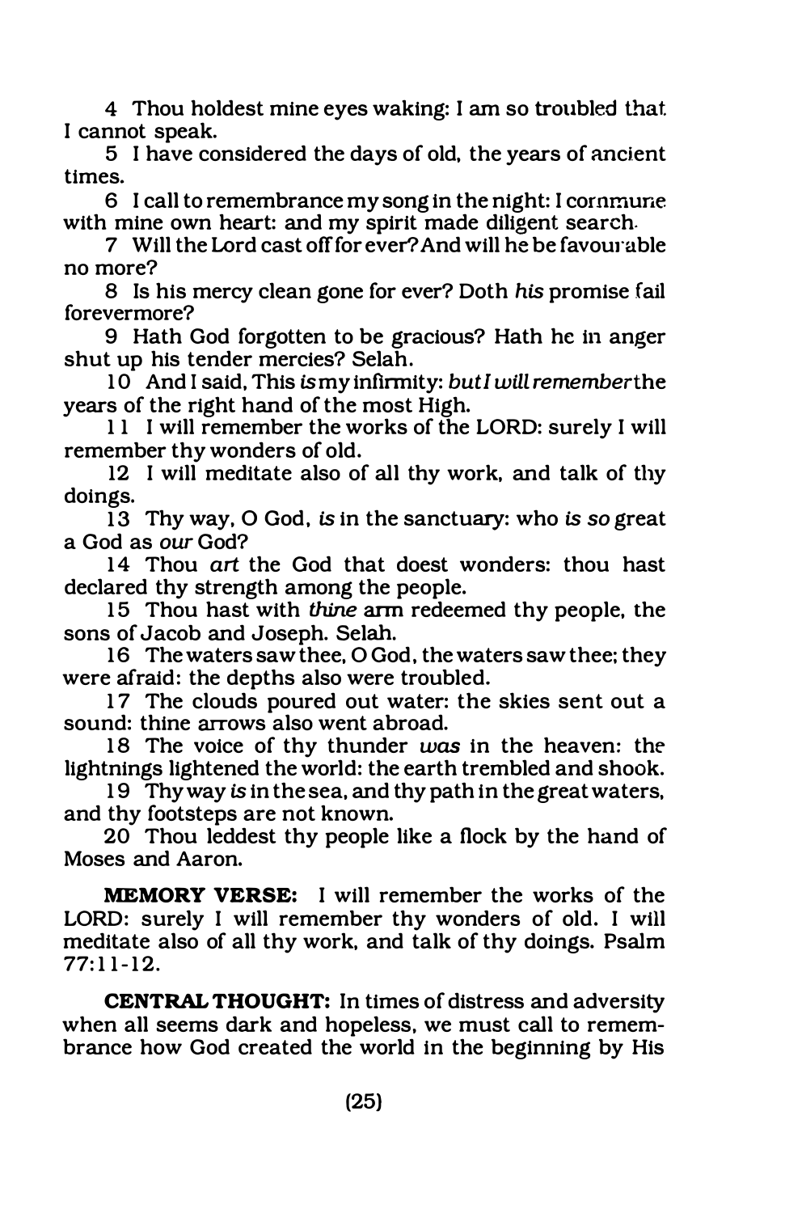4 Thou holdest mine eyes waking: I am so troubled that I cannot speak.

5 I have considered the days of old, the years of ancient times.

6 I call to remembrance my song in the night: I commune with mine own heart: and my spirit made diligent search.

7 Will the Lord cast off for ever? And will he be favourable no more?

8 Is his mercy clean gone for ever? Doth *his* promise fail forevermore?

9 Hath God forgotten to be gracious? Hath he in anger shut up his tender mercies? Selah.

10 And I said, This *is* my infirmity: *but I will remember* the years of the right hand of the most High.

11 I will remember the works of the LORD: surely I will remember thy wonders of old.

12 I will meditate also of all thy work, and talk of thy doings.

13 Thy way, O God, *is* in the sanctuary: who *is so* great a God as *our* God?

14 Thou *art* the God that doest wonders: thou hast declared thy strength among the people.

15 Thou hast with *thine* arm redeemed thy people, the sons of Jacob and Joseph. Selah.

16 The waters saw thee, O God, the waters saw thee; they were afraid: the depths also were troubled.

17 The clouds poured out water: the skies sent out a sound: thine arrows also went abroad.

18 The voice of thy thunder *was* in the heaven: the lightnings lightened the world: the earth trembled and shook.

19 Thy way *is* in the sea, and thy path in the great waters, and thy footsteps are not known.

20 Thou leddest thy people like a flock by the hand of Moses and Aaron.

**MEMORY VERSE:** I will remember the works of the LORD: surely I will remember thy wonders of old. I will meditate also of all thy work, and talk of thy doings. Psalm 77:11-12.

**CENTRAL THOUGHT:** In times of distress and adversity when all seems dark and hopeless, we must call to remembrance how God created the world in the beginning by His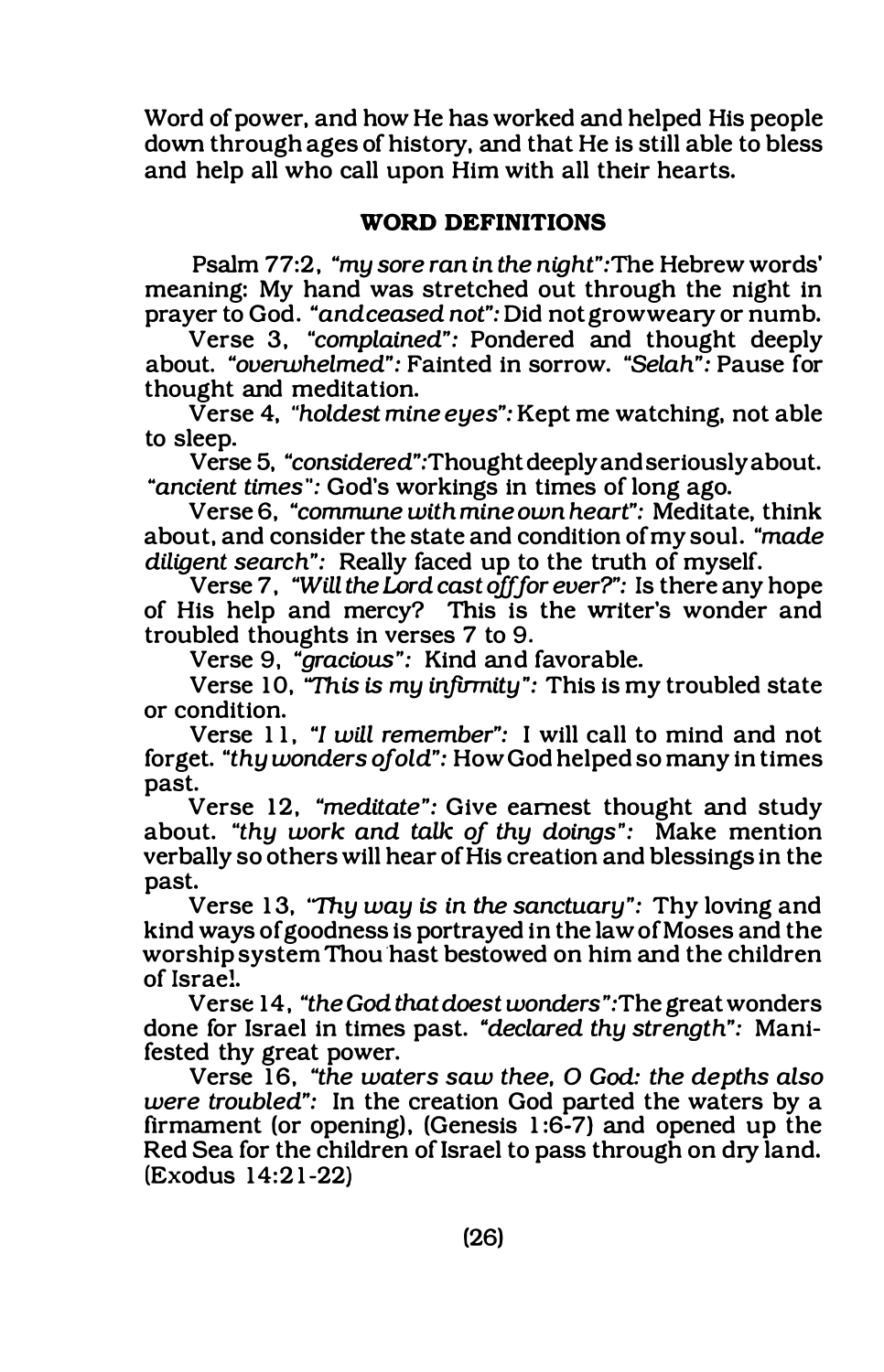Word of power, and how He has worked and helped His people down through ages of history, and that He is still able to bless and help all who call upon Him with all their hearts.

## WORD DEFINITIONS

Psalm 77:2, *"my sore ran in the night"*: The Hebrew words' meaning: My hand was stretched out through the night in prayer to God. *"and ceased not"*: Did not grow weary or numb.

Verse 3, *"complained"*: Pondered and thought deeply about. *"overwhelmed"*: Fainted in sorrow. *"Selah"*: Pause for thought and meditation.

Verse 4, *"holdest mine eyes"*: Kept me watching, not able to sleep.

Verse 5, *"considered"*: Thought deeply and seriously about. *"ancient times"*: God's workings in times of long ago.

Verse 6, *"commune with mine own heart"*: Meditate, think about, and consider the state and condition of my soul. *"made diligent search"*: Really faced up to the truth of myself.

Verse 7, *"Will the Lord cast off for ever?"*: Is there any hope of His help and mercy? This is the writer's wonder and troubled thoughts in verses 7 to 9.

Verse 9, *"gracious"*: Kind and favorable.

Verse 10, *"This is my infirmity"*: This is my troubled state or condition.

Verse 11, *"I will remember"*: I will call to mind and not forget. *"thy wonders of old"*: How God helped so many in times past.

Verse 12, *"meditate"*: Give earnest thought and study about. *"thy work and talk of thy doings"*: Make mention verbally so others will hear of His creation and blessings in the past.

Verse 13, *"Thy way is in the sanctuary"*: Thy loving and kind ways of goodness is portrayed in the law of Moses and the worship system Thou hast bestowed on him and the children of Israel.

Verse 14, *"the God that doest wonders"*: The great wonders done for Israel in times past. *"declared thy strength"*: Manifested thy great power.

Verse 16, *"the waters saw thee, O God: the depths also were troubled"*: In the creation God parted the waters by a firmament (or opening), (Genesis 1:6-7) and opened up the Red Sea for the children of Israel to pass through on dry land. (Exodus 14:21-22)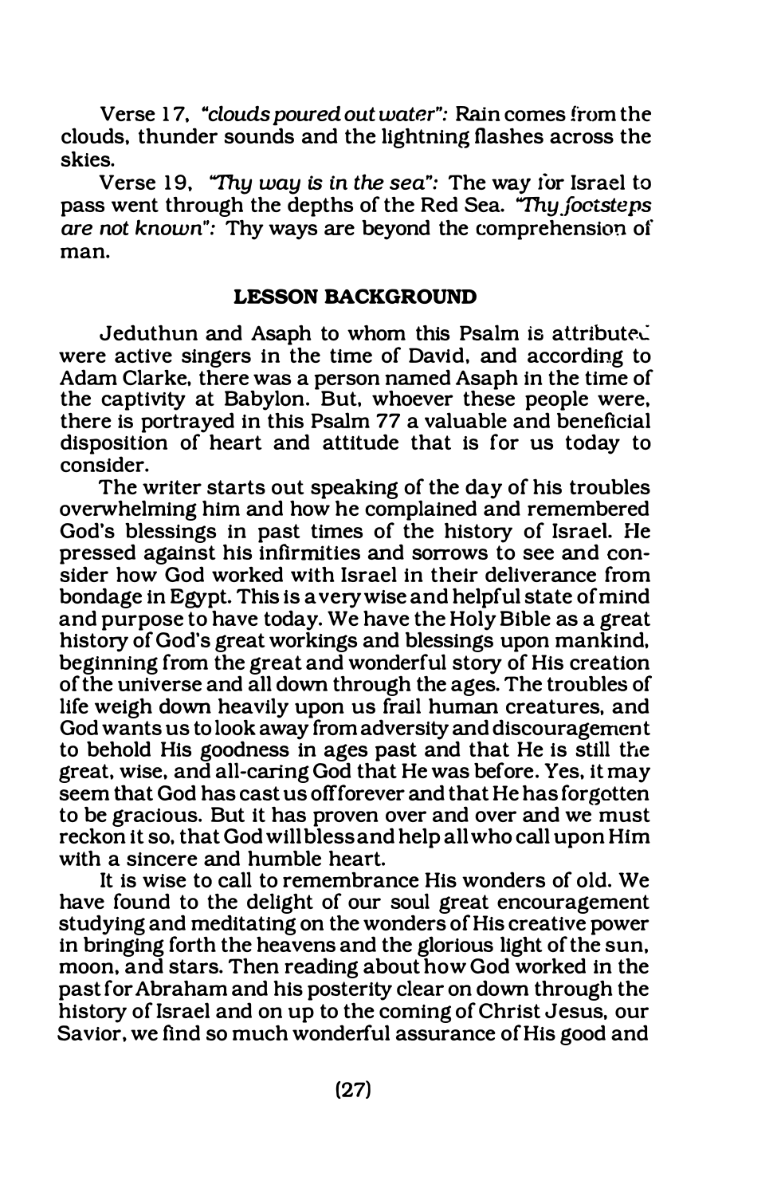Verse 17, *"clouds poured out water":* Rain comes from the clouds, thunder sounds and the lightning flashes across the skies.

Verse 19, *"Thy way is in the sea":* The way for Israel to pass went through the depths of the Red Sea. *"Thy footsteps are not known":* Thy ways are beyond the comprehension of man.

## LESSON BACKGROUND

Jeduthun and Asaph to whom this Psalm is attributed were active singers in the time of David, and according to Adam Clarke, there was a person named Asaph in the time of the captivity at Babylon. But, whoever these people were, there is portrayed in this Psalm 77 a valuable and beneficial disposition of heart and attitude that is for us today to consider.

The writer starts out speaking of the day of his troubles overwhelming him and how he complained and remembered God's blessings in past times of the history of Israel. He pressed against his infirmities and sorrows to see and consider how God worked with Israel in their deliverance from bondage in Egypt. This is a very wise and helpful state of mind and purpose to have today. We have the Holy Bible as a great history of God's great workings and blessings upon mankind, beginning from the great and wonderful story of His creation of the universe and all down through the ages. The troubles of life weigh down heavily upon us frail human creatures, and God wants us to look away from adversity and discouragement to behold His goodness in ages past and that He is still the great, wise, and all-caring God that He was before. Yes, it may seem that God has cast us off forever and that He has forgotten to be gracious. But it has proven over and over and we must reckon it so, that God will bless and help all who call upon Him with a sincere and humble heart.

It is wise to call to remembrance His wonders of old. We have found to the delight of our soul great encouragement studying and meditating on the wonders of His creative power in bringing forth the heavens and the glorious light of the sun, moon, and stars. Then reading about how God worked in the past for Abraham and his posterity clear on down through the history of Israel and on up to the coming of Christ Jesus, our Savior, we find so much wonderful assurance of His good and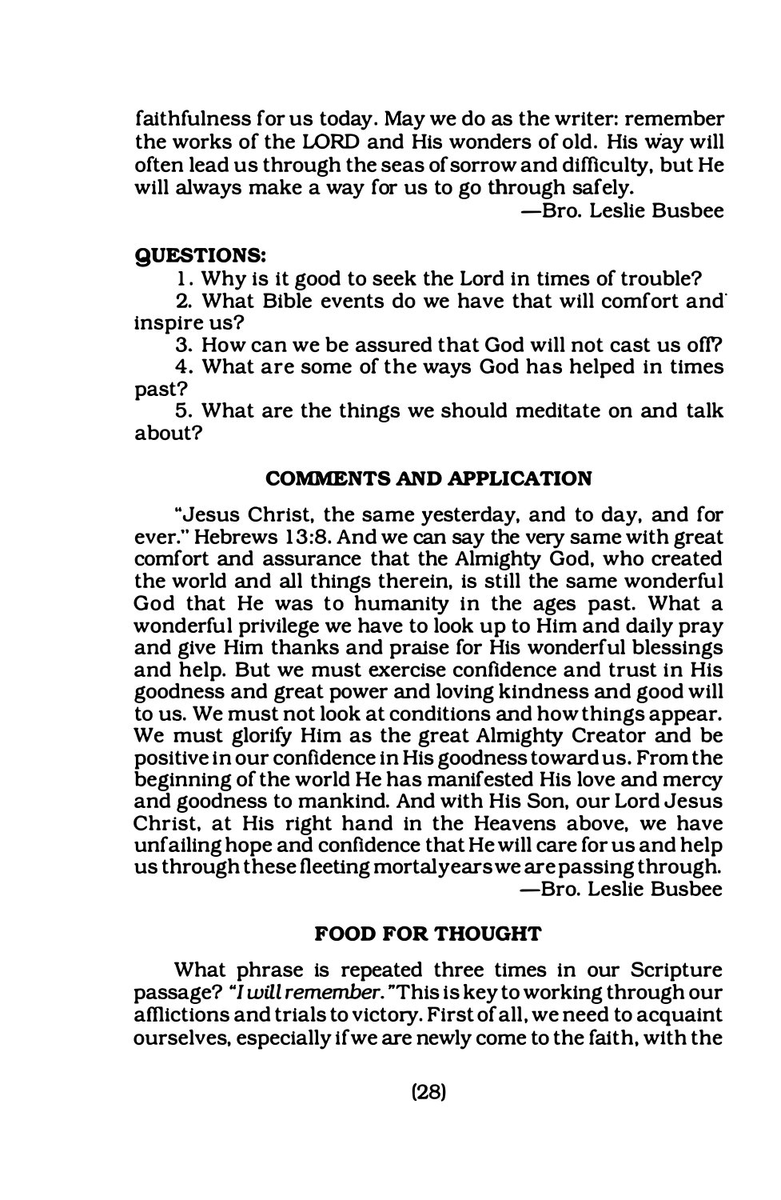faithfulness for us today. May we do as the writer: remember the works of the LORD and His wonders of old. His way will often lead us through the seas of sorrow and difficulty, but He will always make a way for us to go through safely.

—Bro. Leslie Busbee

**QUESTIONS:**

1. Why is it good to seek the Lord in times of trouble?
2. What Bible events do we have that will comfort and inspire us?
3. How can we be assured that God will not cast us off?
4. What are some of the ways God has helped in times past?
5. What are the things we should meditate on and talk about?

## COMMENTS AND APPLICATION

"Jesus Christ, the same yesterday, and to day, and for ever." Hebrews 13:8. And we can say the very same with great comfort and assurance that the Almighty God, who created the world and all things therein, is still the same wonderful God that He was to humanity in the ages past. What a wonderful privilege we have to look up to Him and daily pray and give Him thanks and praise for His wonderful blessings and help. But we must exercise confidence and trust in His goodness and great power and loving kindness and good will to us. We must not look at conditions and how things appear. We must glorify Him as the great Almighty Creator and be positive in our confidence in His goodness toward us. From the beginning of the world He has manifested His love and mercy and goodness to mankind. And with His Son, our Lord Jesus Christ, at His right hand in the Heavens above, we have unfailing hope and confidence that He will care for us and help us through these fleeting mortal years we are passing through.

—Bro. Leslie Busbee

## FOOD FOR THOUGHT

What phrase is repeated three times in our Scripture passage? *"I will remember."* This is key to working through our afflictions and trials to victory. First of all, we need to acquaint ourselves, especially if we are newly come to the faith, with the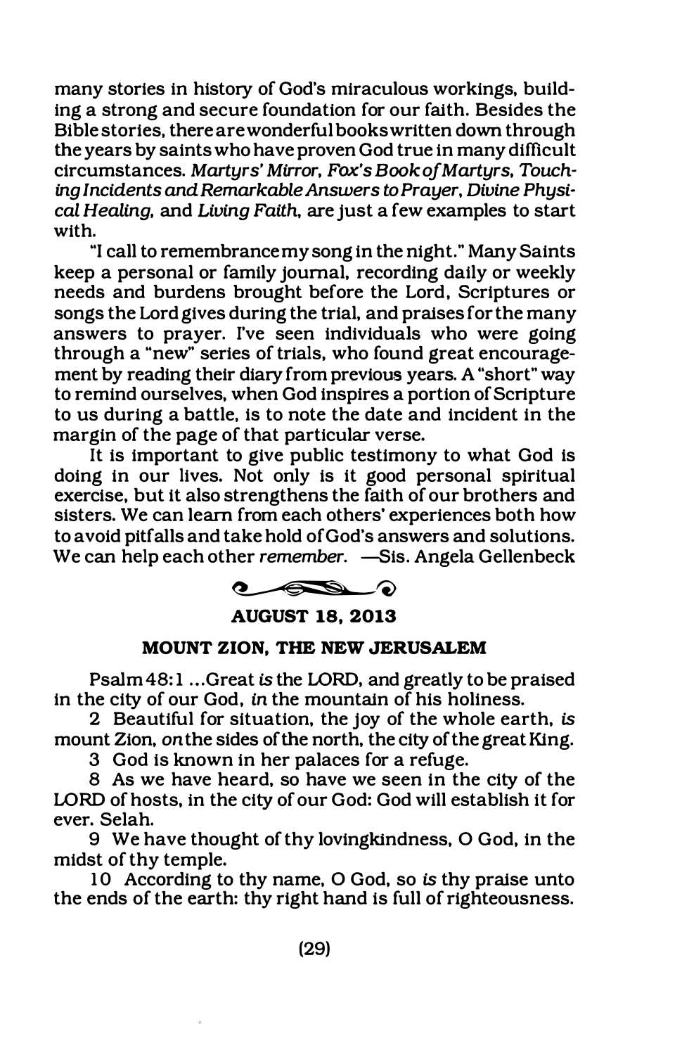many stories in history of God's miraculous workings, building a strong and secure foundation for our faith. Besides the Bible stories, there are wonderful books written down through the years by saints who have proven God true in many difficult circumstances. *Martyrs' Mirror*, *Fox's Book of Martyrs*, *Touching Incidents and Remarkable Answers to Prayer*, *Divine Physical Healing*, and *Living Faith*, are just a few examples to start with.

"I call to remembrance my song in the night." Many Saints keep a personal or family journal, recording daily or weekly needs and burdens brought before the Lord, Scriptures or songs the Lord gives during the trial, and praises for the many answers to prayer. I've seen individuals who were going through a "new" series of trials, who found great encouragement by reading their diary from previous years. A "short" way to remind ourselves, when God inspires a portion of Scripture to us during a battle, is to note the date and incident in the margin of the page of that particular verse.

It is important to give public testimony to what God is doing in our lives. Not only is it good personal spiritual exercise, but it also strengthens the faith of our brothers and sisters. We can learn from each others' experiences both how to avoid pitfalls and take hold of God's answers and solutions. We can help each other *remember*. —Sis. Angela Gellenbeck

## AUGUST 18, 2013

### MOUNT ZION, THE NEW JERUSALEM

Psalm 48:1 ...Great *is* the LORD, and greatly to be praised in the city of our God, *in* the mountain of his holiness.

2 Beautiful for situation, the joy of the whole earth, *is* mount Zion, *on* the sides of the north, the city of the great King.

3 God is known in her palaces for a refuge.

8 As we have heard, so have we seen in the city of the LORD of hosts, in the city of our God: God will establish it for ever. Selah.

9 We have thought of thy lovingkindness, O God, in the midst of thy temple.

10 According to thy name, O God, so *is* thy praise unto the ends of the earth: thy right hand is full of righteousness.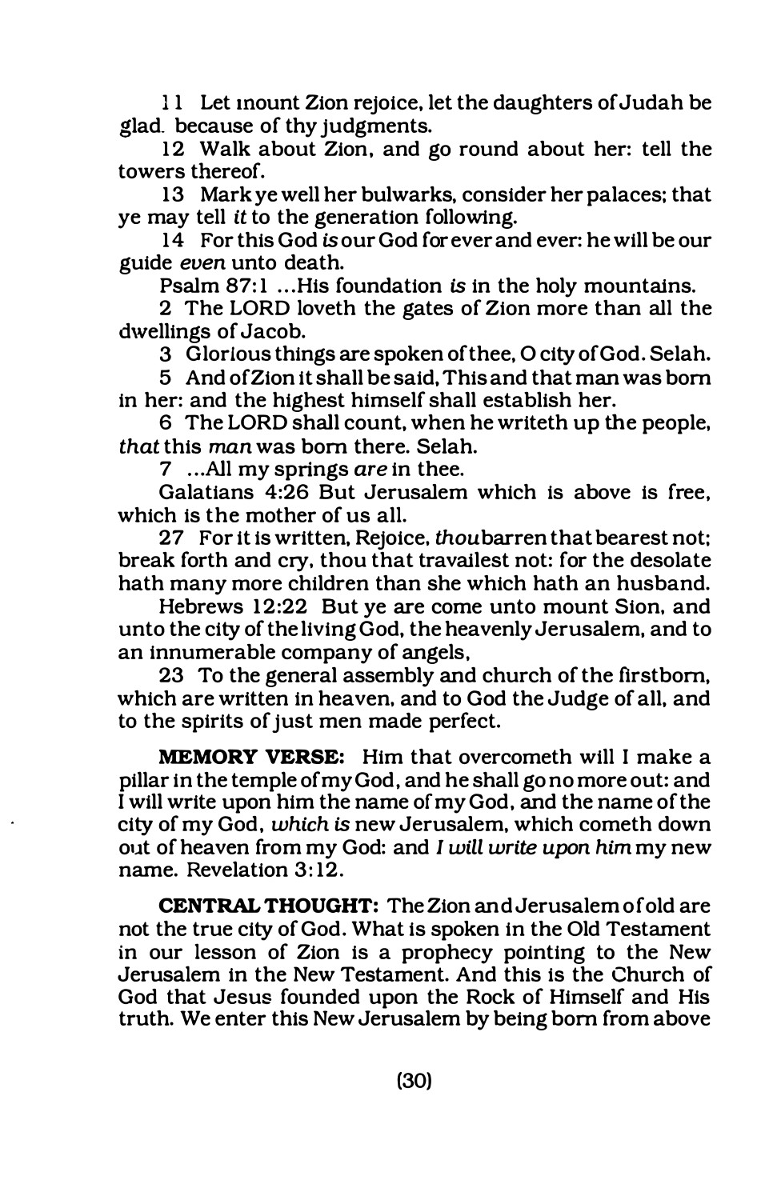11 Let mount Zion rejoice, let the daughters of Judah be glad. because of thy judgments.

12 Walk about Zion, and go round about her: tell the towers thereof.

13 Mark ye well her bulwarks, consider her palaces; that ye may tell *it* to the generation following.

14 For this God *is* our God for ever and ever: he will be our guide *even* unto death.

Psalm 87:1 ...His foundation *is* in the holy mountains.

2 The LORD loveth the gates of Zion more than all the dwellings of Jacob.

3 Glorious things are spoken of thee, O city of God. Selah.

5 And of Zion it shall be said, This and that man was born in her: and the highest himself shall establish her.

6 The LORD shall count, when he writeth up the people, *that* this *man* was born there. Selah.

7 ...All my springs *are* in thee.

Galatians 4:26 But Jerusalem which is above is free, which is the mother of us all.

27 For it is written, Rejoice, *thou* barren that bearest not; break forth and cry, thou that travailest not: for the desolate hath many more children than she which hath an husband.

Hebrews 12:22 But ye are come unto mount Sion, and unto the city of the living God, the heavenly Jerusalem, and to an innumerable company of angels,

23 To the general assembly and church of the firstborn, which are written in heaven, and to God the Judge of all, and to the spirits of just men made perfect.

**MEMORY VERSE:** Him that overcometh will I make a pillar in the temple of my God, and he shall go no more out: and I will write upon him the name of my God, and the name of the city of my God, *which is* new Jerusalem, which cometh down out of heaven from my God: and *I will write upon him* my new name. Revelation 3:12.

**CENTRAL THOUGHT:** The Zion and Jerusalem of old are not the true city of God. What is spoken in the Old Testament in our lesson of Zion is a prophecy pointing to the New Jerusalem in the New Testament. And this is the Church of God that Jesus founded upon the Rock of Himself and His truth. We enter this New Jerusalem by being born from above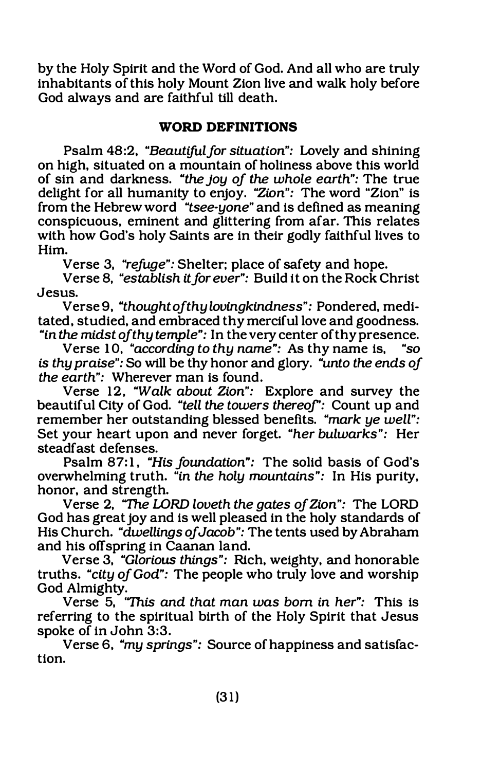by the Holy Spirit and the Word of God. And all who are truly inhabitants of this holy Mount Zion live and walk holy before God always and are faithful till death.

### WORD DEFINITIONS

Psalm 48:2, *"Beautiful for situation":* Lovely and shining on high, situated on a mountain of holiness above this world of sin and darkness. *"the joy of the whole earth":* The true delight for all humanity to enjoy. *"Zion":* The word "Zion" is from the Hebrew word *"tsee-yone"* and is defined as meaning conspicuous, eminent and glittering from afar. This relates with how God's holy Saints are in their godly faithful lives to Him.

Verse 3, *"refuge":* Shelter; place of safety and hope.

Verse 8, *"establish it for ever":* Build it on the Rock Christ Jesus.

Verse 9, *"thought of thy lovingkindness":* Pondered, meditated, studied, and embraced thy merciful love and goodness. *"in the midst of thy temple":* In the very center of thy presence.

Verse 10, *"according to thy name":* As thy name is, *"so is thy praise":* So will be thy honor and glory. *"unto the ends of the earth":* Wherever man is found.

Verse 12, *"Walk about Zion":* Explore and survey the beautiful City of God. *"tell the towers thereof":* Count up and remember her outstanding blessed benefits. *"mark ye well":* Set your heart upon and never forget. *"her bulwarks":* Her steadfast defenses.

Psalm 87:1, *"His foundation":* The solid basis of God's overwhelming truth. *"in the holy mountains":* In His purity, honor, and strength.

Verse 2, *"The LORD loveth the gates of Zion":* The LORD God has great joy and is well pleased in the holy standards of His Church. *"dwellings of Jacob":* The tents used by Abraham and his offspring in Caanan land.

Verse 3, *"Glorious things":* Rich, weighty, and honorable truths. *"city of God":* The people who truly love and worship God Almighty.

Verse 5, *"This and that man was born in her":* This is referring to the spiritual birth of the Holy Spirit that Jesus spoke of in John 3:3.

Verse 6, *"my springs":* Source of happiness and satisfaction.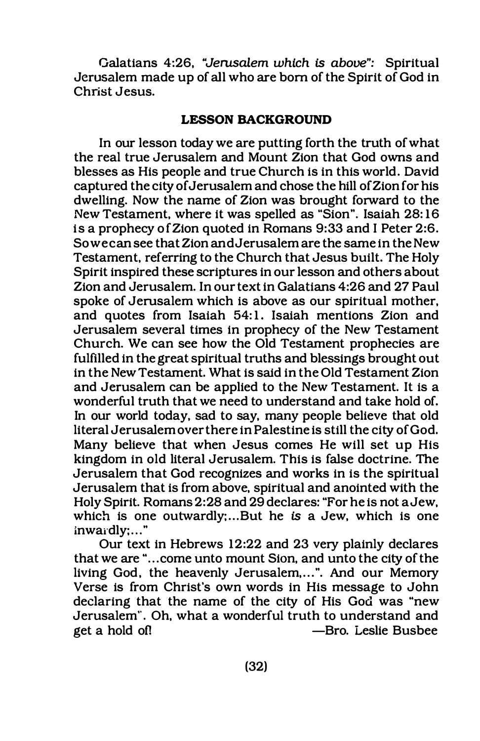Galatians 4:26, *"Jerusalem which is above":* Spiritual Jerusalem made up of all who are born of the Spirit of God in Christ Jesus.

**LESSON BACKGROUND**

In our lesson today we are putting forth the truth of what the real true Jerusalem and Mount Zion that God owns and blesses as His people and true Church is in this world. David captured the city of Jerusalem and chose the hill of Zion for his dwelling. Now the name of Zion was brought forward to the New Testament, where it was spelled as "Sion". Isaiah 28:16 is a prophecy of Zion quoted in Romans 9:33 and I Peter 2:6. So we can see that Zion and Jerusalem are the same in the New Testament, referring to the Church that Jesus built. The Holy Spirit inspired these scriptures in our lesson and others about Zion and Jerusalem. In our text in Galatians 4:26 and 27 Paul spoke of Jerusalem which is above as our spiritual mother, and quotes from Isaiah 54:1. Isaiah mentions Zion and Jerusalem several times in prophecy of the New Testament Church. We can see how the Old Testament prophecies are fulfilled in the great spiritual truths and blessings brought out in the New Testament. What is said in the Old Testament Zion and Jerusalem can be applied to the New Testament. It is a wonderful truth that we need to understand and take hold of. In our world today, sad to say, many people believe that old literal Jerusalem over there in Palestine is still the city of God. Many believe that when Jesus comes He will set up His kingdom in old literal Jerusalem. This is false doctrine. The Jerusalem that God recognizes and works in is the spiritual Jerusalem that is from above, spiritual and anointed with the Holy Spirit. Romans 2:28 and 29 declares: "For he is not a Jew, which is one outwardly;...But he *is* a Jew, which is one inwardly;..."

Our text in Hebrews 12:22 and 23 very plainly declares that we are "...come unto mount Sion, and unto the city of the living God, the heavenly Jerusalem,...". And our Memory Verse is from Christ's own words in His message to John declaring that the name of the city of His God was "new Jerusalem". Oh, what a wonderful truth to understand and get a hold of!

—Bro. Leslie Busbee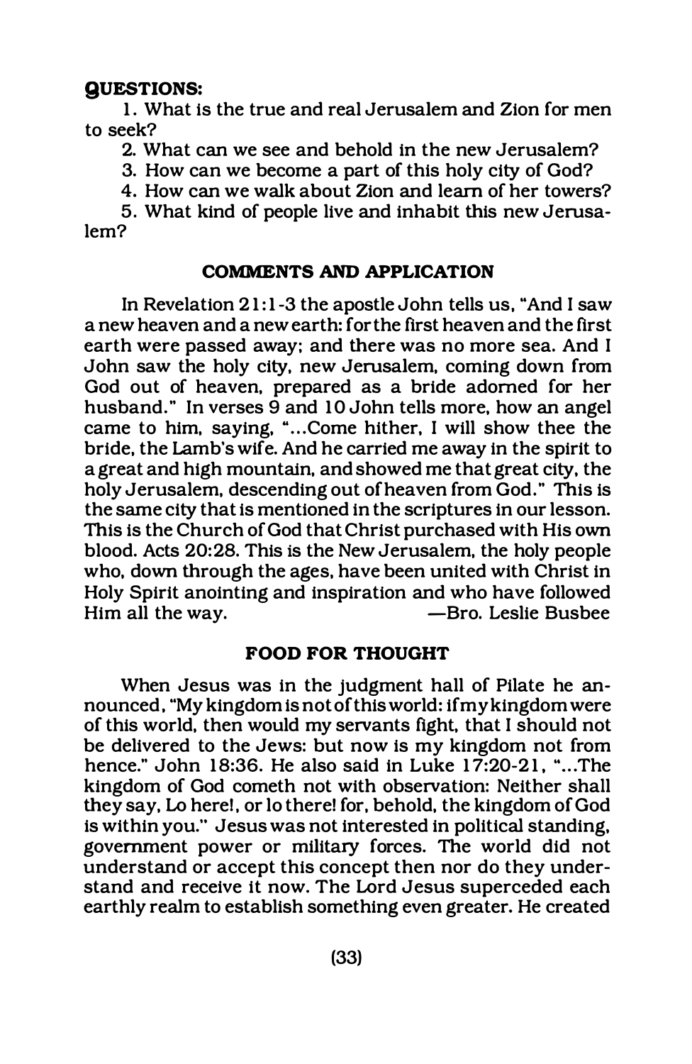**QUESTIONS:**

1. What is the true and real Jerusalem and Zion for men to seek?
2. What can we see and behold in the new Jerusalem?
3. How can we become a part of this holy city of God?
4. How can we walk about Zion and learn of her towers?
5. What kind of people live and inhabit this new Jerusalem?

## COMMENTS AND APPLICATION

In Revelation 21:1-3 the apostle John tells us, "And I saw a new heaven and a new earth: for the first heaven and the first earth were passed away; and there was no more sea. And I John saw the holy city, new Jerusalem, coming down from God out of heaven, prepared as a bride adorned for her husband." In verses 9 and 10 John tells more, how an angel came to him, saying, "...Come hither, I will show thee the bride, the Lamb's wife. And he carried me away in the spirit to a great and high mountain, and showed me that great city, the holy Jerusalem, descending out of heaven from God." This is the same city that is mentioned in the scriptures in our lesson. This is the Church of God that Christ purchased with His own blood. Acts 20:28. This is the New Jerusalem, the holy people who, down through the ages, have been united with Christ in Holy Spirit anointing and inspiration and who have followed Him all the way. —Bro. Leslie Busbee

## FOOD FOR THOUGHT

When Jesus was in the judgment hall of Pilate he announced, "My kingdom is not of this world: if my kingdom were of this world, then would my servants fight, that I should not be delivered to the Jews: but now is my kingdom not from hence." John 18:36. He also said in Luke 17:20-21, "...The kingdom of God cometh not with observation: Neither shall they say, Lo here!, or lo there! for, behold, the kingdom of God is within you." Jesus was not interested in political standing, government power or military forces. The world did not understand or accept this concept then nor do they understand and receive it now. The Lord Jesus superceded each earthly realm to establish something even greater. He created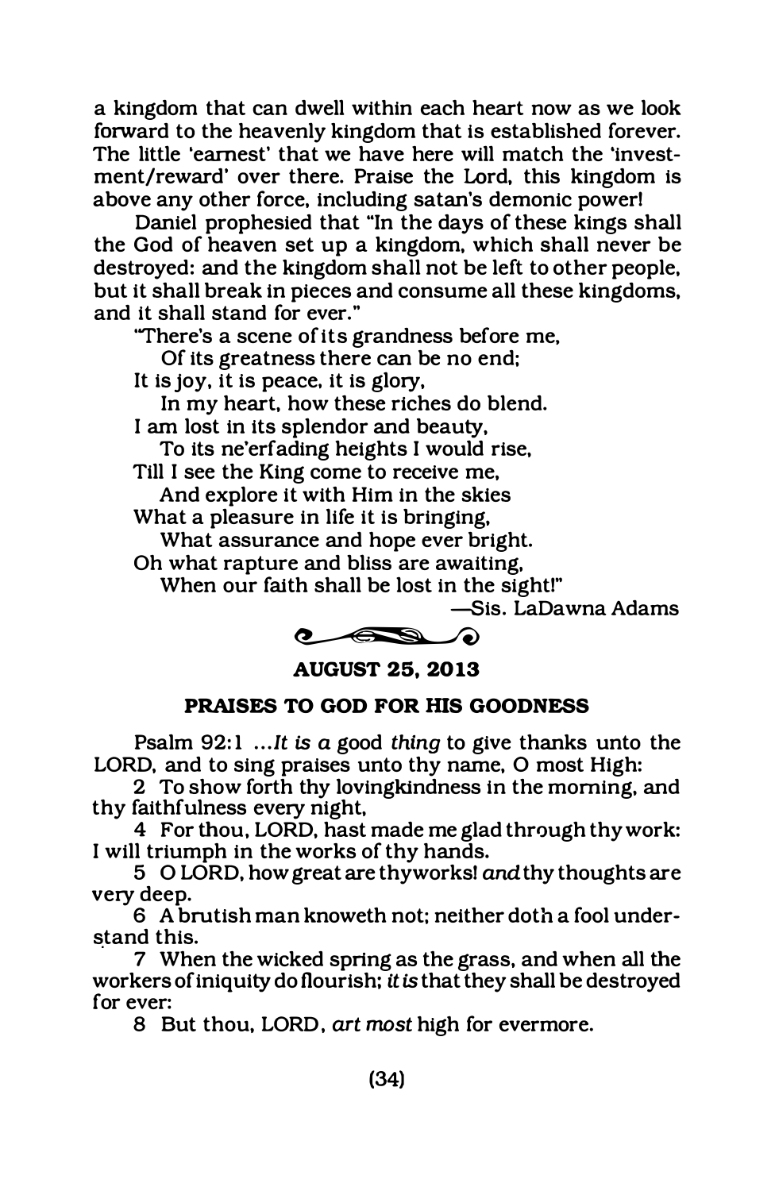a kingdom that can dwell within each heart now as we look forward to the heavenly kingdom that is established forever. The little 'earnest' that we have here will match the 'investment/reward' over there. Praise the Lord, this kingdom is above any other force, including satan's demonic power!

Daniel prophesied that "In the days of these kings shall the God of heaven set up a kingdom, which shall never be destroyed: and the kingdom shall not be left to other people, but it shall break in pieces and consume all these kingdoms, and it shall stand for ever."

"There's a scene of its grandness before me,
Of its greatness there can be no end;
It is joy, it is peace, it is glory,
In my heart, how these riches do blend.
I am lost in its splendor and beauty,
To its ne'erfading heights I would rise,
Till I see the King come to receive me,
And explore it with Him in the skies
What a pleasure in life it is bringing,
What assurance and hope ever bright.
Oh what rapture and bliss are awaiting,
When our faith shall be lost in the sight!"

—Sis. LaDawna Adams

**AUGUST 25, 2013**

**PRAISES TO GOD FOR HIS GOODNESS**

Psalm 92:1 ...*It is a* good *thing* to give thanks unto the LORD, and to sing praises unto thy name, O most High:

2 To show forth thy lovingkindness in the morning, and thy faithfulness every night,

4 For thou, LORD, hast made me glad through thy work: I will triumph in the works of thy hands.

5 O LORD, how great are thy works! *and* thy thoughts are very deep.

6 A brutish man knoweth not; neither doth a fool understand this.

7 When the wicked spring as the grass, and when all the workers of iniquity do flourish; *it is* that they shall be destroyed for ever:

8 But thou, LORD, *art most* high for evermore.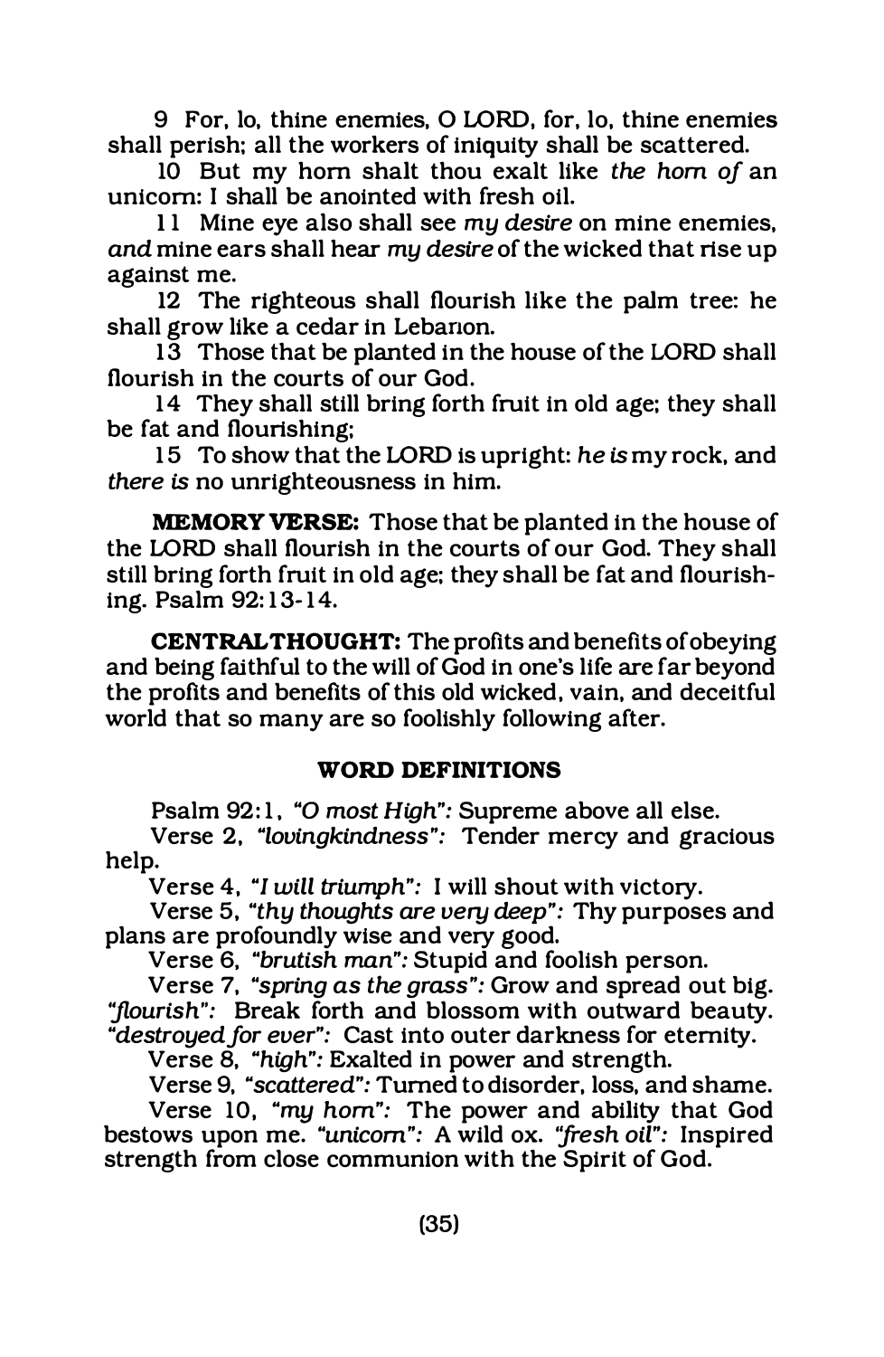9 For, lo, thine enemies, O LORD, for, lo, thine enemies shall perish; all the workers of iniquity shall be scattered.

10 But my horn shalt thou exalt like *the horn of* an unicorn: I shall be anointed with fresh oil.

11 Mine eye also shall see *my desire* on mine enemies, *and* mine ears shall hear *my desire* of the wicked that rise up against me.

12 The righteous shall flourish like the palm tree: he shall grow like a cedar in Lebanon.

13 Those that be planted in the house of the LORD shall flourish in the courts of our God.

14 They shall still bring forth fruit in old age; they shall be fat and flourishing;

15 To show that the LORD is upright: *he is* my rock, and *there is* no unrighteousness in him.

**MEMORY VERSE:** Those that be planted in the house of the LORD shall flourish in the courts of our God. They shall still bring forth fruit in old age; they shall be fat and flourishing. Psalm 92:13-14.

**CENTRAL THOUGHT:** The profits and benefits of obeying and being faithful to the will of God in one's life are far beyond the profits and benefits of this old wicked, vain, and deceitful world that so many are so foolishly following after.

## WORD DEFINITIONS

Psalm 92:1, *"O most High":* Supreme above all else.

Verse 2, *"lovingkindness":* Tender mercy and gracious help.

Verse 4, *"I will triumph":* I will shout with victory.

Verse 5, *"thy thoughts are very deep":* Thy purposes and plans are profoundly wise and very good.

Verse 6, *"brutish man":* Stupid and foolish person.

Verse 7, *"spring as the grass":* Grow and spread out big. *"flourish":* Break forth and blossom with outward beauty. *"destroyed for ever":* Cast into outer darkness for eternity.

Verse 8, *"high":* Exalted in power and strength.

Verse 9, *"scattered":* Turned to disorder, loss, and shame.

Verse 10, *"my horn":* The power and ability that God bestows upon me. *"unicorn":* A wild ox. *"fresh oil":* Inspired strength from close communion with the Spirit of God.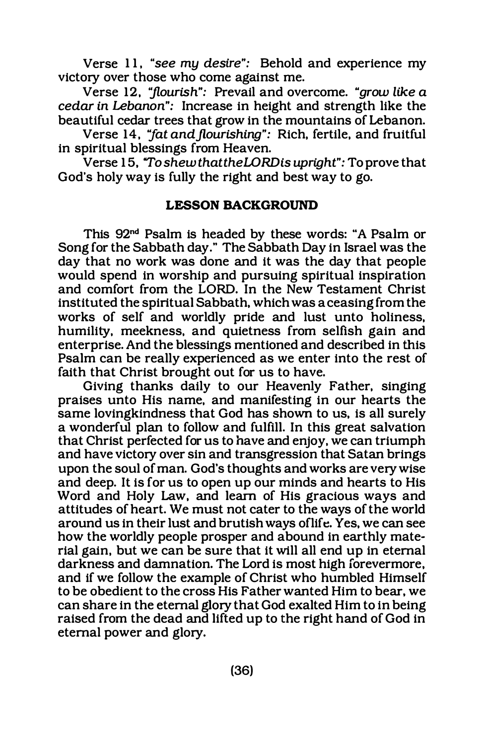Verse 11, *"see my desire":* Behold and experience my victory over those who come against me.

Verse 12, *"flourish":* Prevail and overcome. *"grow like a cedar in Lebanon":* Increase in height and strength like the beautiful cedar trees that grow in the mountains of Lebanon.

Verse 14, *"fat and flourishing":* Rich, fertile, and fruitful in spiritual blessings from Heaven.

Verse 15, *"To shew that the LORD is upright":* To prove that God's holy way is fully the right and best way to go.

**LESSON BACKGROUND**

This 92nd Psalm is headed by these words: "A Psalm or Song for the Sabbath day." The Sabbath Day in Israel was the day that no work was done and it was the day that people would spend in worship and pursuing spiritual inspiration and comfort from the LORD. In the New Testament Christ instituted the spiritual Sabbath, which was a ceasing from the works of self and worldly pride and lust unto holiness, humility, meekness, and quietness from selfish gain and enterprise. And the blessings mentioned and described in this Psalm can be really experienced as we enter into the rest of faith that Christ brought out for us to have.

Giving thanks daily to our Heavenly Father, singing praises unto His name, and manifesting in our hearts the same lovingkindness that God has shown to us, is all surely a wonderful plan to follow and fulfill. In this great salvation that Christ perfected for us to have and enjoy, we can triumph and have victory over sin and transgression that Satan brings upon the soul of man. God's thoughts and works are very wise and deep. It is for us to open up our minds and hearts to His Word and Holy Law, and learn of His gracious ways and attitudes of heart. We must not cater to the ways of the world around us in their lust and brutish ways of life. Yes, we can see how the worldly people prosper and abound in earthly material gain, but we can be sure that it will all end up in eternal darkness and damnation. The Lord is most high forevermore, and if we follow the example of Christ who humbled Himself to be obedient to the cross His Father wanted Him to bear, we can share in the eternal glory that God exalted Him to in being raised from the dead and lifted up to the right hand of God in eternal power and glory.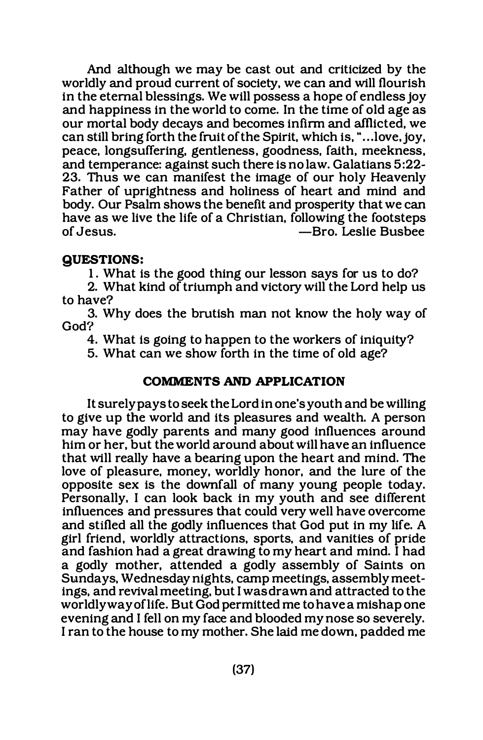And although we may be cast out and criticized by the worldly and proud current of society, we can and will flourish in the eternal blessings. We will possess a hope of endless joy and happiness in the world to come. In the time of old age as our mortal body decays and becomes infirm and afflicted, we can still bring forth the fruit of the Spirit, which is, "...love, joy, peace, longsuffering, gentleness, goodness, faith, meekness, and temperance: against such there is no law. Galatians 5:22-23. Thus we can manifest the image of our holy Heavenly Father of uprightness and holiness of heart and mind and body. Our Psalm shows the benefit and prosperity that we can have as we live the life of a Christian, following the footsteps of Jesus. —Bro. Leslie Busbee

**QUESTIONS:**

1. What is the good thing our lesson says for us to do?
2. What kind of triumph and victory will the Lord help us to have?
3. Why does the brutish man not know the holy way of God?
4. What is going to happen to the workers of iniquity?
5. What can we show forth in the time of old age?

**COMMENTS AND APPLICATION**

It surely pays to seek the Lord in one's youth and be willing to give up the world and its pleasures and wealth. A person may have godly parents and many good influences around him or her, but the world around about will have an influence that will really have a bearing upon the heart and mind. The love of pleasure, money, worldly honor, and the lure of the opposite sex is the downfall of many young people today. Personally, I can look back in my youth and see different influences and pressures that could very well have overcome and stifled all the godly influences that God put in my life. A girl friend, worldly attractions, sports, and vanities of pride and fashion had a great drawing to my heart and mind. I had a godly mother, attended a godly assembly of Saints on Sundays, Wednesday nights, camp meetings, assembly meetings, and revival meeting, but I was drawn and attracted to the worldly way of life. But God permitted me to have a mishap one evening and I fell on my face and blooded my nose so severely. I ran to the house to my mother. She laid me down, padded me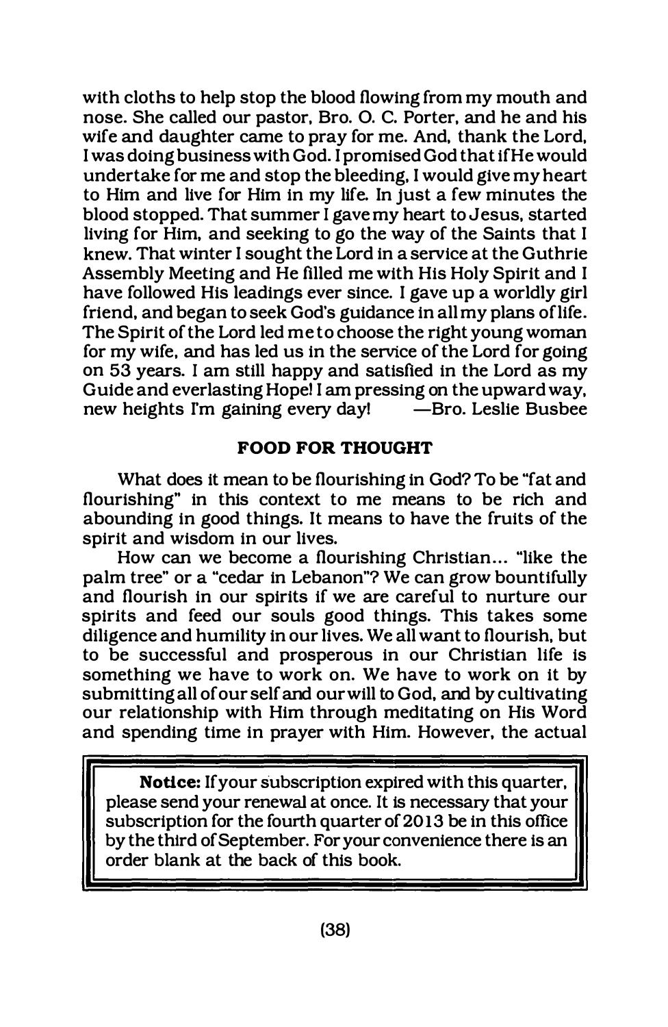with cloths to help stop the blood flowing from my mouth and nose. She called our pastor, Bro. O. C. Porter, and he and his wife and daughter came to pray for me. And, thank the Lord, I was doing business with God. I promised God that if He would undertake for me and stop the bleeding, I would give my heart to Him and live for Him in my life. In just a few minutes the blood stopped. That summer I gave my heart to Jesus, started living for Him, and seeking to go the way of the Saints that I knew. That winter I sought the Lord in a service at the Guthrie Assembly Meeting and He filled me with His Holy Spirit and I have followed His leadings ever since. I gave up a worldly girl friend, and began to seek God's guidance in all my plans of life. The Spirit of the Lord led me to choose the right young woman for my wife, and has led us in the service of the Lord for going on 53 years. I am still happy and satisfied in the Lord as my Guide and everlasting Hope! I am pressing on the upward way, new heights I'm gaining every day! —Bro. Leslie Busbee

## FOOD FOR THOUGHT

What does it mean to be flourishing in God? To be "fat and flourishing" in this context to me means to be rich and abounding in good things. It means to have the fruits of the spirit and wisdom in our lives.

How can we become a flourishing Christian... "like the palm tree" or a "cedar in Lebanon"? We can grow bountifully and flourish in our spirits if we are careful to nurture our spirits and feed our souls good things. This takes some diligence and humility in our lives. We all want to flourish, but to be successful and prosperous in our Christian life is something we have to work on. We have to work on it by submitting all of our self and our will to God, and by cultivating our relationship with Him through meditating on His Word and spending time in prayer with Him. However, the actual

---

**Notice:** If your subscription expired with this quarter, please send your renewal at once. It is necessary that your subscription for the fourth quarter of 2013 be in this office by the third of September. For your convenience there is an order blank at the back of this book.

---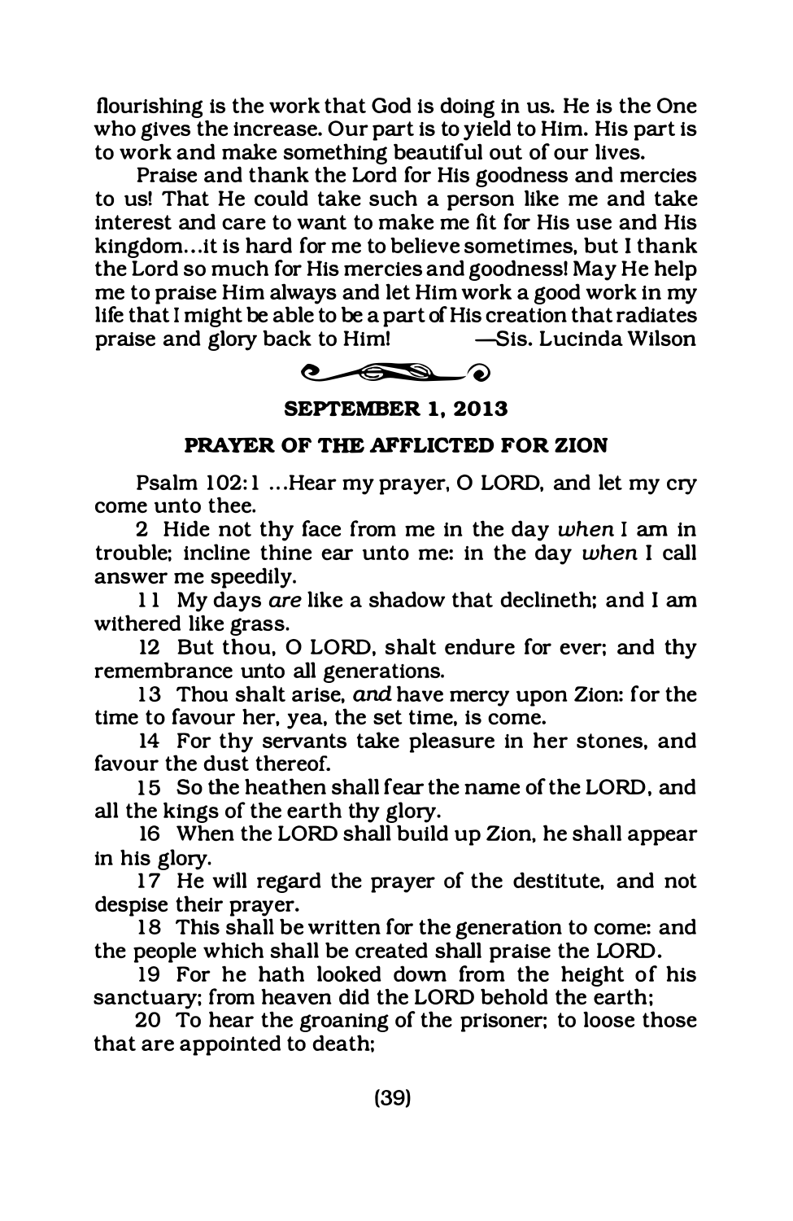flourishing is the work that God is doing in us. He is the One who gives the increase. Our part is to yield to Him. His part is to work and make something beautiful out of our lives.

Praise and thank the Lord for His goodness and mercies to us! That He could take such a person like me and take interest and care to want to make me fit for His use and His kingdom...it is hard for me to believe sometimes, but I thank the Lord so much for His mercies and goodness! May He help me to praise Him always and let Him work a good work in my life that I might be able to be a part of His creation that radiates praise and glory back to Him! —Sis. Lucinda Wilson

## SEPTEMBER 1, 2013

### PRAYER OF THE AFFLICTED FOR ZION

Psalm 102:1 ...Hear my prayer, O LORD, and let my cry come unto thee.

2 Hide not thy face from me in the day *when* I am in trouble; incline thine ear unto me: in the day *when* I call answer me speedily.

11 My days *are* like a shadow that declineth; and I am withered like grass.

12 But thou, O LORD, shalt endure for ever; and thy remembrance unto all generations.

13 Thou shalt arise, *and* have mercy upon Zion: for the time to favour her, yea, the set time, is come.

14 For thy servants take pleasure in her stones, and favour the dust thereof.

15 So the heathen shall fear the name of the LORD, and all the kings of the earth thy glory.

16 When the LORD shall build up Zion, he shall appear in his glory.

17 He will regard the prayer of the destitute, and not despise their prayer.

18 This shall be written for the generation to come: and the people which shall be created shall praise the LORD.

19 For he hath looked down from the height of his sanctuary; from heaven did the LORD behold the earth;

20 To hear the groaning of the prisoner; to loose those that are appointed to death;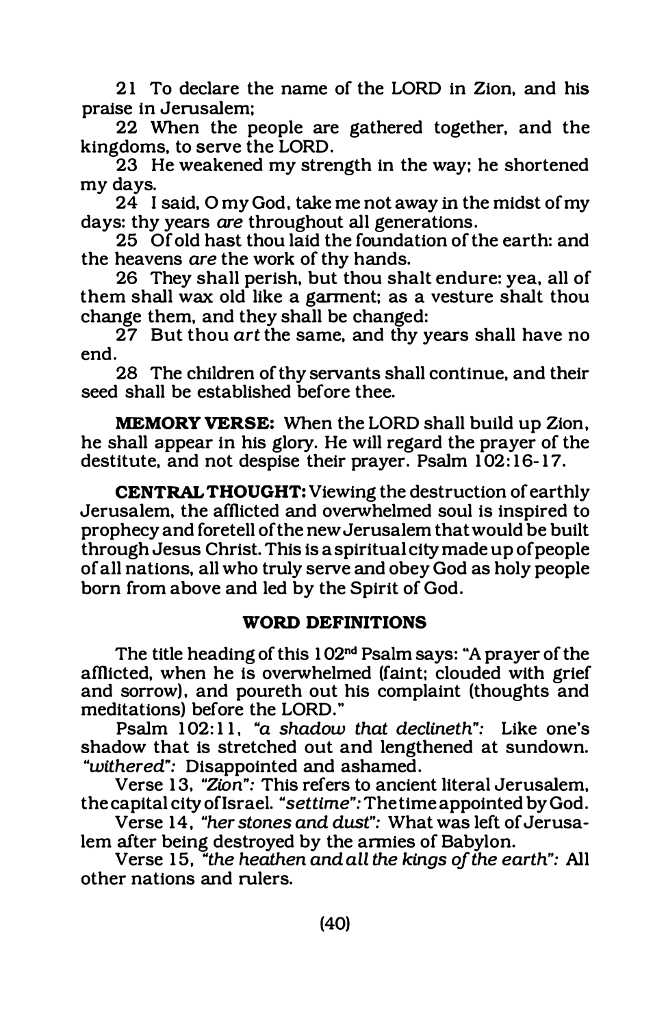21 To declare the name of the LORD in Zion, and his praise in Jerusalem;

22 When the people are gathered together, and the kingdoms, to serve the LORD.

23 He weakened my strength in the way; he shortened my days.

24 I said, O my God, take me not away in the midst of my days: thy years *are* throughout all generations.

25 Of old hast thou laid the foundation of the earth: and the heavens *are* the work of thy hands.

26 They shall perish, but thou shalt endure: yea, all of them shall wax old like a garment; as a vesture shalt thou change them, and they shall be changed:

27 But thou *art* the same, and thy years shall have no end.

28 The children of thy servants shall continue, and their seed shall be established before thee.

**MEMORY VERSE:** When the LORD shall build up Zion, he shall appear in his glory. He will regard the prayer of the destitute, and not despise their prayer. Psalm 102:16-17.

**CENTRAL THOUGHT:** Viewing the destruction of earthly Jerusalem, the afflicted and overwhelmed soul is inspired to prophecy and foretell of the new Jerusalem that would be built through Jesus Christ. This is a spiritual city made up of people of all nations, all who truly serve and obey God as holy people born from above and led by the Spirit of God.

### WORD DEFINITIONS

The title heading of this 102nd Psalm says: "A prayer of the afflicted, when he is overwhelmed (faint; clouded with grief and sorrow), and poureth out his complaint (thoughts and meditations) before the LORD."

Psalm 102:11, *"a shadow that declineth":* Like one's shadow that is stretched out and lengthened at sundown. *"withered":* Disappointed and ashamed.

Verse 13, *"Zion":* This refers to ancient literal Jerusalem, the capital city of Israel. *"set time":* The time appointed by God.

Verse 14, *"her stones and dust":* What was left of Jerusalem after being destroyed by the armies of Babylon.

Verse 15, *"the heathen and all the kings of the earth":* All other nations and rulers.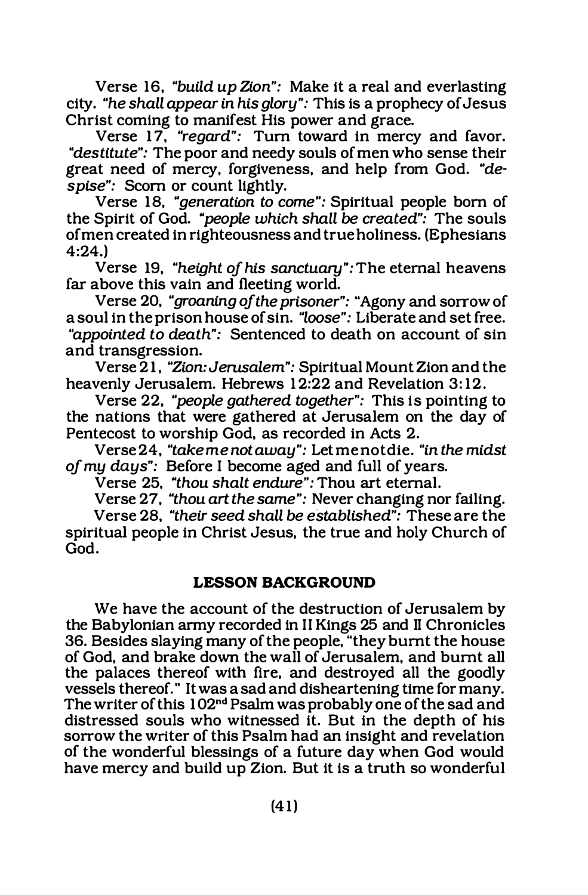Verse 16, *"build up Zion":* Make it a real and everlasting city. *"he shall appear in his glory":* This is a prophecy of Jesus Christ coming to manifest His power and grace.

Verse 17, *"regard":* Turn toward in mercy and favor. *"destitute":* The poor and needy souls of men who sense their great need of mercy, forgiveness, and help from God. *"despise":* Scorn or count lightly.

Verse 18, *"generation to come":* Spiritual people born of the Spirit of God. *"people which shall be created":* The souls of men created in righteousness and true holiness. (Ephesians 4:24.)

Verse 19, *"height of his sanctuary":* The eternal heavens far above this vain and fleeting world.

Verse 20, *"groaning of the prisoner":* "Agony and sorrow of a soul in the prison house of sin. *"loose":* Liberate and set free. *"appointed to death":* Sentenced to death on account of sin and transgression.

Verse 21, *"Zion: Jerusalem":* Spiritual Mount Zion and the heavenly Jerusalem. Hebrews 12:22 and Revelation 3:12.

Verse 22, *"people gathered together":* This is pointing to the nations that were gathered at Jerusalem on the day of Pentecost to worship God, as recorded in Acts 2.

Verse 24, *"take me not away":* Let me not die. *"in the midst of my days":* Before I become aged and full of years.

Verse 25, *"thou shalt endure":* Thou art eternal.

Verse 27, *"thou art the same":* Never changing nor failing.

Verse 28, *"their seed shall be established":* These are the spiritual people in Christ Jesus, the true and holy Church of God.

**LESSON BACKGROUND**

We have the account of the destruction of Jerusalem by the Babylonian army recorded in II Kings 25 and II Chronicles 36. Besides slaying many of the people, "they burnt the house of God, and brake down the wall of Jerusalem, and burnt all the palaces thereof with fire, and destroyed all the goodly vessels thereof." It was a sad and disheartening time for many. The writer of this 102nd Psalm was probably one of the sad and distressed souls who witnessed it. But in the depth of his sorrow the writer of this Psalm had an insight and revelation of the wonderful blessings of a future day when God would have mercy and build up Zion. But it is a truth so wonderful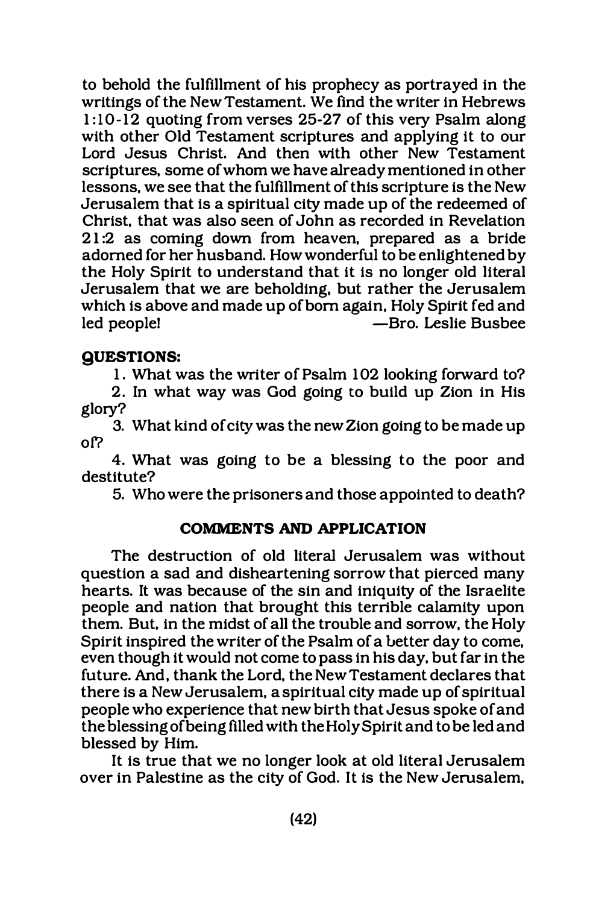to behold the fulfillment of his prophecy as portrayed in the writings of the New Testament. We find the writer in Hebrews 1:10-12 quoting from verses 25-27 of this very Psalm along with other Old Testament scriptures and applying it to our Lord Jesus Christ. And then with other New Testament scriptures, some of whom we have already mentioned in other lessons, we see that the fulfillment of this scripture is the New Jerusalem that is a spiritual city made up of the redeemed of Christ, that was also seen of John as recorded in Revelation 21:2 as coming down from heaven, prepared as a bride adorned for her husband. How wonderful to be enlightened by the Holy Spirit to understand that it is no longer old literal Jerusalem that we are beholding, but rather the Jerusalem which is above and made up of born again, Holy Spirit fed and led people! —Bro. Leslie Busbee

**QUESTIONS:**

1. What was the writer of Psalm 102 looking forward to?
2. In what way was God going to build up Zion in His glory?
3. What kind of city was the new Zion going to be made up of?
4. What was going to be a blessing to the poor and destitute?
5. Who were the prisoners and those appointed to death?

**COMMENTS AND APPLICATION**

The destruction of old literal Jerusalem was without question a sad and disheartening sorrow that pierced many hearts. It was because of the sin and iniquity of the Israelite people and nation that brought this terrible calamity upon them. But, in the midst of all the trouble and sorrow, the Holy Spirit inspired the writer of the Psalm of a better day to come, even though it would not come to pass in his day, but far in the future. And, thank the Lord, the New Testament declares that there is a New Jerusalem, a spiritual city made up of spiritual people who experience that new birth that Jesus spoke of and the blessing of being filled with the Holy Spirit and to be led and blessed by Him.

It is true that we no longer look at old literal Jerusalem over in Palestine as the city of God. It is the New Jerusalem,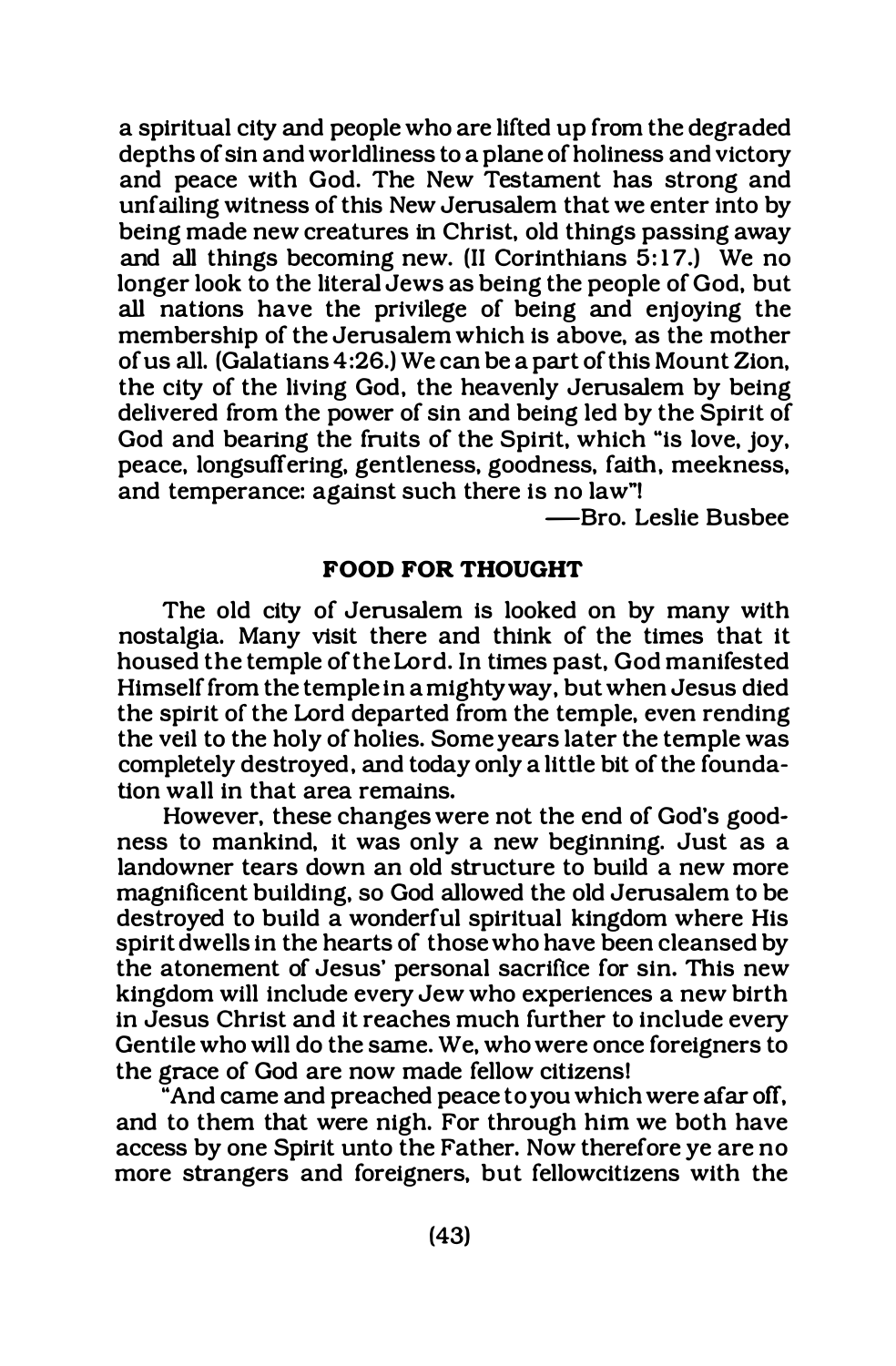a spiritual city and people who are lifted up from the degraded depths of sin and worldliness to a plane of holiness and victory and peace with God. The New Testament has strong and unfailing witness of this New Jerusalem that we enter into by being made new creatures in Christ, old things passing away and all things becoming new. (II Corinthians 5:17.) We no longer look to the literal Jews as being the people of God, but all nations have the privilege of being and enjoying the membership of the Jerusalem which is above, as the mother of us all. (Galatians 4:26.) We can be a part of this Mount Zion, the city of the living God, the heavenly Jerusalem by being delivered from the power of sin and being led by the Spirit of God and bearing the fruits of the Spirit, which "is love, joy, peace, longsuffering, gentleness, goodness, faith, meekness, and temperance: against such there is no law"!

—Bro. Leslie Busbee

## FOOD FOR THOUGHT

The old city of Jerusalem is looked on by many with nostalgia. Many visit there and think of the times that it housed the temple of the Lord. In times past, God manifested Himself from the temple in a mighty way, but when Jesus died the spirit of the Lord departed from the temple, even rending the veil to the holy of holies. Some years later the temple was completely destroyed, and today only a little bit of the foundation wall in that area remains.

However, these changes were not the end of God's goodness to mankind, it was only a new beginning. Just as a landowner tears down an old structure to build a new more magnificent building, so God allowed the old Jerusalem to be destroyed to build a wonderful spiritual kingdom where His spirit dwells in the hearts of those who have been cleansed by the atonement of Jesus' personal sacrifice for sin. This new kingdom will include every Jew who experiences a new birth in Jesus Christ and it reaches much further to include every Gentile who will do the same. We, who were once foreigners to the grace of God are now made fellow citizens!

"And came and preached peace to you which were afar off, and to them that were nigh. For through him we both have access by one Spirit unto the Father. Now therefore ye are no more strangers and foreigners, but fellowcitizens with the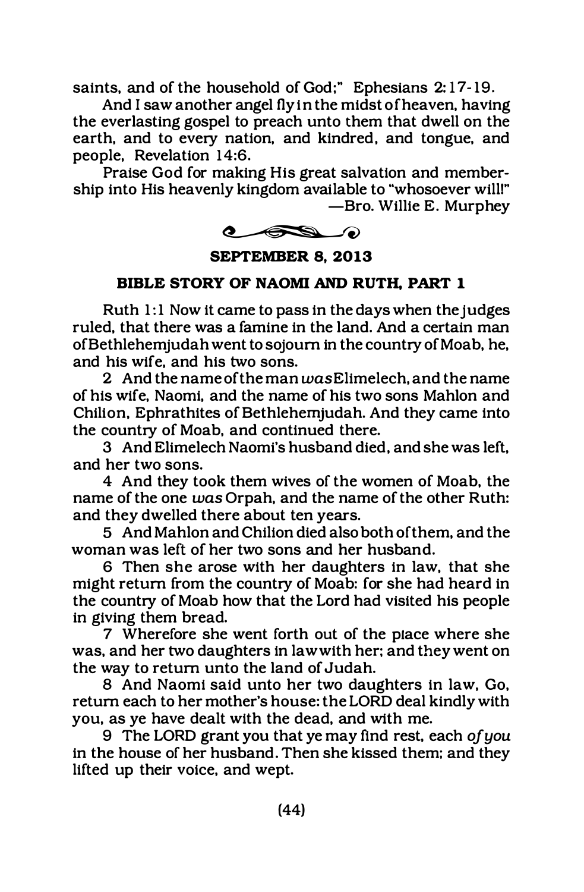saints, and of the household of God;" Ephesians 2:17-19.

And I saw another angel fly in the midst of heaven, having the everlasting gospel to preach unto them that dwell on the earth, and to every nation, and kindred, and tongue, and people, Revelation 14:6.

Praise God for making His great salvation and membership into His heavenly kingdom available to "whosoever will!"

—Bro. Willie E. Murphey

## SEPTEMBER 8, 2013

### BIBLE STORY OF NAOMI AND RUTH, PART 1

Ruth 1:1 Now it came to pass in the days when the judges ruled, that there was a famine in the land. And a certain man of Bethlehemjudah went to sojourn in the country of Moab, he, and his wife, and his two sons.

2 And the name of the man *was* Elimelech, and the name of his wife, Naomi, and the name of his two sons Mahlon and Chilion, Ephrathites of Bethlehemjudah. And they came into the country of Moab, and continued there.

3 And Elimelech Naomi's husband died, and she was left, and her two sons.

4 And they took them wives of the women of Moab, the name of the one *was* Orpah, and the name of the other Ruth: and they dwelled there about ten years.

5 And Mahlon and Chilion died also both of them, and the woman was left of her two sons and her husband.

6 Then she arose with her daughters in law, that she might return from the country of Moab: for she had heard in the country of Moab how that the Lord had visited his people in giving them bread.

7 Wherefore she went forth out of the place where she was, and her two daughters in law with her; and they went on the way to return unto the land of Judah.

8 And Naomi said unto her two daughters in law, Go, return each to her mother's house: the LORD deal kindly with you, as ye have dealt with the dead, and with me.

9 The LORD grant you that ye may find rest, each *of you* in the house of her husband. Then she kissed them; and they lifted up their voice, and wept.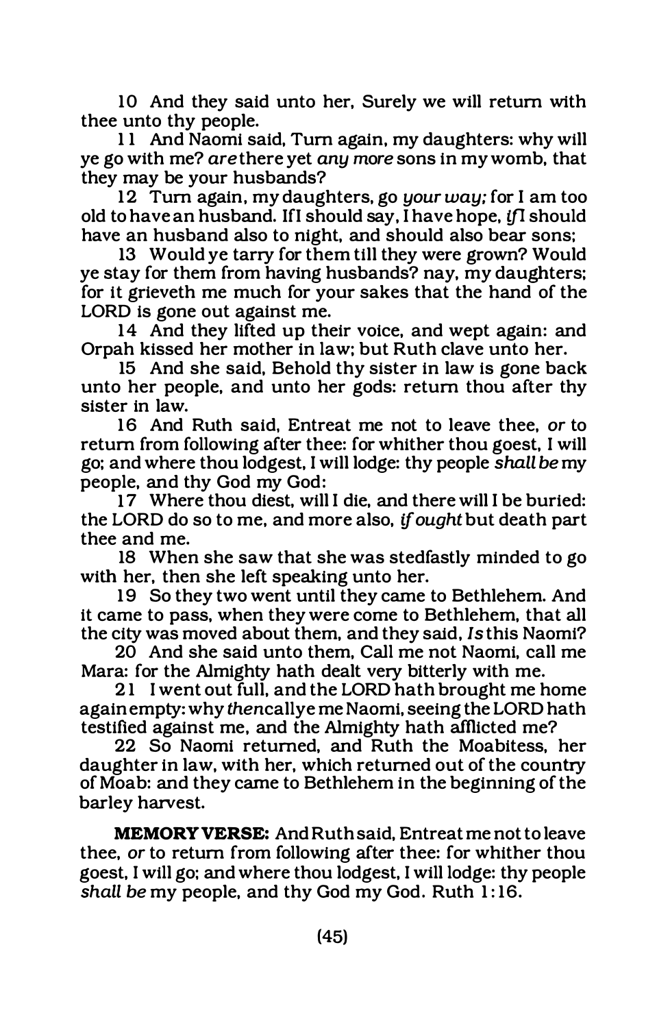10 And they said unto her, Surely we will return with thee unto thy people.

11 And Naomi said, Turn again, my daughters: why will ye go with me? *are* there yet *any more* sons in my womb, that they may be your husbands?

12 Turn again, my daughters, go *your way;* for I am too old to have an husband. If I should say, I have hope, *if* I should have an husband also to night, and should also bear sons;

13 Would ye tarry for them till they were grown? Would ye stay for them from having husbands? nay, my daughters; for it grieveth me much for your sakes that the hand of the LORD is gone out against me.

14 And they lifted up their voice, and wept again: and Orpah kissed her mother in law; but Ruth clave unto her.

15 And she said, Behold thy sister in law is gone back unto her people, and unto her gods: return thou after thy sister in law.

16 And Ruth said, Entreat me not to leave thee, *or* to return from following after thee: for whither thou goest, I will go; and where thou lodgest, I will lodge: thy people *shall be* my people, and thy God my God:

17 Where thou diest, will I die, and there will I be buried: the LORD do so to me, and more also, *if ought* but death part thee and me.

18 When she saw that she was stedfastly minded to go with her, then she left speaking unto her.

19 So they two went until they came to Bethlehem. And it came to pass, when they were come to Bethlehem, that all the city was moved about them, and they said, *Is* this Naomi?

20 And she said unto them, Call me not Naomi, call me Mara: for the Almighty hath dealt very bitterly with me.

21 I went out full, and the LORD hath brought me home again empty: why *then* call ye me Naomi, seeing the LORD hath testified against me, and the Almighty hath afflicted me?

22 So Naomi returned, and Ruth the Moabitess, her daughter in law, with her, which returned out of the country of Moab: and they came to Bethlehem in the beginning of the barley harvest.

**MEMORY VERSE:** And Ruth said, Entreat me not to leave thee, *or* to return from following after thee: for whither thou goest, I will go; and where thou lodgest, I will lodge: thy people *shall be* my people, and thy God my God. Ruth 1:16.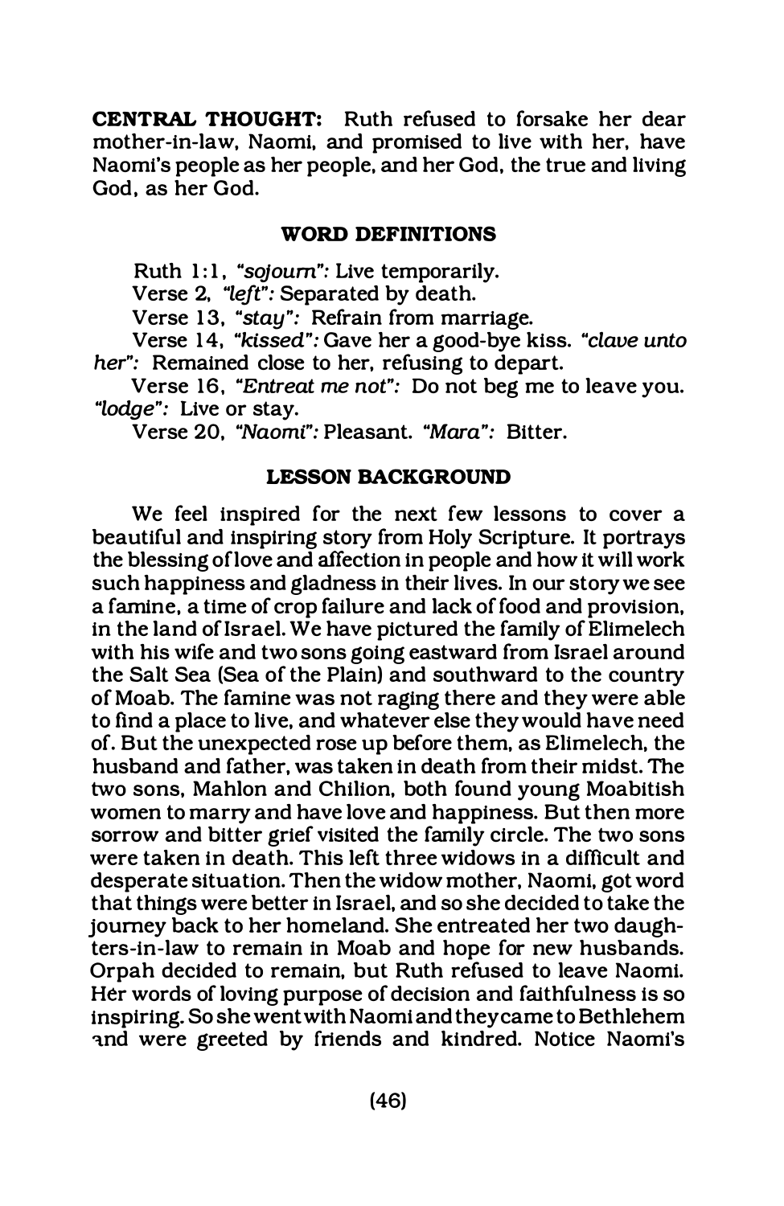**CENTRAL THOUGHT:** Ruth refused to forsake her dear mother-in-law, Naomi, and promised to live with her, have Naomi's people as her people, and her God, the true and living God, as her God.

### WORD DEFINITIONS

Ruth 1:1, *"sojourn":* Live temporarily.

Verse 2, *"left":* Separated by death.

Verse 13, *"stay":* Refrain from marriage.

Verse 14, *"kissed":* Gave her a good-bye kiss. *"clave unto her":* Remained close to her, refusing to depart.

Verse 16, *"Entreat me not":* Do not beg me to leave you. *"lodge":* Live or stay.

Verse 20, *"Naomi":* Pleasant. *"Mara":* Bitter.

### LESSON BACKGROUND

We feel inspired for the next few lessons to cover a beautiful and inspiring story from Holy Scripture. It portrays the blessing of love and affection in people and how it will work such happiness and gladness in their lives. In our story we see a famine, a time of crop failure and lack of food and provision, in the land of Israel. We have pictured the family of Elimelech with his wife and two sons going eastward from Israel around the Salt Sea (Sea of the Plain) and southward to the country of Moab. The famine was not raging there and they were able to find a place to live, and whatever else they would have need of. But the unexpected rose up before them, as Elimelech, the husband and father, was taken in death from their midst. The two sons, Mahlon and Chilion, both found young Moabitish women to marry and have love and happiness. But then more sorrow and bitter grief visited the family circle. The two sons were taken in death. This left three widows in a difficult and desperate situation. Then the widow mother, Naomi, got word that things were better in Israel, and so she decided to take the journey back to her homeland. She entreated her two daughters-in-law to remain in Moab and hope for new husbands. Orpah decided to remain, but Ruth refused to leave Naomi. Her words of loving purpose of decision and faithfulness is so inspiring. So she went with Naomi and they came to Bethlehem and were greeted by friends and kindred. Notice Naomi's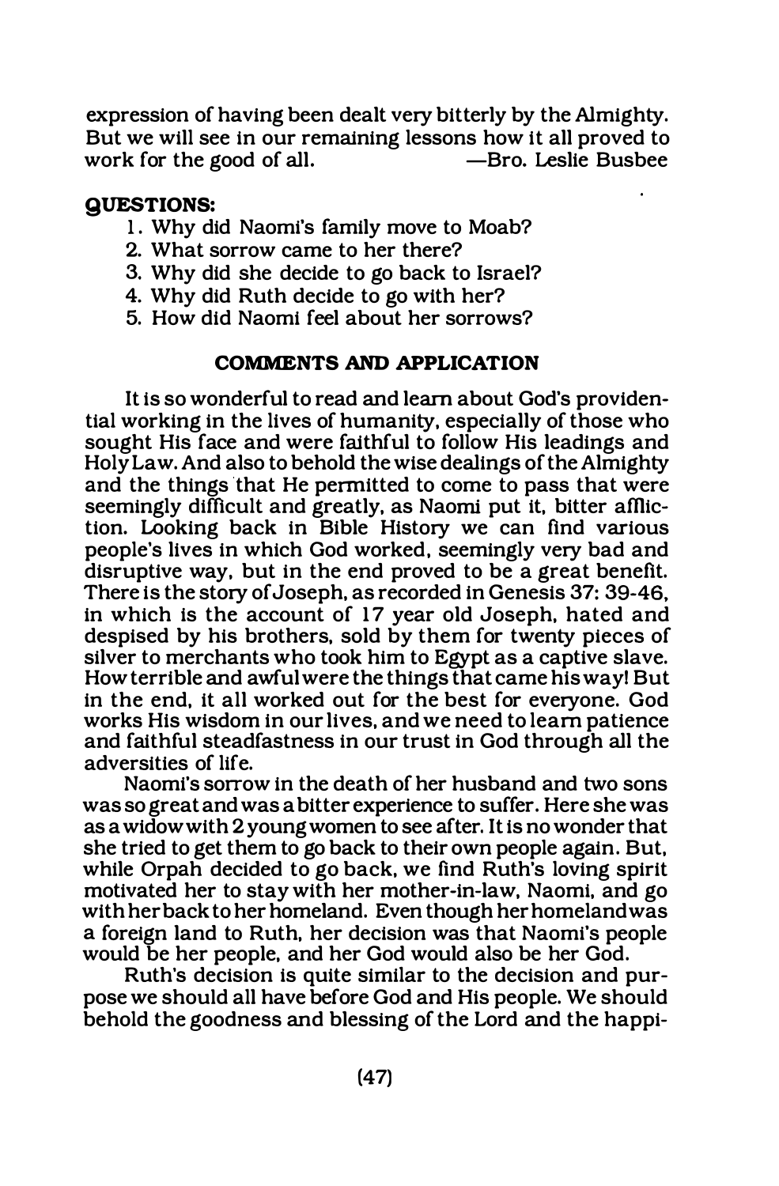expression of having been dealt very bitterly by the Almighty. But we will see in our remaining lessons how it all proved to work for the good of all. —Bro. Leslie Busbee

**QUESTIONS:**

1. Why did Naomi's family move to Moab?
2. What sorrow came to her there?
3. Why did she decide to go back to Israel?
4. Why did Ruth decide to go with her?
5. How did Naomi feel about her sorrows?

### COMMENTS AND APPLICATION

It is so wonderful to read and learn about God's providential working in the lives of humanity, especially of those who sought His face and were faithful to follow His leadings and Holy Law. And also to behold the wise dealings of the Almighty and the things that He permitted to come to pass that were seemingly difficult and greatly, as Naomi put it, bitter affliction. Looking back in Bible History we can find various people's lives in which God worked, seemingly very bad and disruptive way, but in the end proved to be a great benefit. There is the story of Joseph, as recorded in Genesis 37: 39-46, in which is the account of 17 year old Joseph, hated and despised by his brothers, sold by them for twenty pieces of silver to merchants who took him to Egypt as a captive slave. How terrible and awful were the things that came his way! But in the end, it all worked out for the best for everyone. God works His wisdom in our lives, and we need to learn patience and faithful steadfastness in our trust in God through all the adversities of life.

Naomi's sorrow in the death of her husband and two sons was so great and was a bitter experience to suffer. Here she was as a widow with 2 young women to see after. It is no wonder that she tried to get them to go back to their own people again. But, while Orpah decided to go back, we find Ruth's loving spirit motivated her to stay with her mother-in-law, Naomi, and go with her back to her homeland. Even though her homeland was a foreign land to Ruth, her decision was that Naomi's people would be her people, and her God would also be her God.

Ruth's decision is quite similar to the decision and purpose we should all have before God and His people. We should behold the goodness and blessing of the Lord and the happi-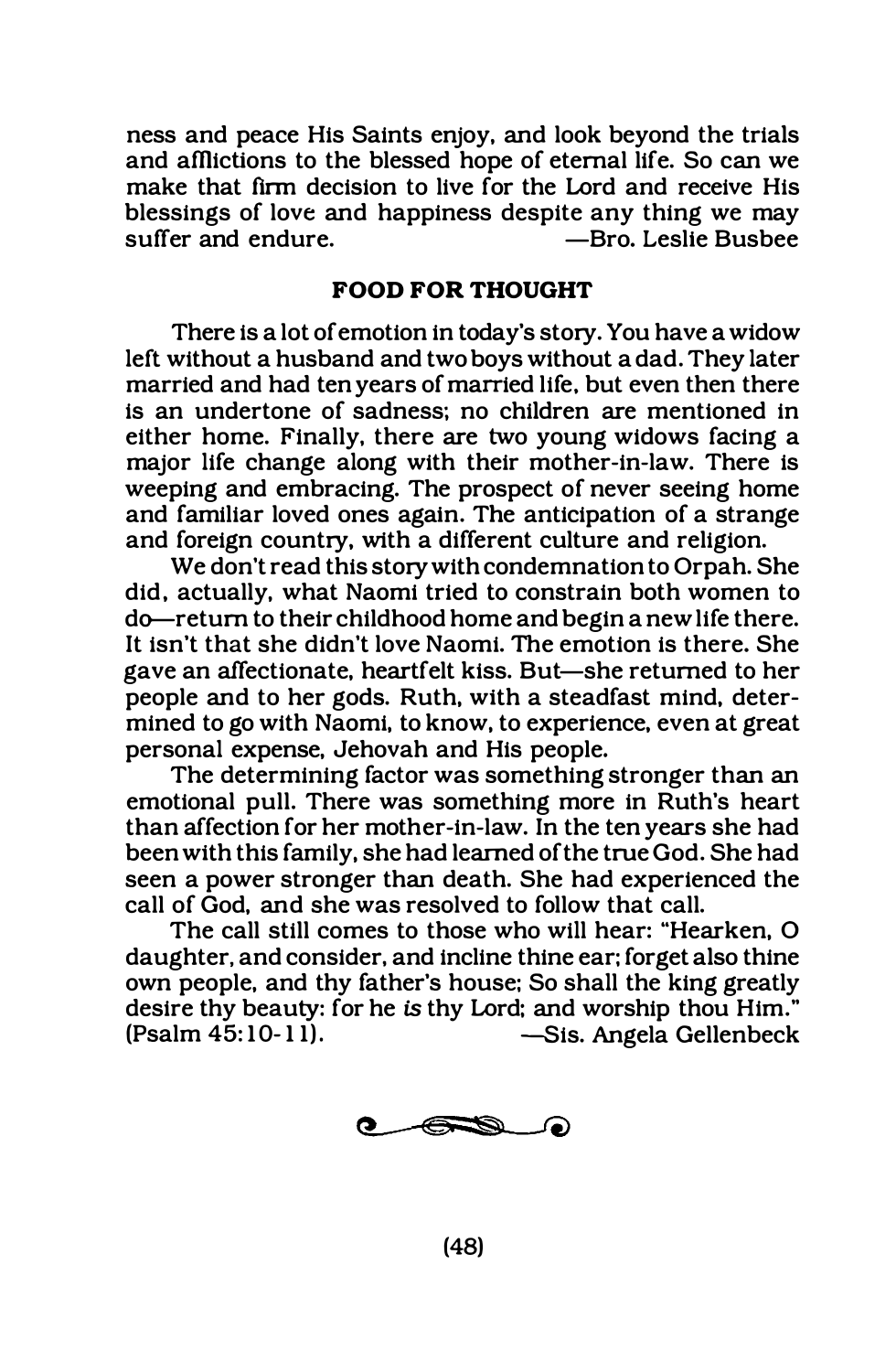ness and peace His Saints enjoy, and look beyond the trials and afflictions to the blessed hope of eternal life. So can we make that firm decision to live for the Lord and receive His blessings of love and happiness despite any thing we may suffer and endure. —Bro. Leslie Busbee

## FOOD FOR THOUGHT

There is a lot of emotion in today's story. You have a widow left without a husband and two boys without a dad. They later married and had ten years of married life, but even then there is an undertone of sadness; no children are mentioned in either home. Finally, there are two young widows facing a major life change along with their mother-in-law. There is weeping and embracing. The prospect of never seeing home and familiar loved ones again. The anticipation of a strange and foreign country, with a different culture and religion.

We don't read this story with condemnation to Orpah. She did, actually, what Naomi tried to constrain both women to do—return to their childhood home and begin a new life there. It isn't that she didn't love Naomi. The emotion is there. She gave an affectionate, heartfelt kiss. But—she returned to her people and to her gods. Ruth, with a steadfast mind, determined to go with Naomi, to know, to experience, even at great personal expense, Jehovah and His people.

The determining factor was something stronger than an emotional pull. There was something more in Ruth's heart than affection for her mother-in-law. In the ten years she had been with this family, she had learned of the true God. She had seen a power stronger than death. She had experienced the call of God, and she was resolved to follow that call.

The call still comes to those who will hear: "Hearken, O daughter, and consider, and incline thine ear; forget also thine own people, and thy father's house; So shall the king greatly desire thy beauty: for he *is* thy Lord; and worship thou Him." (Psalm 45:10-11). —Sis. Angela Gellenbeck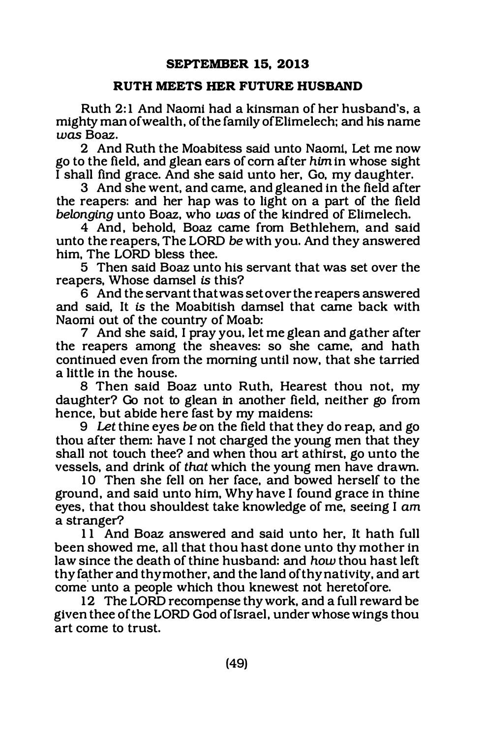## SEPTEMBER 15, 2013

### RUTH MEETS HER FUTURE HUSBAND

Ruth 2:1 And Naomi had a kinsman of her husband's, a mighty man of wealth, of the family of Elimelech; and his name *was* Boaz.

2 And Ruth the Moabitess said unto Naomi, Let me now go to the field, and glean ears of corn after *him* in whose sight I shall find grace. And she said unto her, Go, my daughter.

3 And she went, and came, and gleaned in the field after the reapers: and her hap was to light on a part of the field *belonging* unto Boaz, who *was* of the kindred of Elimelech.

4 And, behold, Boaz came from Bethlehem, and said unto the reapers, The LORD *be* with you. And they answered him, The LORD bless thee.

5 Then said Boaz unto his servant that was set over the reapers, Whose damsel *is* this?

6 And the servant that was set over the reapers answered and said, It *is* the Moabitish damsel that came back with Naomi out of the country of Moab:

7 And she said, I pray you, let me glean and gather after the reapers among the sheaves: so she came, and hath continued even from the morning until now, that she tarried a little in the house.

8 Then said Boaz unto Ruth, Hearest thou not, my daughter? Go not to glean in another field, neither go from hence, but abide here fast by my maidens:

9 *Let* thine eyes *be* on the field that they do reap, and go thou after them: have I not charged the young men that they shall not touch thee? and when thou art athirst, go unto the vessels, and drink of *that* which the young men have drawn.

10 Then she fell on her face, and bowed herself to the ground, and said unto him, Why have I found grace in thine eyes, that thou shouldest take knowledge of me, seeing I *am* a stranger?

11 And Boaz answered and said unto her, It hath full been showed me, all that thou hast done unto thy mother in law since the death of thine husband: and *how* thou hast left thy father and thy mother, and the land of thy nativity, and art come unto a people which thou knewest not heretofore.

12 The LORD recompense thy work, and a full reward be given thee of the LORD God of Israel, under whose wings thou art come to trust.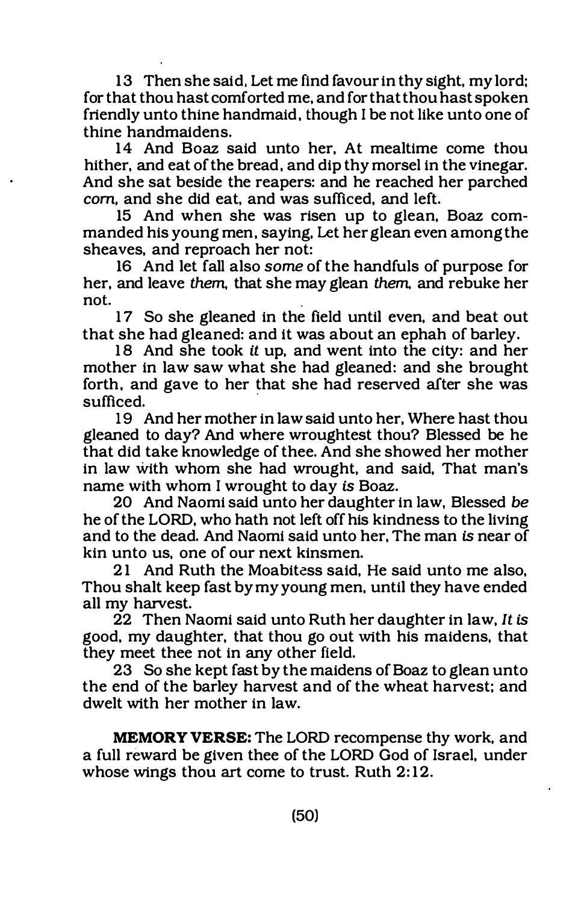13 Then she said, Let me find favour in thy sight, my lord; for that thou hast comforted me, and for that thou hast spoken friendly unto thine handmaid, though I be not like unto one of thine handmaidens.

14 And Boaz said unto her, At mealtime come thou hither, and eat of the bread, and dip thy morsel in the vinegar. And she sat beside the reapers: and he reached her parched *corn*, and she did eat, and was sufficed, and left.

15 And when she was risen up to glean, Boaz commanded his young men, saying, Let her glean even among the sheaves, and reproach her not:

16 And let fall also *some* of the handfuls of purpose for her, and leave *them*, that she may glean *them*, and rebuke her not.

17 So she gleaned in the field until even, and beat out that she had gleaned: and it was about an ephah of barley.

18 And she took *it* up, and went into the city: and her mother in law saw what she had gleaned: and she brought forth, and gave to her that she had reserved after she was sufficed.

19 And her mother in law said unto her, Where hast thou gleaned to day? And where wroughtest thou? Blessed be he that did take knowledge of thee. And she showed her mother in law with whom she had wrought, and said, That man's name with whom I wrought to day *is* Boaz.

20 And Naomi said unto her daughter in law, Blessed *be* he of the LORD, who hath not left off his kindness to the living and to the dead. And Naomi said unto her, The man *is* near of kin unto us, one of our next kinsmen.

21 And Ruth the Moabitess said, He said unto me also, Thou shalt keep fast by my young men, until they have ended all my harvest.

22 Then Naomi said unto Ruth her daughter in law, *It is* good, my daughter, that thou go out with his maidens, that they meet thee not in any other field.

23 So she kept fast by the maidens of Boaz to glean unto the end of the barley harvest and of the wheat harvest; and dwelt with her mother in law.

**MEMORY VERSE:** The LORD recompense thy work, and a full reward be given thee of the LORD God of Israel, under whose wings thou art come to trust. Ruth 2:12.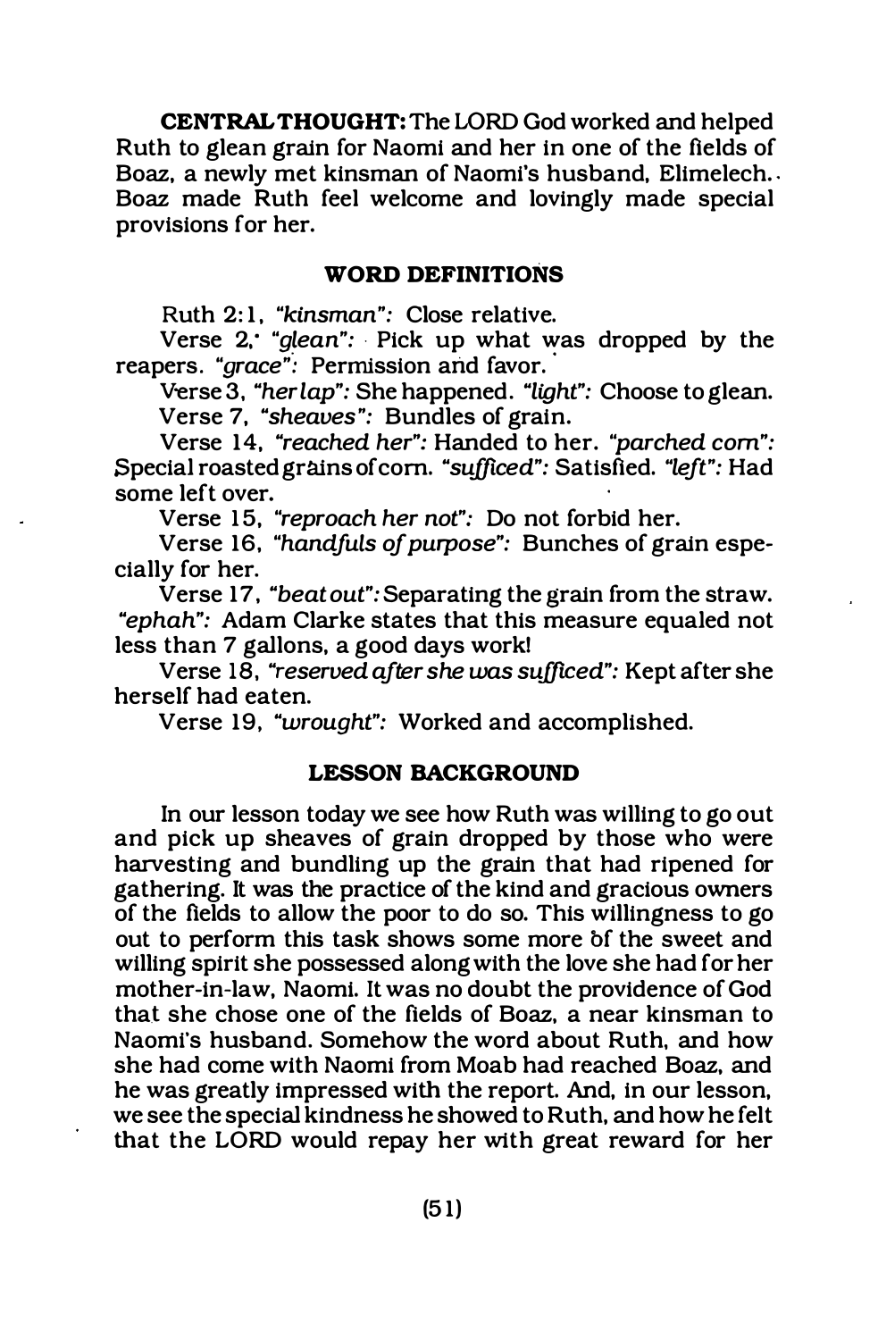**CENTRAL THOUGHT:** The LORD God worked and helped Ruth to glean grain for Naomi and her in one of the fields of Boaz, a newly met kinsman of Naomi's husband, Elimelech. Boaz made Ruth feel welcome and lovingly made special provisions for her.

### WORD DEFINITIONS

Ruth 2:1, *"kinsman":* Close relative.

Verse 2, *"glean":* Pick up what was dropped by the reapers. *"grace":* Permission and favor.

Verse 3, *"her lap":* She happened. *"light":* Choose to glean.

Verse 7, *"sheaves":* Bundles of grain.

Verse 14, *"reached her":* Handed to her. *"parched corn":* Special roasted grains of corn. *"sufficed":* Satisfied. *"left":* Had some left over.

Verse 15, *"reproach her not":* Do not forbid her.

Verse 16, *"handfuls of purpose":* Bunches of grain especially for her.

Verse 17, *"beat out":* Separating the grain from the straw. *"ephah":* Adam Clarke states that this measure equaled not less than 7 gallons, a good days work!

Verse 18, *"reserved after she was sufficed":* Kept after she herself had eaten.

Verse 19, *"wrought":* Worked and accomplished.

### LESSON BACKGROUND

In our lesson today we see how Ruth was willing to go out and pick up sheaves of grain dropped by those who were harvesting and bundling up the grain that had ripened for gathering. It was the practice of the kind and gracious owners of the fields to allow the poor to do so. This willingness to go out to perform this task shows some more of the sweet and willing spirit she possessed along with the love she had for her mother-in-law, Naomi. It was no doubt the providence of God that she chose one of the fields of Boaz, a near kinsman to Naomi's husband. Somehow the word about Ruth, and how she had come with Naomi from Moab had reached Boaz, and he was greatly impressed with the report. And, in our lesson, we see the special kindness he showed to Ruth, and how he felt that the LORD would repay her with great reward for her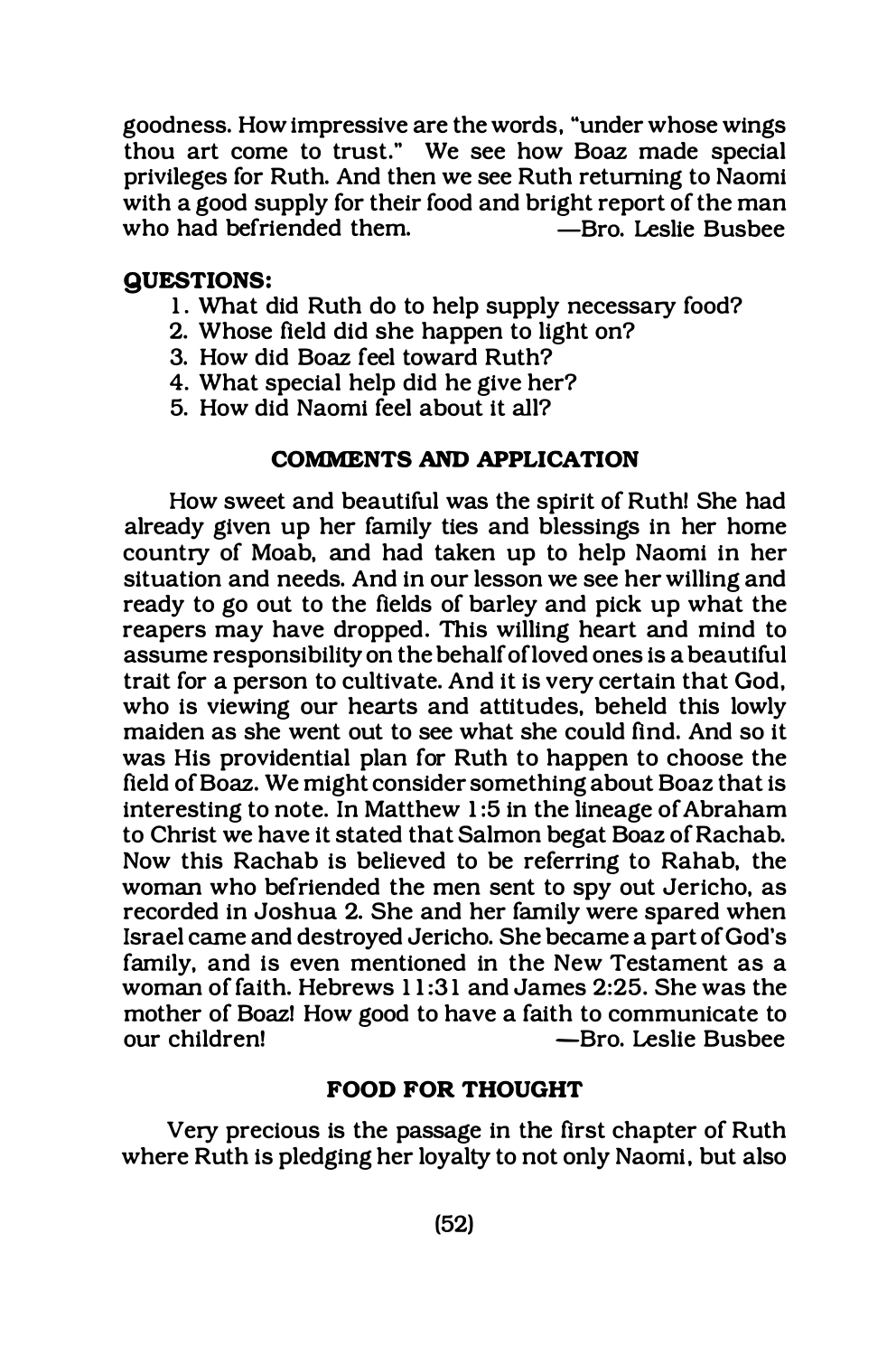goodness. How impressive are the words, "under whose wings thou art come to trust." We see how Boaz made special privileges for Ruth. And then we see Ruth returning to Naomi with a good supply for their food and bright report of the man who had befriended them. —Bro. Leslie Busbee

**QUESTIONS:**

1. What did Ruth do to help supply necessary food?
2. Whose field did she happen to light on?
3. How did Boaz feel toward Ruth?
4. What special help did he give her?
5. How did Naomi feel about it all?

### COMMENTS AND APPLICATION

How sweet and beautiful was the spirit of Ruth! She had already given up her family ties and blessings in her home country of Moab, and had taken up to help Naomi in her situation and needs. And in our lesson we see her willing and ready to go out to the fields of barley and pick up what the reapers may have dropped. This willing heart and mind to assume responsibility on the behalf of loved ones is a beautiful trait for a person to cultivate. And it is very certain that God, who is viewing our hearts and attitudes, beheld this lowly maiden as she went out to see what she could find. And so it was His providential plan for Ruth to happen to choose the field of Boaz. We might consider something about Boaz that is interesting to note. In Matthew 1:5 in the lineage of Abraham to Christ we have it stated that Salmon begat Boaz of Rachab. Now this Rachab is believed to be referring to Rahab, the woman who befriended the men sent to spy out Jericho, as recorded in Joshua 2. She and her family were spared when Israel came and destroyed Jericho. She became a part of God's family, and is even mentioned in the New Testament as a woman of faith. Hebrews 11:31 and James 2:25. She was the mother of Boaz! How good to have a faith to communicate to our children! —Bro. Leslie Busbee

### FOOD FOR THOUGHT

Very precious is the passage in the first chapter of Ruth where Ruth is pledging her loyalty to not only Naomi, but also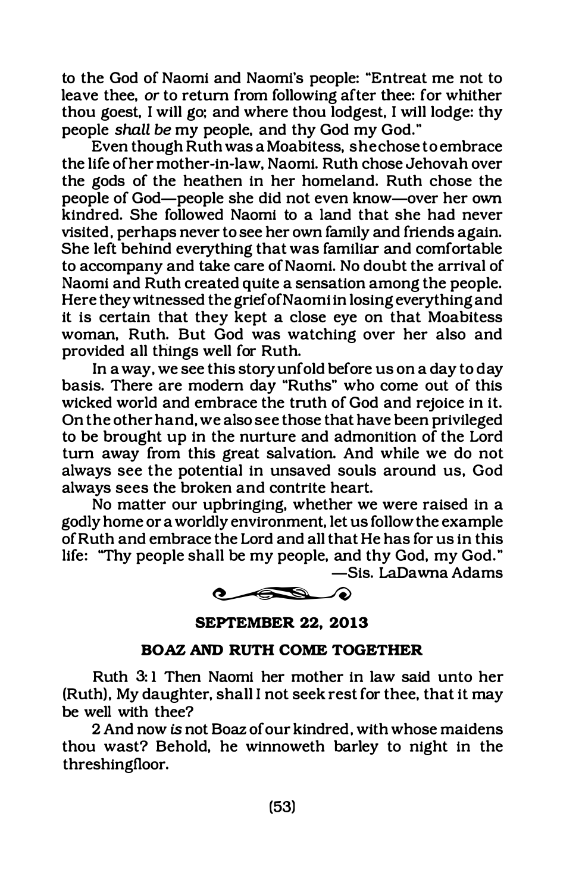to the God of Naomi and Naomi's people: "Entreat me not to leave thee, *or* to return from following after thee: for whither thou goest, I will go; and where thou lodgest, I will lodge: thy people *shall be* my people, and thy God my God."

Even though Ruth was a Moabitess, she chose to embrace the life of her mother-in-law, Naomi. Ruth chose Jehovah over the gods of the heathen in her homeland. Ruth chose the people of God—people she did not even know—over her own kindred. She followed Naomi to a land that she had never visited, perhaps never to see her own family and friends again. She left behind everything that was familiar and comfortable to accompany and take care of Naomi. No doubt the arrival of Naomi and Ruth created quite a sensation among the people. Here they witnessed the grief of Naomi in losing everything and it is certain that they kept a close eye on that Moabitess woman, Ruth. But God was watching over her also and provided all things well for Ruth.

In a way, we see this story unfold before us on a day to day basis. There are modern day "Ruths" who come out of this wicked world and embrace the truth of God and rejoice in it. On the other hand, we also see those that have been privileged to be brought up in the nurture and admonition of the Lord turn away from this great salvation. And while we do not always see the potential in unsaved souls around us, God always sees the broken and contrite heart.

No matter our upbringing, whether we were raised in a godly home or a worldly environment, let us follow the example of Ruth and embrace the Lord and all that He has for us in this life: "Thy people shall be my people, and thy God, my God."

—Sis. LaDawna Adams

**SEPTEMBER 22, 2013**

**BOAZ AND RUTH COME TOGETHER**

Ruth 3:1 Then Naomi her mother in law said unto her (Ruth), My daughter, shall I not seek rest for thee, that it may be well with thee?

2 And now *is* not Boaz of our kindred, with whose maidens thou wast? Behold, he winnoweth barley to night in the threshingfloor.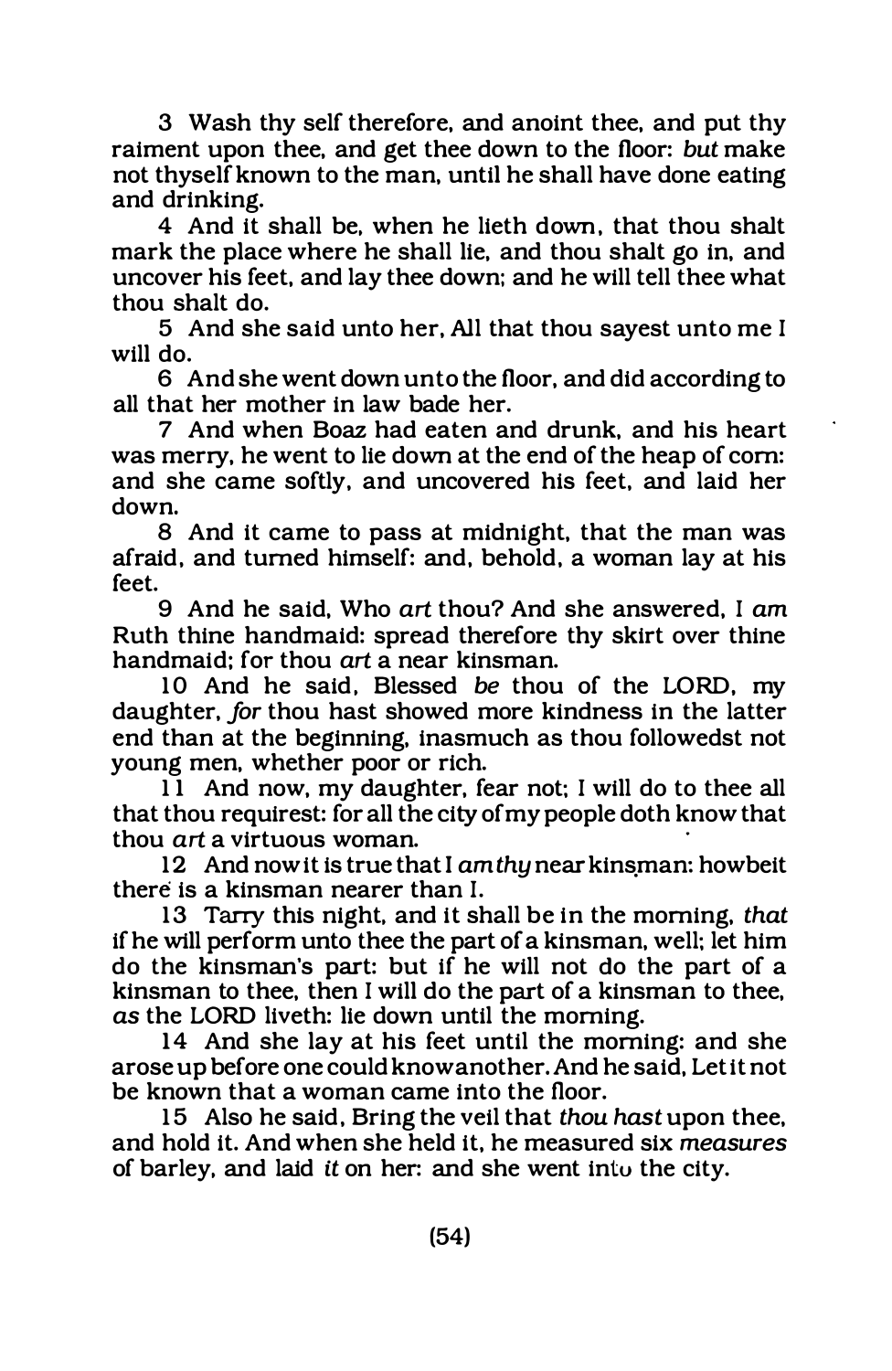3 Wash thy self therefore, and anoint thee, and put thy raiment upon thee, and get thee down to the floor: *but* make not thyself known to the man, until he shall have done eating and drinking.

4 And it shall be, when he lieth down, that thou shalt mark the place where he shall lie, and thou shalt go in, and uncover his feet, and lay thee down; and he will tell thee what thou shalt do.

5 And she said unto her, All that thou sayest unto me I will do.

6 And she went down unto the floor, and did according to all that her mother in law bade her.

7 And when Boaz had eaten and drunk, and his heart was merry, he went to lie down at the end of the heap of corn: and she came softly, and uncovered his feet, and laid her down.

8 And it came to pass at midnight, that the man was afraid, and turned himself: and, behold, a woman lay at his feet.

9 And he said, Who *art* thou? And she answered, I *am* Ruth thine handmaid: spread therefore thy skirt over thine handmaid; for thou *art* a near kinsman.

10 And he said, Blessed *be* thou of the LORD, my daughter, *for* thou hast showed more kindness in the latter end than at the beginning, inasmuch as thou followedst not young men, whether poor or rich.

11 And now, my daughter, fear not; I will do to thee all that thou requirest: for all the city of my people doth know that thou *art* a virtuous woman.

12 And now it is true that I *am thy* near kinsman: howbeit there is a kinsman nearer than I.

13 Tarry this night, and it shall be in the morning, *that* if he will perform unto thee the part of a kinsman, well; let him do the kinsman's part: but if he will not do the part of a kinsman to thee, then I will do the part of a kinsman to thee, *as* the LORD liveth: lie down until the morning.

14 And she lay at his feet until the morning: and she arose up before one could know another. And he said, Let it not be known that a woman came into the floor.

15 Also he said, Bring the veil that *thou hast* upon thee, and hold it. And when she held it, he measured six *measures* of barley, and laid *it* on her: and she went into the city.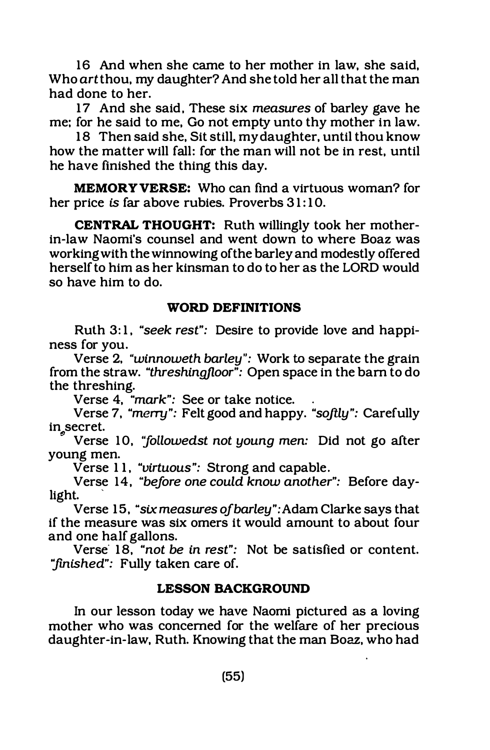16 And when she came to her mother in law, she said, Who *art* thou, my daughter? And she told her all that the man had done to her.

17 And she said, These six *measures* of barley gave he me; for he said to me, Go not empty unto thy mother in law.

18 Then said she, Sit still, my daughter, until thou know how the matter will fall: for the man will not be in rest, until he have finished the thing this day.

**MEMORY VERSE:** Who can find a virtuous woman? for her price *is* far above rubies. Proverbs 31:10.

**CENTRAL THOUGHT:** Ruth willingly took her mother-in-law Naomi's counsel and went down to where Boaz was working with the winnowing of the barley and modestly offered herself to him as her kinsman to do to her as the LORD would so have him to do.

### WORD DEFINITIONS

Ruth 3:1, *"seek rest":* Desire to provide love and happiness for you.

Verse 2, *"winnoweth barley":* Work to separate the grain from the straw. *"threshingfloor":* Open space in the barn to do the threshing.

Verse 4, *"mark":* See or take notice.

Verse 7, *"merry":* Felt good and happy. *"softly":* Carefully in secret.

Verse 10, *"followedst not young men:* Did not go after young men.

Verse 11, *"virtuous":* Strong and capable.

Verse 14, *"before one could know another":* Before daylight.

Verse 15, *"six measures of barley":* Adam Clarke says that if the measure was six omers it would amount to about four and one half gallons.

Verse 18, *"not be in rest":* Not be satisfied or content. *"finished":* Fully taken care of.

### LESSON BACKGROUND

In our lesson today we have Naomi pictured as a loving mother who was concerned for the welfare of her precious daughter-in-law, Ruth. Knowing that the man Boaz, who had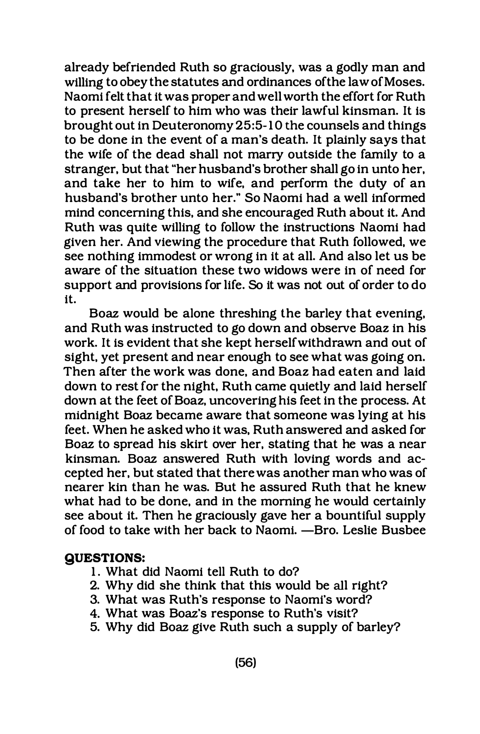already befriended Ruth so graciously, was a godly man and willing to obey the statutes and ordinances of the law of Moses. Naomi felt that it was proper and well worth the effort for Ruth to present herself to him who was their lawful kinsman. It is brought out in Deuteronomy 25:5-10 the counsels and things to be done in the event of a man's death. It plainly says that the wife of the dead shall not marry outside the family to a stranger, but that "her husband's brother shall go in unto her, and take her to him to wife, and perform the duty of an husband's brother unto her." So Naomi had a well informed mind concerning this, and she encouraged Ruth about it. And Ruth was quite willing to follow the instructions Naomi had given her. And viewing the procedure that Ruth followed, we see nothing immodest or wrong in it at all. And also let us be aware of the situation these two widows were in of need for support and provisions for life. So it was not out of order to do it.

Boaz would be alone threshing the barley that evening, and Ruth was instructed to go down and observe Boaz in his work. It is evident that she kept herself withdrawn and out of sight, yet present and near enough to see what was going on. Then after the work was done, and Boaz had eaten and laid down to rest for the night, Ruth came quietly and laid herself down at the feet of Boaz, uncovering his feet in the process. At midnight Boaz became aware that someone was lying at his feet. When he asked who it was, Ruth answered and asked for Boaz to spread his skirt over her, stating that he was a near kinsman. Boaz answered Ruth with loving words and accepted her, but stated that there was another man who was of nearer kin than he was. But he assured Ruth that he knew what had to be done, and in the morning he would certainly see about it. Then he graciously gave her a bountiful supply of food to take with her back to Naomi. —Bro. Leslie Busbee

**QUESTIONS:**

1. What did Naomi tell Ruth to do?
2. Why did she think that this would be all right?
3. What was Ruth's response to Naomi's word?
4. What was Boaz's response to Ruth's visit?
5. Why did Boaz give Ruth such a supply of barley?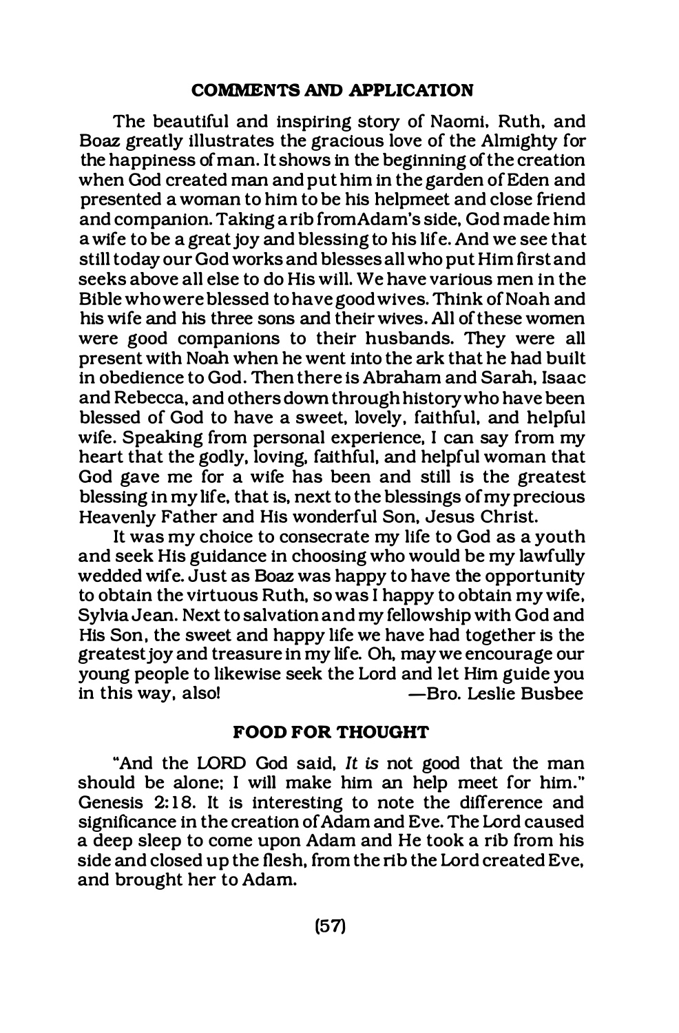## COMMENTS AND APPLICATION

The beautiful and inspiring story of Naomi, Ruth, and Boaz greatly illustrates the gracious love of the Almighty for the happiness of man. It shows in the beginning of the creation when God created man and put him in the garden of Eden and presented a woman to him to be his helpmeet and close friend and companion. Taking a rib from Adam's side, God made him a wife to be a great joy and blessing to his life. And we see that still today our God works and blesses all who put Him first and seeks above all else to do His will. We have various men in the Bible who were blessed to have good wives. Think of Noah and his wife and his three sons and their wives. All of these women were good companions to their husbands. They were all present with Noah when he went into the ark that he had built in obedience to God. Then there is Abraham and Sarah, Isaac and Rebecca, and others down through history who have been blessed of God to have a sweet, lovely, faithful, and helpful wife. Speaking from personal experience, I can say from my heart that the godly, loving, faithful, and helpful woman that God gave me for a wife has been and still is the greatest blessing in my life, that is, next to the blessings of my precious Heavenly Father and His wonderful Son, Jesus Christ.

It was my choice to consecrate my life to God as a youth and seek His guidance in choosing who would be my lawfully wedded wife. Just as Boaz was happy to have the opportunity to obtain the virtuous Ruth, so was I happy to obtain my wife, Sylvia Jean. Next to salvation and my fellowship with God and His Son, the sweet and happy life we have had together is the greatest joy and treasure in my life. Oh, may we encourage our young people to likewise seek the Lord and let Him guide you in this way, also! —Bro. Leslie Busbee

## FOOD FOR THOUGHT

"And the LORD God said, *It is* not good that the man should be alone; I will make him an help meet for him." Genesis 2:18. It is interesting to note the difference and significance in the creation of Adam and Eve. The Lord caused a deep sleep to come upon Adam and He took a rib from his side and closed up the flesh, from the rib the Lord created Eve, and brought her to Adam.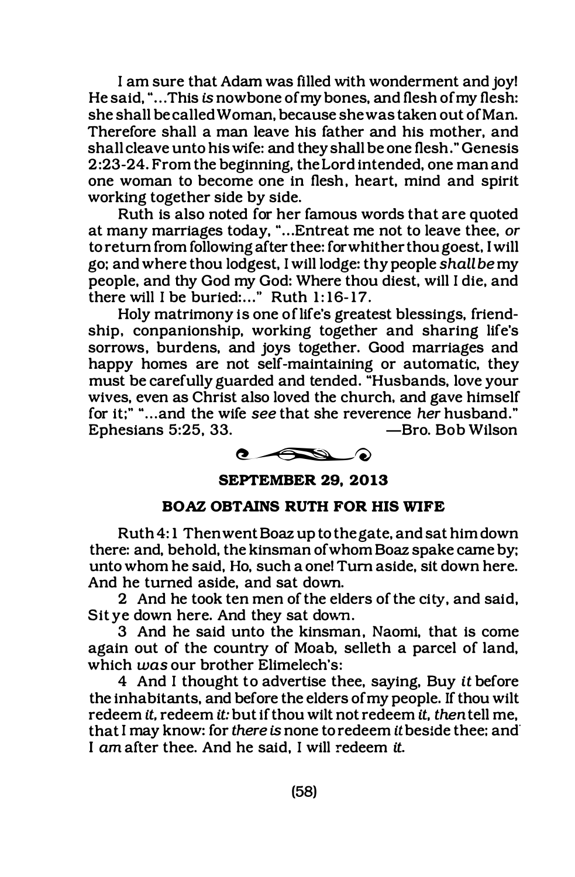I am sure that Adam was filled with wonderment and joy! He said, "...This *is* nowbone of my bones, and flesh of my flesh: she shall be called Woman, because she was taken out of Man. Therefore shall a man leave his father and his mother, and shall cleave unto his wife: and they shall be one flesh." Genesis 2:23-24. From the beginning, the Lord intended, one man and one woman to become one in flesh, heart, mind and spirit working together side by side.

Ruth is also noted for her famous words that are quoted at many marriages today, "...Entreat me not to leave thee, *or* to return from following after thee: for whither thou goest, I will go; and where thou lodgest, I will lodge: thy people *shall be* my people, and thy God my God: Where thou diest, will I die, and there will I be buried:..." Ruth 1:16-17.

Holy matrimony is one of life's greatest blessings, friendship, conpanionship, working together and sharing life's sorrows, burdens, and joys together. Good marriages and happy homes are not self-maintaining or automatic, they must be carefully guarded and tended. "Husbands, love your wives, even as Christ also loved the church, and gave himself for it;" "...and the wife *see* that she reverence *her* husband." Ephesians 5:25, 33. —Bro. Bob Wilson

**SEPTEMBER 29, 2013**

**BOAZ OBTAINS RUTH FOR HIS WIFE**

Ruth 4:1 Then went Boaz up to the gate, and sat him down there: and, behold, the kinsman of whom Boaz spake came by; unto whom he said, Ho, such a one! Turn aside, sit down here. And he turned aside, and sat down.

2 And he took ten men of the elders of the city, and said, Sit ye down here. And they sat down.

3 And he said unto the kinsman, Naomi, that is come again out of the country of Moab, selleth a parcel of land, which *was* our brother Elimelech's:

4 And I thought to advertise thee, saying, Buy *it* before the inhabitants, and before the elders of my people. If thou wilt redeem *it*, redeem *it*: but if thou wilt not redeem *it*, *then* tell me, that I may know: for *there is* none to redeem *it* beside thee; and I *am* after thee. And he said, I will redeem *it*.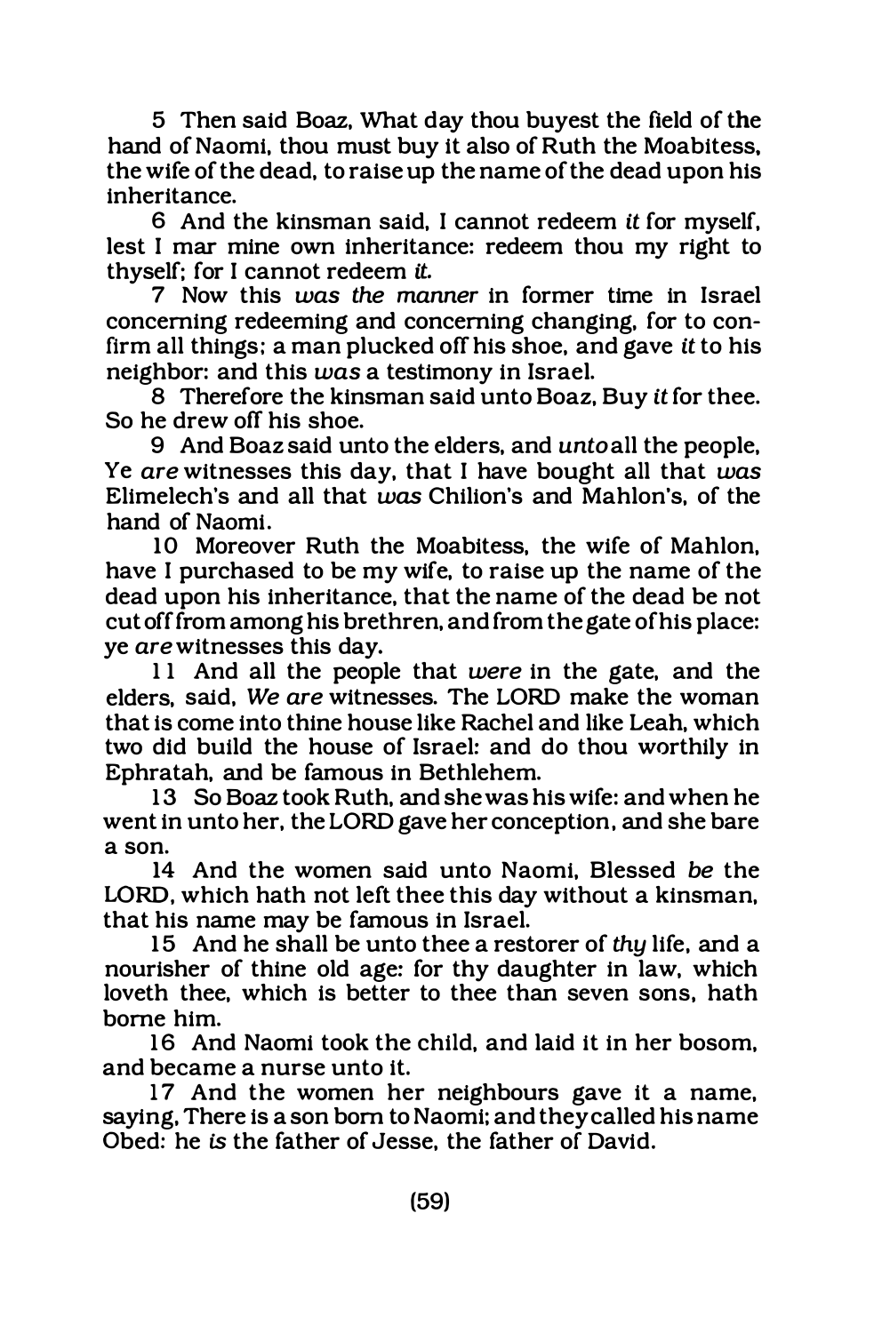5 Then said Boaz, What day thou buyest the field of the hand of Naomi, thou must buy it also of Ruth the Moabitess, the wife of the dead, to raise up the name of the dead upon his inheritance.

6 And the kinsman said, I cannot redeem *it* for myself, lest I mar mine own inheritance: redeem thou my right to thyself; for I cannot redeem *it*.

7 Now this *was the manner* in former time in Israel concerning redeeming and concerning changing, for to confirm all things; a man plucked off his shoe, and gave *it* to his neighbor: and this *was* a testimony in Israel.

8 Therefore the kinsman said unto Boaz, Buy *it* for thee. So he drew off his shoe.

9 And Boaz said unto the elders, and *unto* all the people, Ye *are* witnesses this day, that I have bought all that *was* Elimelech's and all that *was* Chilion's and Mahlon's, of the hand of Naomi.

10 Moreover Ruth the Moabitess, the wife of Mahlon, have I purchased to be my wife, to raise up the name of the dead upon his inheritance, that the name of the dead be not cut off from among his brethren, and from the gate of his place: ye *are* witnesses this day.

11 And all the people that *were* in the gate, and the elders, said, *We are* witnesses. The LORD make the woman that is come into thine house like Rachel and like Leah, which two did build the house of Israel: and do thou worthily in Ephratah, and be famous in Bethlehem.

13 So Boaz took Ruth, and she was his wife: and when he went in unto her, the LORD gave her conception, and she bare a son.

14 And the women said unto Naomi, Blessed *be* the LORD, which hath not left thee this day without a kinsman, that his name may be famous in Israel.

15 And he shall be unto thee a restorer of *thy* life, and a nourisher of thine old age: for thy daughter in law, which loveth thee, which is better to thee than seven sons, hath borne him.

16 And Naomi took the child, and laid it in her bosom, and became a nurse unto it.

17 And the women her neighbours gave it a name, saying, There is a son born to Naomi; and they called his name Obed: he *is* the father of Jesse, the father of David.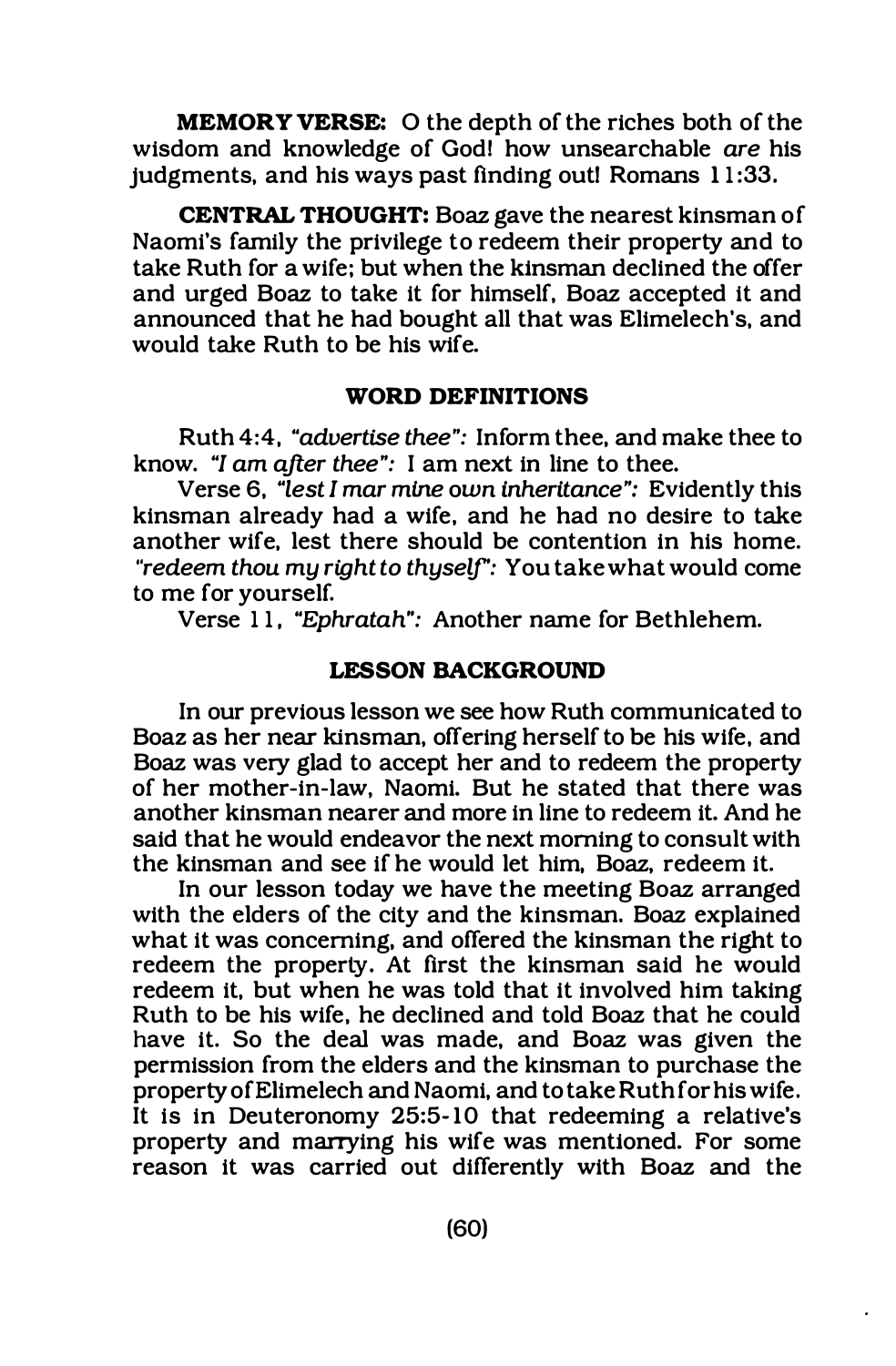**MEMORY VERSE:** O the depth of the riches both of the wisdom and knowledge of God! how unsearchable *are* his judgments, and his ways past finding out! Romans 11:33.

**CENTRAL THOUGHT:** Boaz gave the nearest kinsman of Naomi's family the privilege to redeem their property and to take Ruth for a wife; but when the kinsman declined the offer and urged Boaz to take it for himself, Boaz accepted it and announced that he had bought all that was Elimelech's, and would take Ruth to be his wife.

## WORD DEFINITIONS

Ruth 4:4, *"advertise thee":* Inform thee, and make thee to know. *"I am after thee":* I am next in line to thee.

Verse 6, *"lest I mar mine own inheritance":* Evidently this kinsman already had a wife, and he had no desire to take another wife, lest there should be contention in his home. *"redeem thou my right to thyself":* You take what would come to me for yourself.

Verse 11, *"Ephratah":* Another name for Bethlehem.

## LESSON BACKGROUND

In our previous lesson we see how Ruth communicated to Boaz as her near kinsman, offering herself to be his wife, and Boaz was very glad to accept her and to redeem the property of her mother-in-law, Naomi. But he stated that there was another kinsman nearer and more in line to redeem it. And he said that he would endeavor the next morning to consult with the kinsman and see if he would let him, Boaz, redeem it.

In our lesson today we have the meeting Boaz arranged with the elders of the city and the kinsman. Boaz explained what it was concerning, and offered the kinsman the right to redeem the property. At first the kinsman said he would redeem it, but when he was told that it involved him taking Ruth to be his wife, he declined and told Boaz that he could have it. So the deal was made, and Boaz was given the permission from the elders and the kinsman to purchase the property of Elimelech and Naomi, and to take Ruth for his wife. It is in Deuteronomy 25:5-10 that redeeming a relative's property and marrying his wife was mentioned. For some reason it was carried out differently with Boaz and the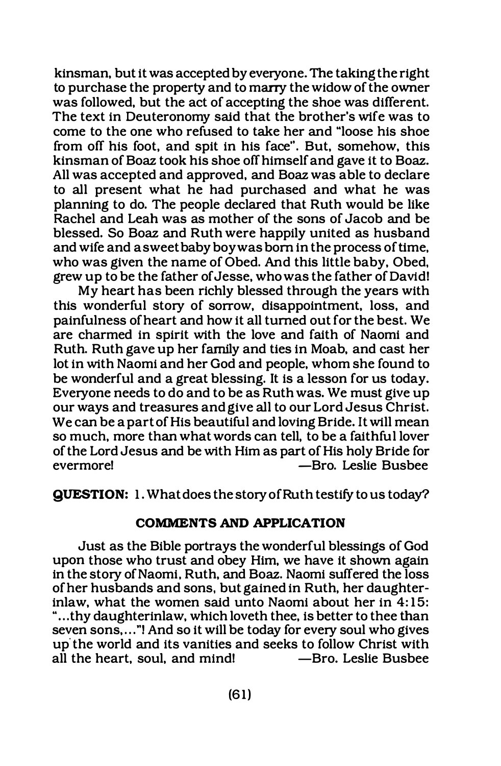kinsman, but it was accepted by everyone. The taking the right to purchase the property and to marry the widow of the owner was followed, but the act of accepting the shoe was different. The text in Deuteronomy said that the brother's wife was to come to the one who refused to take her and "loose his shoe from off his foot, and spit in his face". But, somehow, this kinsman of Boaz took his shoe off himself and gave it to Boaz. All was accepted and approved, and Boaz was able to declare to all present what he had purchased and what he was planning to do. The people declared that Ruth would be like Rachel and Leah was as mother of the sons of Jacob and be blessed. So Boaz and Ruth were happily united as husband and wife and a sweet baby boy was born in the process of time, who was given the name of Obed. And this little baby, Obed, grew up to be the father of Jesse, who was the father of David!

My heart has been richly blessed through the years with this wonderful story of sorrow, disappointment, loss, and painfulness of heart and how it all turned out for the best. We are charmed in spirit with the love and faith of Naomi and Ruth. Ruth gave up her family and ties in Moab, and cast her lot in with Naomi and her God and people, whom she found to be wonderful and a great blessing. It is a lesson for us today. Everyone needs to do and to be as Ruth was. We must give up our ways and treasures and give all to our Lord Jesus Christ. We can be a part of His beautiful and loving Bride. It will mean so much, more than what words can tell, to be a faithful lover of the Lord Jesus and be with Him as part of His holy Bride for evermore! —Bro. Leslie Busbee

**QUESTION:** 1. What does the story of Ruth testify to us today?

### COMMENTS AND APPLICATION

Just as the Bible portrays the wonderful blessings of God upon those who trust and obey Him, we have it shown again in the story of Naomi, Ruth, and Boaz. Naomi suffered the loss of her husbands and sons, but gained in Ruth, her daughter-inlaw, what the women said unto Naomi about her in 4:15: "...thy daughterinlaw, which loveth thee, is better to thee than seven sons,..."! And so it will be today for every soul who gives up the world and its vanities and seeks to follow Christ with all the heart, soul, and mind! —Bro. Leslie Busbee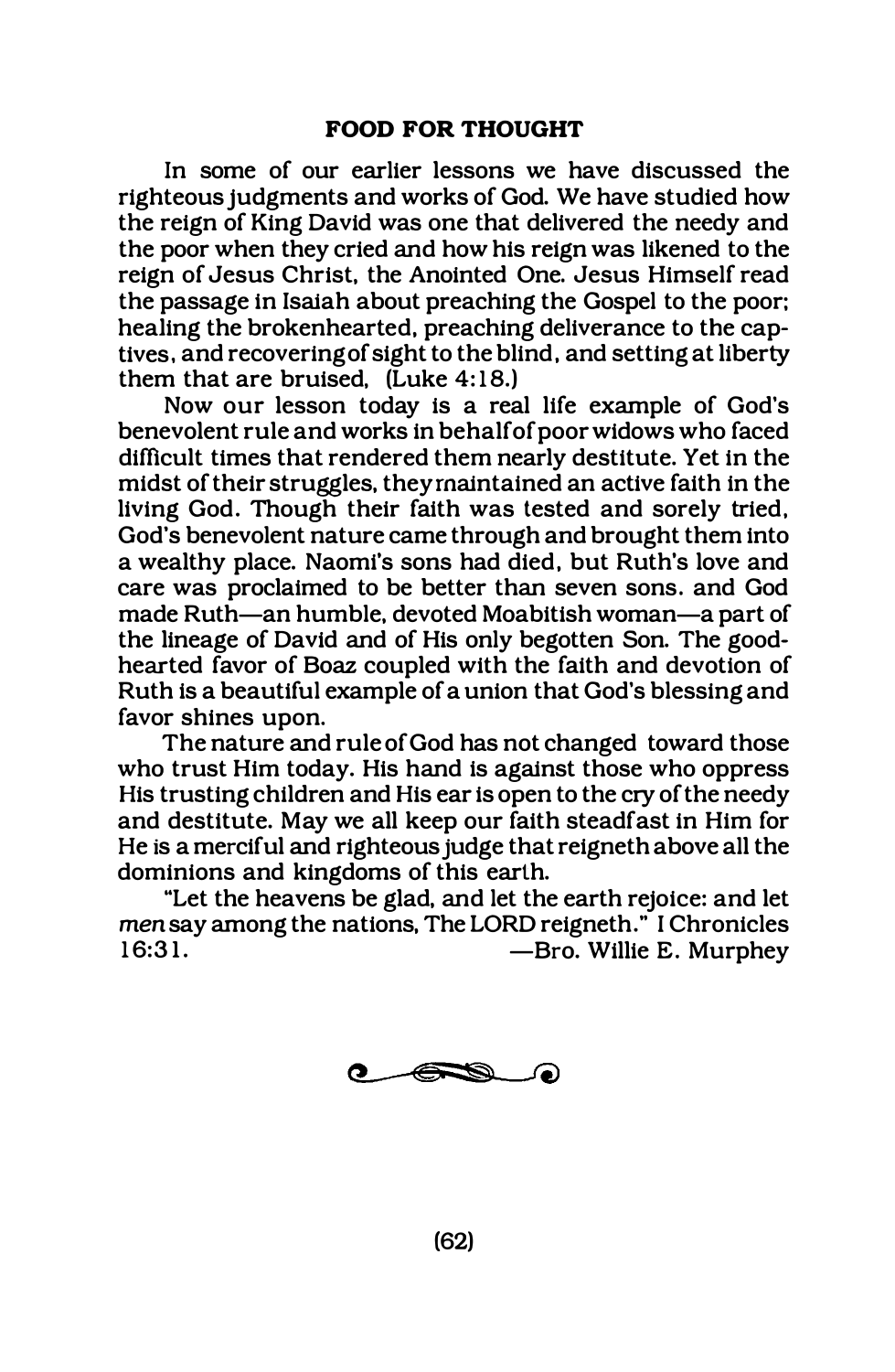## FOOD FOR THOUGHT

In some of our earlier lessons we have discussed the righteous judgments and works of God. We have studied how the reign of King David was one that delivered the needy and the poor when they cried and how his reign was likened to the reign of Jesus Christ, the Anointed One. Jesus Himself read the passage in Isaiah about preaching the Gospel to the poor; healing the brokenhearted, preaching deliverance to the captives, and recoveringof sight to the blind, and setting at liberty them that are bruised, (Luke 4:18.)

Now our lesson today is a real life example of God's benevolent rule and works in behalfof poor widows who faced difficult times that rendered them nearly destitute. Yet in the midst of their struggles, theymaintained an active faith in the living God. Though their faith was tested and sorely tried, God's benevolent nature came through and brought them into a wealthy place. Naomi's sons had died, but Ruth's love and care was proclaimed to be better than seven sons. and God made Ruth—an humble, devoted Moabitish woman—a part of the lineage of David and of His only begotten Son. The goodhearted favor of Boaz coupled with the faith and devotion of Ruth is a beautiful example of a union that God's blessing and favor shines upon.

The nature and ruleofGod has not changed toward those who trust Him today. His hand is against those who oppress His trusting children and His ear is open to the cry of the needy and destitute. May we all keep our faith steadfast in Him for He is a merciful and righteous judge that reigneth above all the dominions and kingdoms of this earth.

"Let the heavens be glad, and let the earth rejoice: and let *men* say among the nations, The LORD reigneth." I Chronicles 16:31.

—Bro. Willie E. Murphey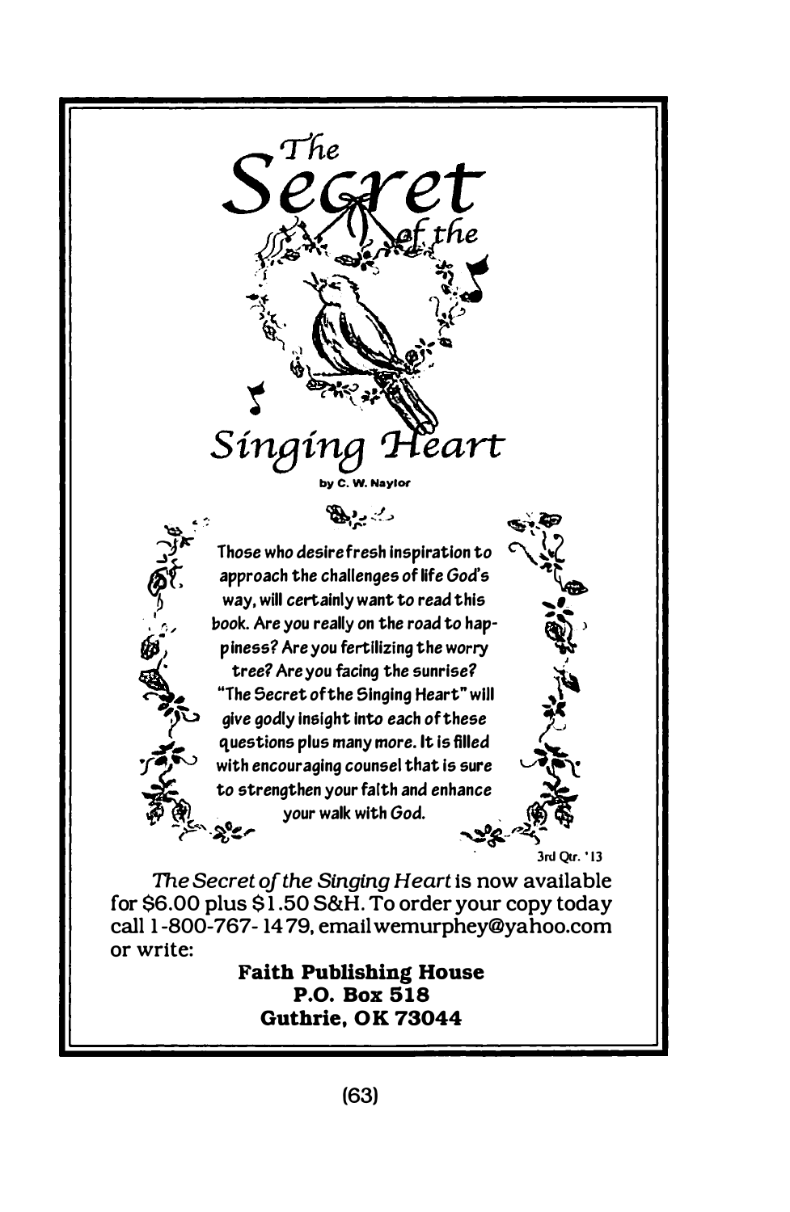# *The Secret of the Singing Heart*

by C. W. Naylor

Those who desire fresh inspiration to approach the challenges of life God's way, will certainly want to read this book. Are you really on the road to happiness? Are you fertilizing the worry tree? Are you facing the sunrise? "The Secret of the Singing Heart" will give godly insight into each of these questions plus many more. It is filled with encouraging counsel that is sure to strengthen your faith and enhance your walk with God.

3rd Qtr. '13

*The Secret of the Singing Heart* is now available for $6.00 plus $1.50 S&H. To order your copy today call 1-800-767-1479, email wemurphey@yahoo.com or write:

**Faith Publishing House**
**P.O. Box 518**
**Guthrie, OK 73044**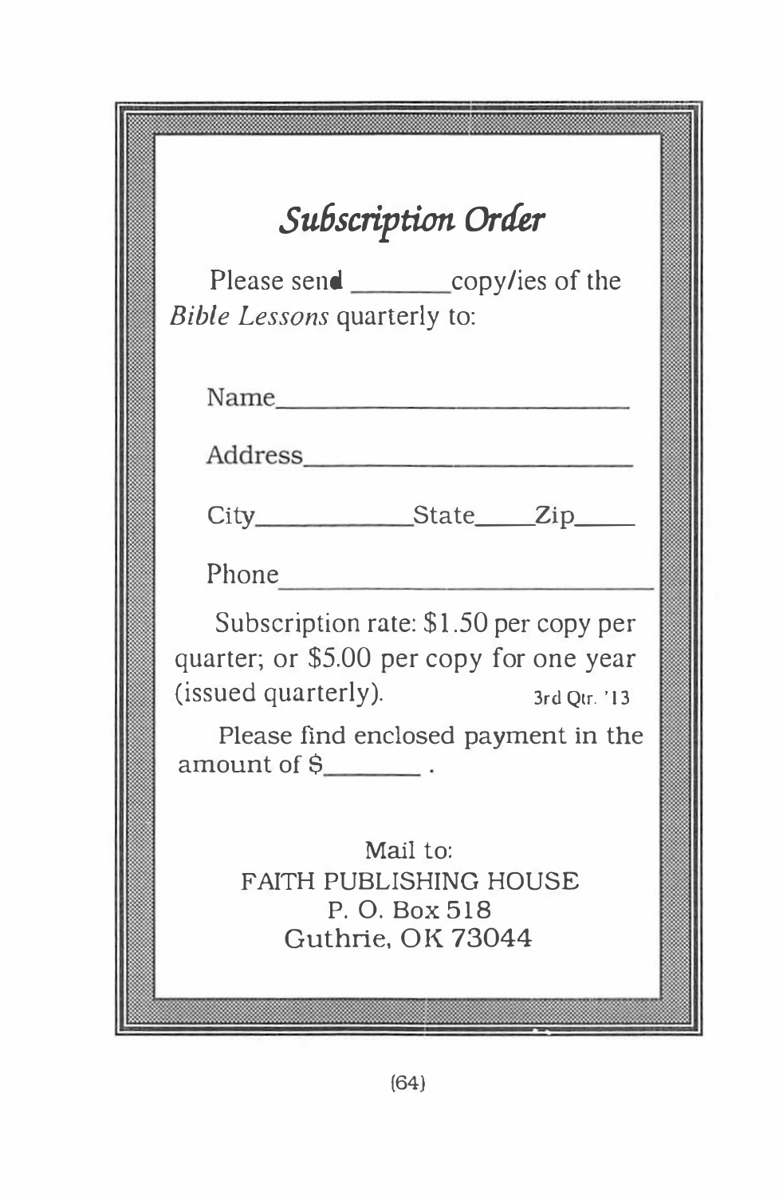# *Subscription Order*

Please send _______copy/ies of the *Bible Lessons* quarterly to:

Name___________________________

Address_________________________

City___________State_____Zip_____

Phone___________________________

Subscription rate: $1.50 per copy per quarter; or $5.00 per copy for one year (issued quarterly). 3rd Qtr. '13

Please find enclosed payment in the amount of $_______ .

Mail to:
FAITH PUBLISHING HOUSE
P. O. Box 518
Guthrie, OK 73044